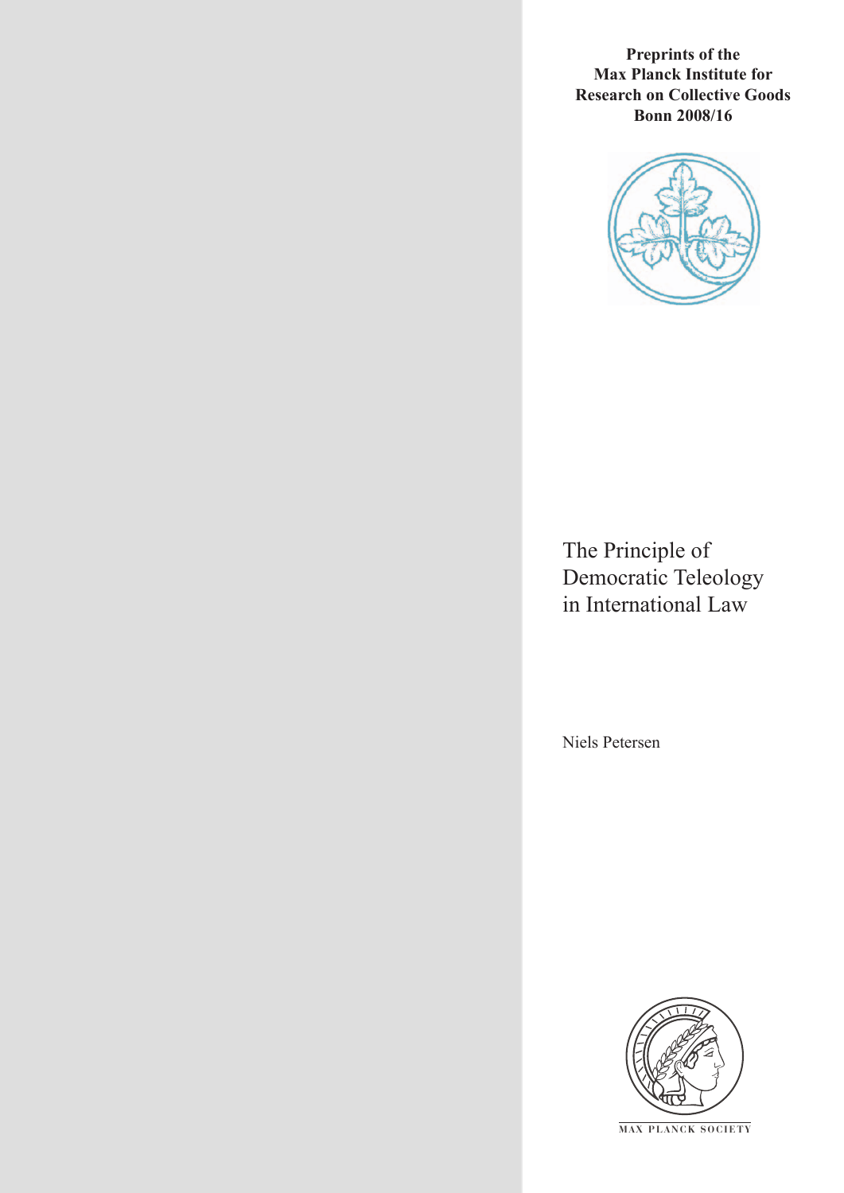**Preprints of the Max Planck Institute for Research on Collective Goods Bonn 2008/16**

# The Principle of Democratic Teleology in International Law

Niels Petersen

MAX PLANCK SOCIETY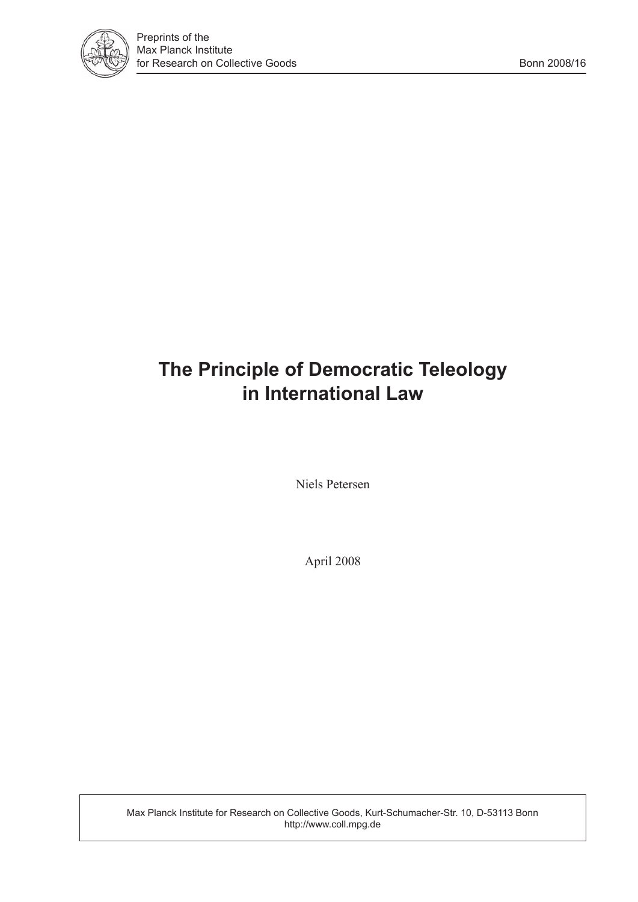# The Principle of Democratic Teleology in International Law

Niels Petersen

April 2008

Max Planck Institute for Research on Collective Goods, Kurt-Schumacher-Str. 10, D-53113 Bonn
http://www.coll.mpg.de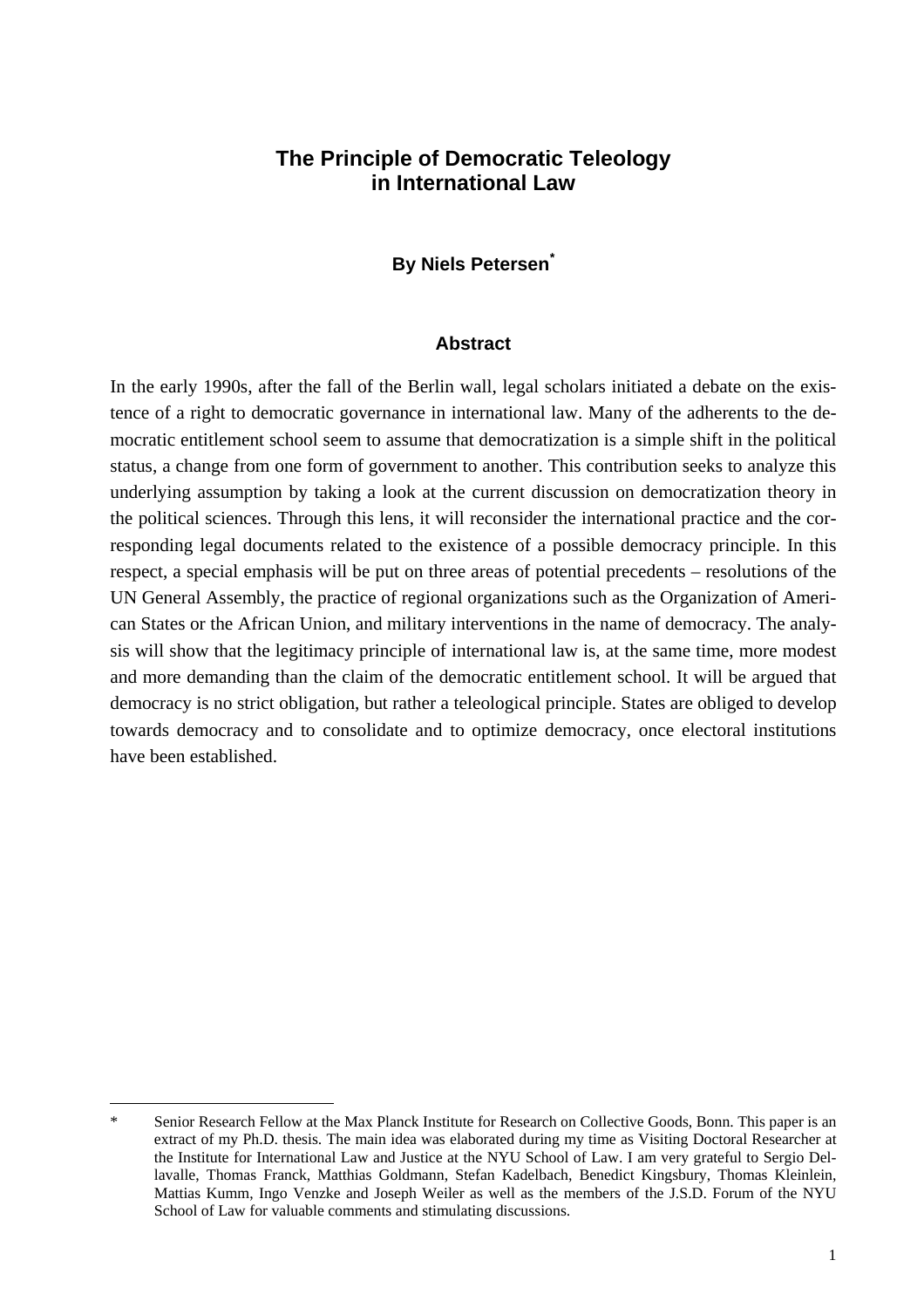# The Principle of Democratic Teleology in International Law

### By Niels Petersen*

### Abstract

In the early 1990s, after the fall of the Berlin wall, legal scholars initiated a debate on the existence of a right to democratic governance in international law. Many of the adherents to the democratic entitlement school seem to assume that democratization is a simple shift in the political status, a change from one form of government to another. This contribution seeks to analyze this underlying assumption by taking a look at the current discussion on democratization theory in the political sciences. Through this lens, it will reconsider the international practice and the corresponding legal documents related to the existence of a possible democracy principle. In this respect, a special emphasis will be put on three areas of potential precedents – resolutions of the UN General Assembly, the practice of regional organizations such as the Organization of American States or the African Union, and military interventions in the name of democracy. The analysis will show that the legitimacy principle of international law is, at the same time, more modest and more demanding than the claim of the democratic entitlement school. It will be argued that democracy is no strict obligation, but rather a teleological principle. States are obliged to develop towards democracy and to consolidate and to optimize democracy, once electoral institutions have been established.

---

\* Senior Research Fellow at the Max Planck Institute for Research on Collective Goods, Bonn. This paper is an extract of my Ph.D. thesis. The main idea was elaborated during my time as Visiting Doctoral Researcher at the Institute for International Law and Justice at the NYU School of Law. I am very grateful to Sergio Dellavalle, Thomas Franck, Matthias Goldmann, Stefan Kadelbach, Benedict Kingsbury, Thomas Kleinlein, Mattias Kumm, Ingo Venzke and Joseph Weiler as well as the members of the J.S.D. Forum of the NYU School of Law for valuable comments and stimulating discussions.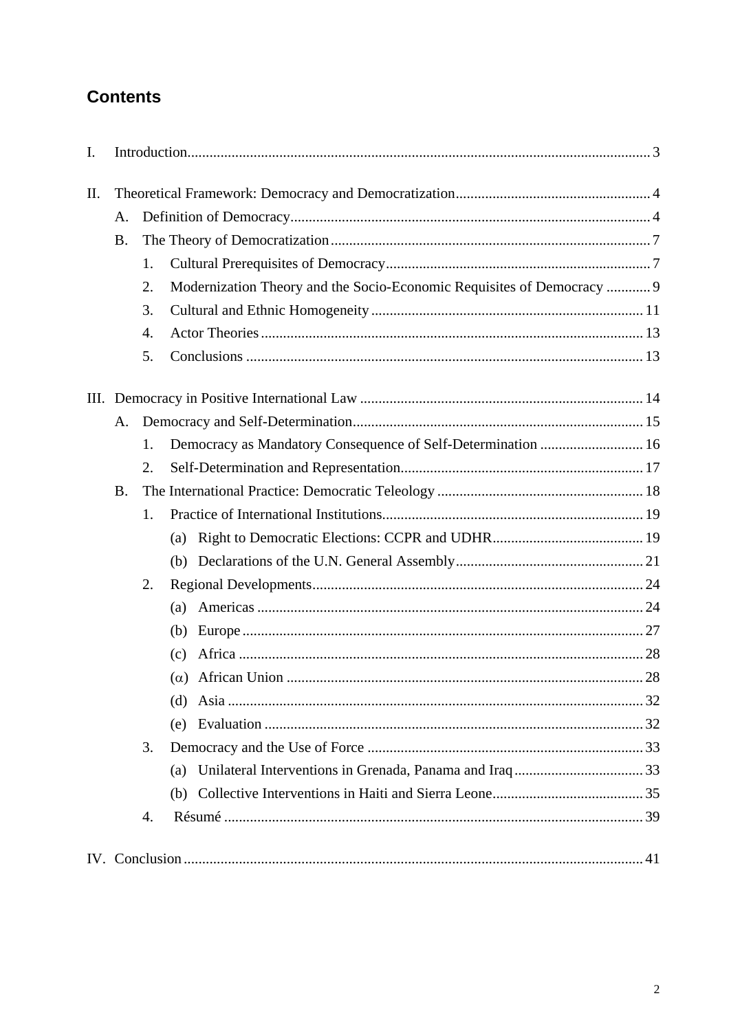## Contents

I. Introduction ... 3

II. Theoretical Framework: Democracy and Democratization ... 4

- A. Definition of Democracy ... 4
- B. The Theory of Democratization ... 7
  1. Cultural Prerequisites of Democracy ... 7
  2. Modernization Theory and the Socio-Economic Requisites of Democracy ... 9
  3. Cultural and Ethnic Homogeneity ... 11
  4. Actor Theories ... 13
  5. Conclusions ... 13

III. Democracy in Positive International Law ... 14

- A. Democracy and Self-Determination ... 15
  1. Democracy as Mandatory Consequence of Self-Determination ... 16
  2. Self-Determination and Representation ... 17
- B. The International Practice: Democratic Teleology ... 18
  1. Practice of International Institutions ... 19
     - (a) Right to Democratic Elections: CCPR and UDHR ... 19
     - (b) Declarations of the U.N. General Assembly ... 21
  2. Regional Developments ... 24
     - (a) Americas ... 24
     - (b) Europe ... 27
     - (c) Africa ... 28
     - ($\alpha$) African Union ... 28
     - (d) Asia ... 32
     - (e) Evaluation ... 32
  3. Democracy and the Use of Force ... 33
     - (a) Unilateral Interventions in Grenada, Panama and Iraq ... 33
     - (b) Collective Interventions in Haiti and Sierra Leone ... 35
  4. Résumé ... 39

IV. Conclusion ... 41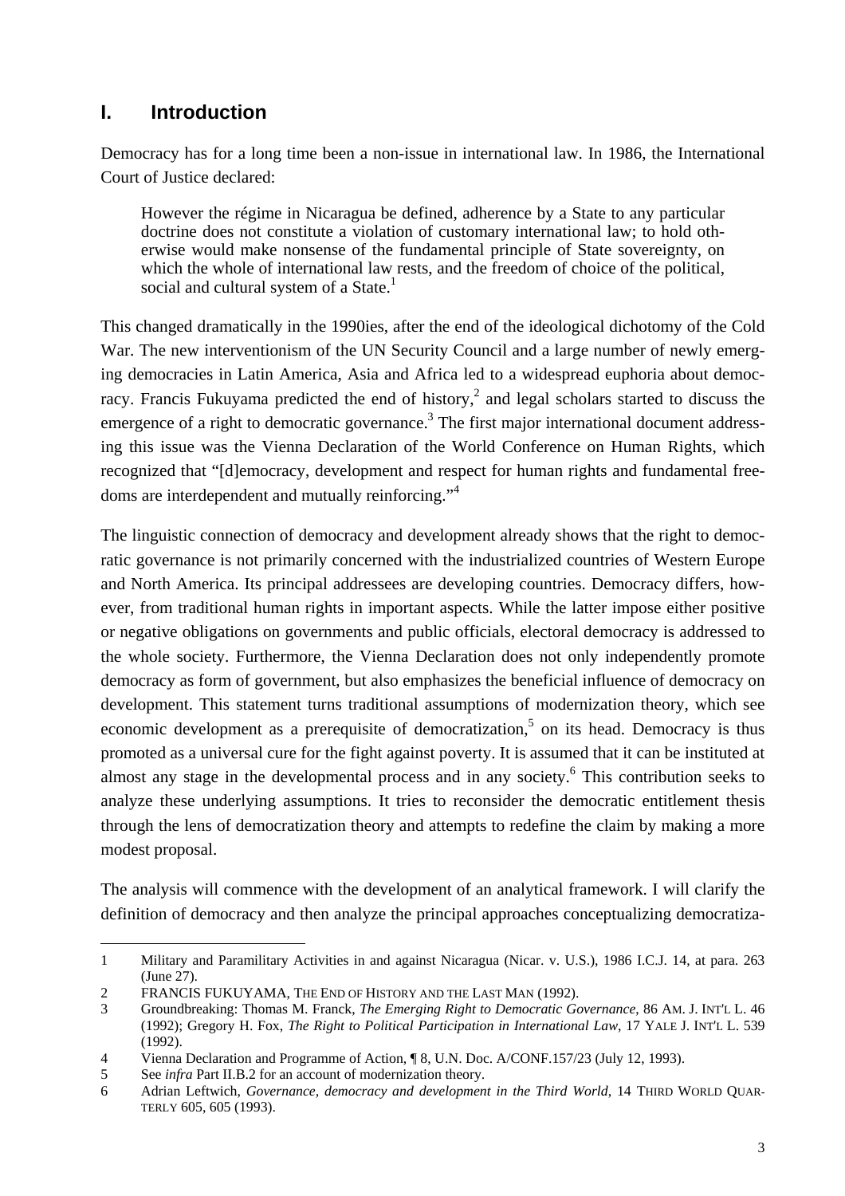# I. Introduction

Democracy has for a long time been a non-issue in international law. In 1986, the International Court of Justice declared:

> However the régime in Nicaragua be defined, adherence by a State to any particular doctrine does not constitute a violation of customary international law; to hold otherwise would make nonsense of the fundamental principle of State sovereignty, on which the whole of international law rests, and the freedom of choice of the political, social and cultural system of a State.[1]

This changed dramatically in the 1990ies, after the end of the ideological dichotomy of the Cold War. The new interventionism of the UN Security Council and a large number of newly emerging democracies in Latin America, Asia and Africa led to a widespread euphoria about democracy. Francis Fukuyama predicted the end of history,[2] and legal scholars started to discuss the emergence of a right to democratic governance.[3] The first major international document addressing this issue was the Vienna Declaration of the World Conference on Human Rights, which recognized that "[d]emocracy, development and respect for human rights and fundamental freedoms are interdependent and mutually reinforcing."[4]

The linguistic connection of democracy and development already shows that the right to democratic governance is not primarily concerned with the industrialized countries of Western Europe and North America. Its principal addressees are developing countries. Democracy differs, however, from traditional human rights in important aspects. While the latter impose either positive or negative obligations on governments and public officials, electoral democracy is addressed to the whole society. Furthermore, the Vienna Declaration does not only independently promote democracy as form of government, but also emphasizes the beneficial influence of democracy on development. This statement turns traditional assumptions of modernization theory, which see economic development as a prerequisite of democratization,[5] on its head. Democracy is thus promoted as a universal cure for the fight against poverty. It is assumed that it can be instituted at almost any stage in the developmental process and in any society.[6] This contribution seeks to analyze these underlying assumptions. It tries to reconsider the democratic entitlement thesis through the lens of democratization theory and attempts to redefine the claim by making a more modest proposal.

The analysis will commence with the development of an analytical framework. I will clarify the definition of democracy and then analyze the principal approaches conceptualizing democratiza-

---

1 Military and Paramilitary Activities in and against Nicaragua (Nicar. v. U.S.), 1986 I.C.J. 14, at para. 263 (June 27).

2 FRANCIS FUKUYAMA, THE END OF HISTORY AND THE LAST MAN (1992).

3 Groundbreaking: Thomas M. Franck, *The Emerging Right to Democratic Governance*, 86 AM. J. INT'L L. 46 (1992); Gregory H. Fox, *The Right to Political Participation in International Law*, 17 YALE J. INT'L L. 539 (1992).

4 Vienna Declaration and Programme of Action, ¶ 8, U.N. Doc. A/CONF.157/23 (July 12, 1993).

5 See *infra* Part II.B.2 for an account of modernization theory.

6 Adrian Leftwich, *Governance, democracy and development in the Third World*, 14 THIRD WORLD QUARTERLY 605, 605 (1993).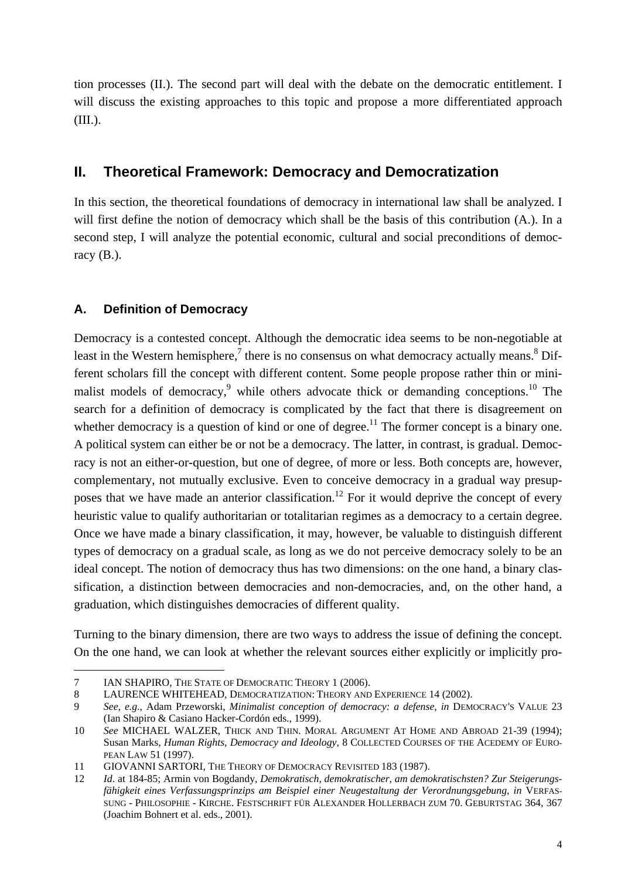tion processes (II.). The second part will deal with the debate on the democratic entitlement. I will discuss the existing approaches to this topic and propose a more differentiated approach (III.).

## II. Theoretical Framework: Democracy and Democratization

In this section, the theoretical foundations of democracy in international law shall be analyzed. I will first define the notion of democracy which shall be the basis of this contribution (A.). In a second step, I will analyze the potential economic, cultural and social preconditions of democracy (B.).

### A. Definition of Democracy

Democracy is a contested concept. Although the democratic idea seems to be non-negotiable at least in the Western hemisphere,[7] there is no consensus on what democracy actually means.[8] Different scholars fill the concept with different content. Some people propose rather thin or minimalist models of democracy,[9] while others advocate thick or demanding conceptions.[10] The search for a definition of democracy is complicated by the fact that there is disagreement on whether democracy is a question of kind or one of degree.[11] The former concept is a binary one. A political system can either be or not be a democracy. The latter, in contrast, is gradual. Democracy is not an either-or-question, but one of degree, of more or less. Both concepts are, however, complementary, not mutually exclusive. Even to conceive democracy in a gradual way presupposes that we have made an anterior classification.[12] For it would deprive the concept of every heuristic value to qualify authoritarian or totalitarian regimes as a democracy to a certain degree. Once we have made a binary classification, it may, however, be valuable to distinguish different types of democracy on a gradual scale, as long as we do not perceive democracy solely to be an ideal concept. The notion of democracy thus has two dimensions: on the one hand, a binary classification, a distinction between democracies and non-democracies, and, on the other hand, a graduation, which distinguishes democracies of different quality.

Turning to the binary dimension, there are two ways to address the issue of defining the concept. On the one hand, we can look at whether the relevant sources either explicitly or implicitly pro-

---

7 IAN SHAPIRO, THE STATE OF DEMOCRATIC THEORY 1 (2006).

8 LAURENCE WHITEHEAD, DEMOCRATIZATION: THEORY AND EXPERIENCE 14 (2002).

9 *See, e.g.*, Adam Przeworski, *Minimalist conception of democracy: a defense*, *in* DEMOCRACY'S VALUE 23 (Ian Shapiro & Casiano Hacker-Cordón eds., 1999).

10 *See* MICHAEL WALZER, THICK AND THIN. MORAL ARGUMENT AT HOME AND ABROAD 21-39 (1994); Susan Marks, *Human Rights, Democracy and Ideology*, 8 COLLECTED COURSES OF THE ACEDEMY OF EUROPEAN LAW 51 (1997).

11 GIOVANNI SARTORI, THE THEORY OF DEMOCRACY REVISITED 183 (1987).

12 *Id*. at 184-85; Armin von Bogdandy, *Demokratisch, demokratischer, am demokratischsten? Zur Steigerungsfähigkeit eines Verfassungsprinzips am Beispiel einer Neugestaltung der Verordnungsgebung*, *in* VERFASSUNG - PHILOSOPHIE - KIRCHE. FESTSCHRIFT FÜR ALEXANDER HOLLERBACH ZUM 70. GEBURTSTAG 364, 367 (Joachim Bohnert et al. eds., 2001).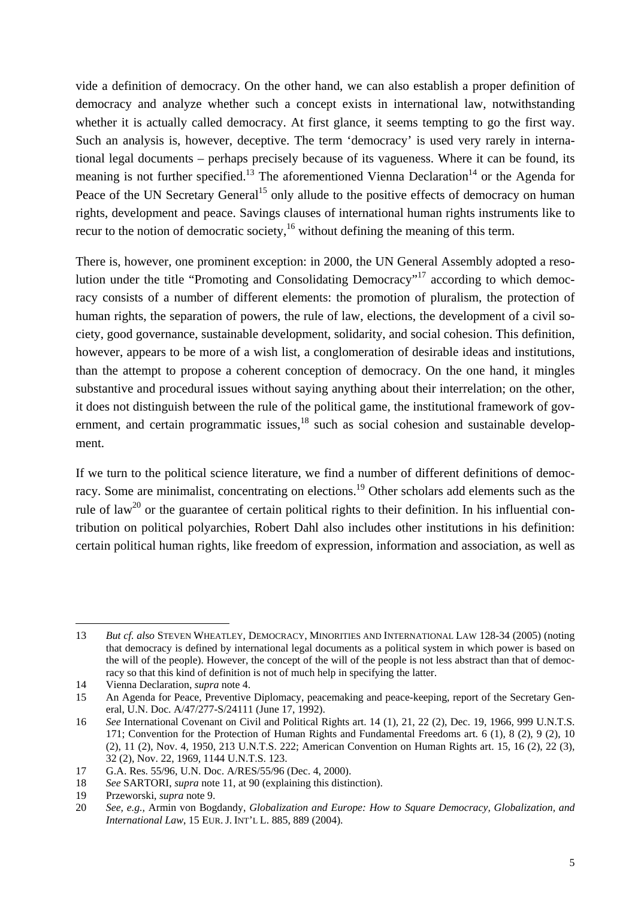vide a definition of democracy. On the other hand, we can also establish a proper definition of democracy and analyze whether such a concept exists in international law, notwithstanding whether it is actually called democracy. At first glance, it seems tempting to go the first way. Such an analysis is, however, deceptive. The term 'democracy' is used very rarely in international legal documents – perhaps precisely because of its vagueness. Where it can be found, its meaning is not further specified.[13] The aforementioned Vienna Declaration[14] or the Agenda for Peace of the UN Secretary General[15] only allude to the positive effects of democracy on human rights, development and peace. Savings clauses of international human rights instruments like to recur to the notion of democratic society,[16] without defining the meaning of this term.

There is, however, one prominent exception: in 2000, the UN General Assembly adopted a resolution under the title "Promoting and Consolidating Democracy"[17] according to which democracy consists of a number of different elements: the promotion of pluralism, the protection of human rights, the separation of powers, the rule of law, elections, the development of a civil society, good governance, sustainable development, solidarity, and social cohesion. This definition, however, appears to be more of a wish list, a conglomeration of desirable ideas and institutions, than the attempt to propose a coherent conception of democracy. On the one hand, it mingles substantive and procedural issues without saying anything about their interrelation; on the other, it does not distinguish between the rule of the political game, the institutional framework of government, and certain programmatic issues,[18] such as social cohesion and sustainable development.

If we turn to the political science literature, we find a number of different definitions of democracy. Some are minimalist, concentrating on elections.[19] Other scholars add elements such as the rule of law[20] or the guarantee of certain political rights to their definition. In his influential contribution on political polyarchies, Robert Dahl also includes other institutions in his definition: certain political human rights, like freedom of expression, information and association, as well as

---

13 *But cf. also* STEVEN WHEATLEY, DEMOCRACY, MINORITIES AND INTERNATIONAL LAW 128-34 (2005) (noting that democracy is defined by international legal documents as a political system in which power is based on the will of the people). However, the concept of the will of the people is not less abstract than that of democracy so that this kind of definition is not of much help in specifying the latter.

14 Vienna Declaration, *supra* note 4.

15 An Agenda for Peace, Preventive Diplomacy, peacemaking and peace-keeping, report of the Secretary General, U.N. Doc. A/47/277-S/24111 (June 17, 1992).

16 *See* International Covenant on Civil and Political Rights art. 14 (1), 21, 22 (2), Dec. 19, 1966, 999 U.N.T.S. 171; Convention for the Protection of Human Rights and Fundamental Freedoms art. 6 (1), 8 (2), 9 (2), 10 (2), 11 (2), Nov. 4, 1950, 213 U.N.T.S. 222; American Convention on Human Rights art. 15, 16 (2), 22 (3), 32 (2), Nov. 22, 1969, 1144 U.N.T.S. 123.

17 G.A. Res. 55/96, U.N. Doc. A/RES/55/96 (Dec. 4, 2000).

18 *See* SARTORI, *supra* note 11, at 90 (explaining this distinction).

19 Przeworski, *supra* note 9.

20 *See, e.g.,* Armin von Bogdandy, *Globalization and Europe: How to Square Democracy, Globalization, and International Law*, 15 EUR. J. INT'L L. 885, 889 (2004).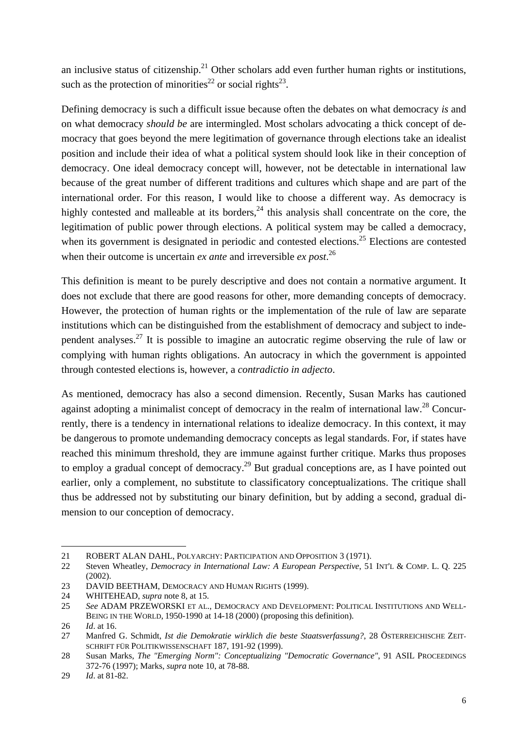an inclusive status of citizenship.[21] Other scholars add even further human rights or institutions, such as the protection of minorities[22] or social rights[23].

Defining democracy is such a difficult issue because often the debates on what democracy *is* and on what democracy *should be* are intermingled. Most scholars advocating a thick concept of democracy that goes beyond the mere legitimation of governance through elections take an idealist position and include their idea of what a political system should look like in their conception of democracy. One ideal democracy concept will, however, not be detectable in international law because of the great number of different traditions and cultures which shape and are part of the international order. For this reason, I would like to choose a different way. As democracy is highly contested and malleable at its borders,[24] this analysis shall concentrate on the core, the legitimation of public power through elections. A political system may be called a democracy, when its government is designated in periodic and contested elections.[25] Elections are contested when their outcome is uncertain *ex ante* and irreversible *ex post*.[26]

This definition is meant to be purely descriptive and does not contain a normative argument. It does not exclude that there are good reasons for other, more demanding concepts of democracy. However, the protection of human rights or the implementation of the rule of law are separate institutions which can be distinguished from the establishment of democracy and subject to independent analyses.[27] It is possible to imagine an autocratic regime observing the rule of law or complying with human rights obligations. An autocracy in which the government is appointed through contested elections is, however, a *contradictio in adjecto*.

As mentioned, democracy has also a second dimension. Recently, Susan Marks has cautioned against adopting a minimalist concept of democracy in the realm of international law.[28] Concurrently, there is a tendency in international relations to idealize democracy. In this context, it may be dangerous to promote undemanding democracy concepts as legal standards. For, if states have reached this minimum threshold, they are immune against further critique. Marks thus proposes to employ a gradual concept of democracy.[29] But gradual conceptions are, as I have pointed out earlier, only a complement, no substitute to classificatory conceptualizations. The critique shall thus be addressed not by substituting our binary definition, but by adding a second, gradual dimension to our conception of democracy.

---

21 ROBERT ALAN DAHL, POLYARCHY: PARTICIPATION AND OPPOSITION 3 (1971).

22 Steven Wheatley, *Democracy in International Law: A European Perspective*, 51 INT'L & COMP. L. Q. 225 (2002).

23 DAVID BEETHAM, DEMOCRACY AND HUMAN RIGHTS (1999).

24 WHITEHEAD, *supra* note 8, at 15.

25 *See* ADAM PRZEWORSKI ET AL., DEMOCRACY AND DEVELOPMENT: POLITICAL INSTITUTIONS AND WELL-BEING IN THE WORLD, 1950-1990 at 14-18 (2000) (proposing this definition).

26 *Id*. at 16.

27 Manfred G. Schmidt, *Ist die Demokratie wirklich die beste Staatsverfassung?*, 28 ÖSTERREICHISCHE ZEITSCHRIFT FÜR POLITIKWISSENSCHAFT 187, 191-92 (1999).

28 Susan Marks, *The "Emerging Norm": Conceptualizing "Democratic Governance"*, 91 ASIL PROCEEDINGS 372-76 (1997); Marks, *supra* note 10, at 78-88.

29 *Id*. at 81-82.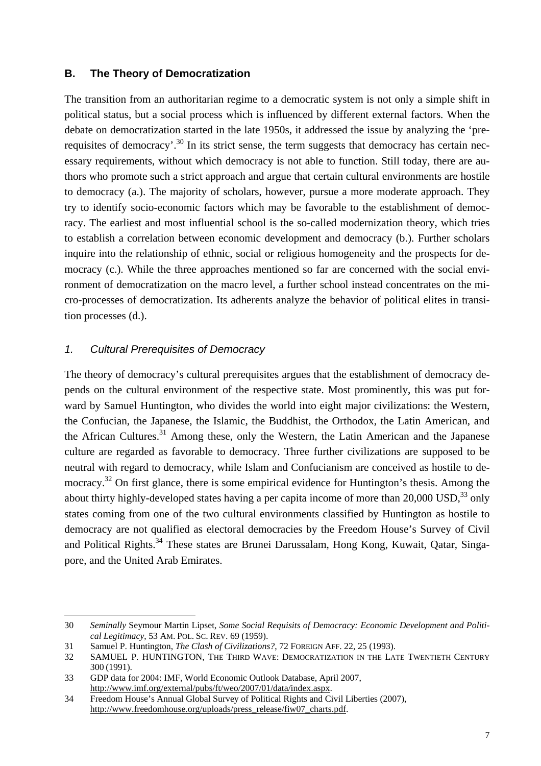## B. The Theory of Democratization

The transition from an authoritarian regime to a democratic system is not only a simple shift in political status, but a social process which is influenced by different external factors. When the debate on democratization started in the late 1950s, it addressed the issue by analyzing the 'prerequisites of democracy'.[30] In its strict sense, the term suggests that democracy has certain necessary requirements, without which democracy is not able to function. Still today, there are authors who promote such a strict approach and argue that certain cultural environments are hostile to democracy (a.). The majority of scholars, however, pursue a more moderate approach. They try to identify socio-economic factors which may be favorable to the establishment of democracy. The earliest and most influential school is the so-called modernization theory, which tries to establish a correlation between economic development and democracy (b.). Further scholars inquire into the relationship of ethnic, social or religious homogeneity and the prospects for democracy (c.). While the three approaches mentioned so far are concerned with the social environment of democratization on the macro level, a further school instead concentrates on the micro-processes of democratization. Its adherents analyze the behavior of political elites in transition processes (d.).

### *1. Cultural Prerequisites of Democracy*

The theory of democracy's cultural prerequisites argues that the establishment of democracy depends on the cultural environment of the respective state. Most prominently, this was put forward by Samuel Huntington, who divides the world into eight major civilizations: the Western, the Confucian, the Japanese, the Islamic, the Buddhist, the Orthodox, the Latin American, and the African Cultures.[31] Among these, only the Western, the Latin American and the Japanese culture are regarded as favorable to democracy. Three further civilizations are supposed to be neutral with regard to democracy, while Islam and Confucianism are conceived as hostile to democracy.[32] On first glance, there is some empirical evidence for Huntington's thesis. Among the about thirty highly-developed states having a per capita income of more than 20,000 USD,[33] only states coming from one of the two cultural environments classified by Huntington as hostile to democracy are not qualified as electoral democracies by the Freedom House's Survey of Civil and Political Rights.[34] These states are Brunei Darussalam, Hong Kong, Kuwait, Qatar, Singapore, and the United Arab Emirates.

---

30 *Seminally* Seymour Martin Lipset, *Some Social Requisits of Democracy: Economic Development and Political Legitimacy*, 53 AM. POL. SC. REV. 69 (1959).

31 Samuel P. Huntington, *The Clash of Civilizations?*, 72 FOREIGN AFF. 22, 25 (1993).

32 SAMUEL P. HUNTINGTON, THE THIRD WAVE: DEMOCRATIZATION IN THE LATE TWENTIETH CENTURY 300 (1991).

33 GDP data for 2004: IMF, World Economic Outlook Database, April 2007, http://www.imf.org/external/pubs/ft/weo/2007/01/data/index.aspx.

34 Freedom House's Annual Global Survey of Political Rights and Civil Liberties (2007), http://www.freedomhouse.org/uploads/press_release/fiw07_charts.pdf.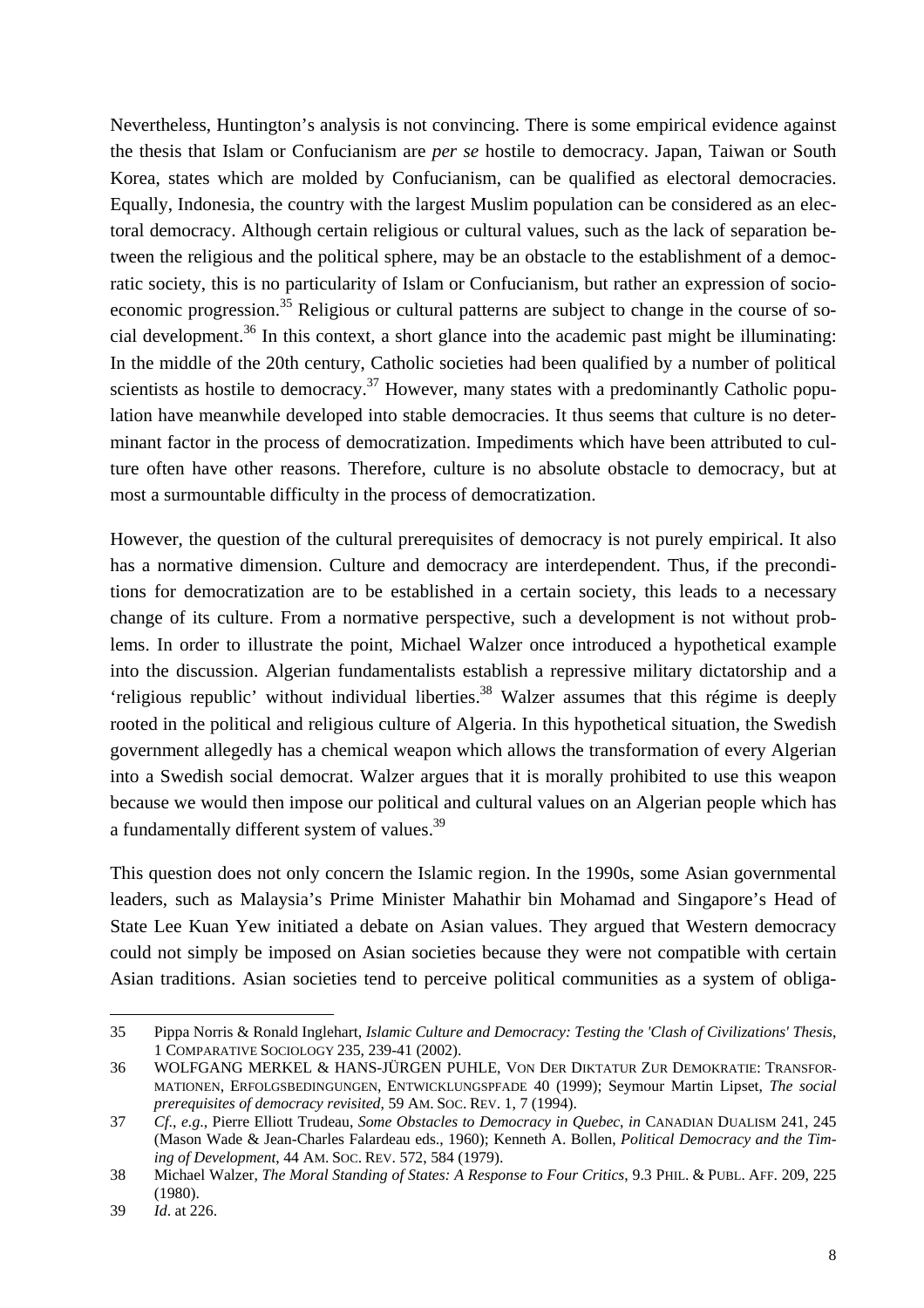Nevertheless, Huntington's analysis is not convincing. There is some empirical evidence against the thesis that Islam or Confucianism are *per se* hostile to democracy. Japan, Taiwan or South Korea, states which are molded by Confucianism, can be qualified as electoral democracies. Equally, Indonesia, the country with the largest Muslim population can be considered as an electoral democracy. Although certain religious or cultural values, such as the lack of separation between the religious and the political sphere, may be an obstacle to the establishment of a democratic society, this is no particularity of Islam or Confucianism, but rather an expression of socio-economic progression.[35] Religious or cultural patterns are subject to change in the course of social development.[36] In this context, a short glance into the academic past might be illuminating: In the middle of the 20th century, Catholic societies had been qualified by a number of political scientists as hostile to democracy.[37] However, many states with a predominantly Catholic population have meanwhile developed into stable democracies. It thus seems that culture is no determinant factor in the process of democratization. Impediments which have been attributed to culture often have other reasons. Therefore, culture is no absolute obstacle to democracy, but at most a surmountable difficulty in the process of democratization.

However, the question of the cultural prerequisites of democracy is not purely empirical. It also has a normative dimension. Culture and democracy are interdependent. Thus, if the preconditions for democratization are to be established in a certain society, this leads to a necessary change of its culture. From a normative perspective, such a development is not without problems. In order to illustrate the point, Michael Walzer once introduced a hypothetical example into the discussion. Algerian fundamentalists establish a repressive military dictatorship and a 'religious republic' without individual liberties.[38] Walzer assumes that this régime is deeply rooted in the political and religious culture of Algeria. In this hypothetical situation, the Swedish government allegedly has a chemical weapon which allows the transformation of every Algerian into a Swedish social democrat. Walzer argues that it is morally prohibited to use this weapon because we would then impose our political and cultural values on an Algerian people which has a fundamentally different system of values.[39]

This question does not only concern the Islamic region. In the 1990s, some Asian governmental leaders, such as Malaysia's Prime Minister Mahathir bin Mohamad and Singapore's Head of State Lee Kuan Yew initiated a debate on Asian values. They argued that Western democracy could not simply be imposed on Asian societies because they were not compatible with certain Asian traditions. Asian societies tend to perceive political communities as a system of obliga-

---

35 Pippa Norris & Ronald Inglehart, *Islamic Culture and Democracy: Testing the 'Clash of Civilizations' Thesis*, 1 COMPARATIVE SOCIOLOGY 235, 239-41 (2002).

36 WOLFGANG MERKEL & HANS-JÜRGEN PUHLE, VON DER DIKTATUR ZUR DEMOKRATIE: TRANSFORMATIONEN, ERFOLGSBEDINGUNGEN, ENTWICKLUNGSPFADE 40 (1999); Seymour Martin Lipset, *The social prerequisites of democracy revisited*, 59 AM. SOC. REV. 1, 7 (1994).

37 *Cf., e.g.*, Pierre Elliott Trudeau, *Some Obstacles to Democracy in Quebec*, *in* CANADIAN DUALISM 241, 245 (Mason Wade & Jean-Charles Falardeau eds., 1960); Kenneth A. Bollen, *Political Democracy and the Timing of Development*, 44 AM. SOC. REV. 572, 584 (1979).

38 Michael Walzer, *The Moral Standing of States: A Response to Four Critics*, 9.3 PHIL. & PUBL. AFF. 209, 225 (1980).

39 *Id*. at 226.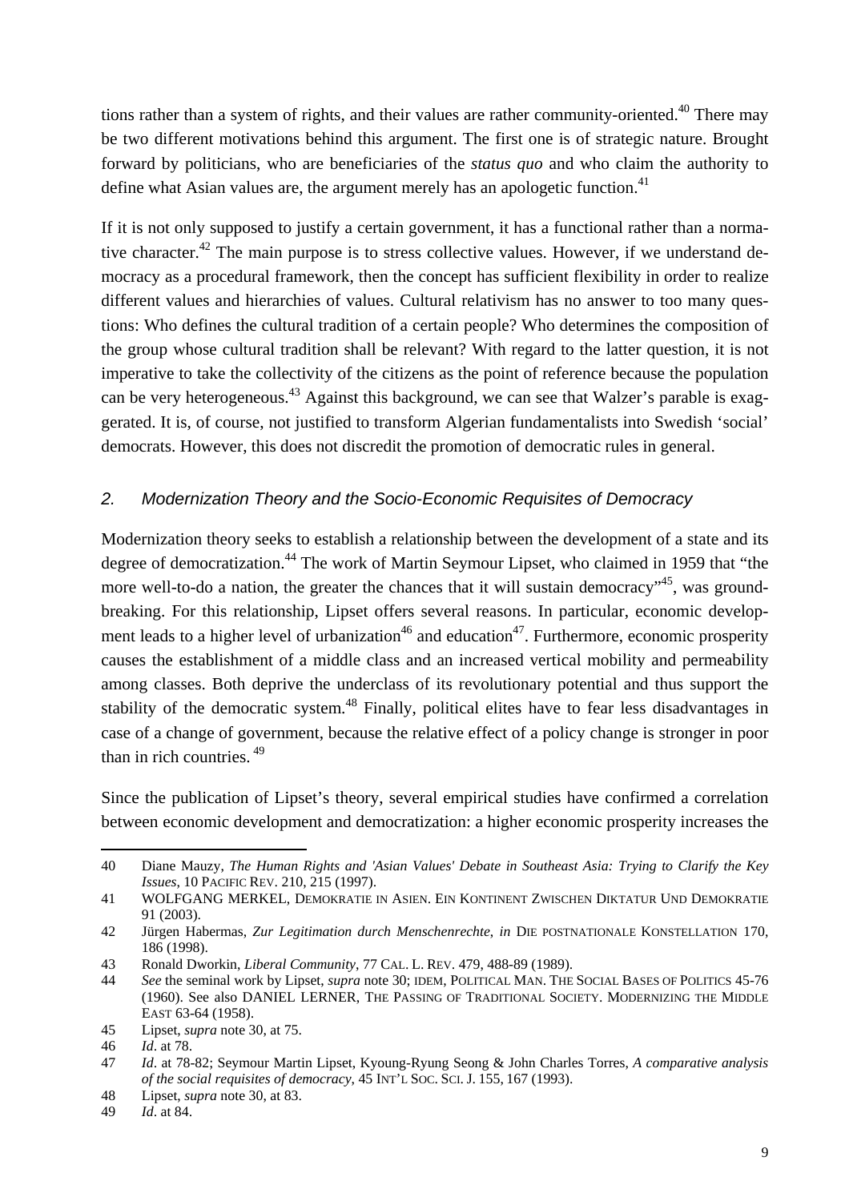tions rather than a system of rights, and their values are rather community-oriented.[40] There may be two different motivations behind this argument. The first one is of strategic nature. Brought forward by politicians, who are beneficiaries of the *status quo* and who claim the authority to define what Asian values are, the argument merely has an apologetic function.[41]

If it is not only supposed to justify a certain government, it has a functional rather than a normative character.[42] The main purpose is to stress collective values. However, if we understand democracy as a procedural framework, then the concept has sufficient flexibility in order to realize different values and hierarchies of values. Cultural relativism has no answer to too many questions: Who defines the cultural tradition of a certain people? Who determines the composition of the group whose cultural tradition shall be relevant? With regard to the latter question, it is not imperative to take the collectivity of the citizens as the point of reference because the population can be very heterogeneous.[43] Against this background, we can see that Walzer's parable is exaggerated. It is, of course, not justified to transform Algerian fundamentalists into Swedish 'social' democrats. However, this does not discredit the promotion of democratic rules in general.

### *2. Modernization Theory and the Socio-Economic Requisites of Democracy*

Modernization theory seeks to establish a relationship between the development of a state and its degree of democratization.[44] The work of Martin Seymour Lipset, who claimed in 1959 that "the more well-to-do a nation, the greater the chances that it will sustain democracy"[45], was groundbreaking. For this relationship, Lipset offers several reasons. In particular, economic development leads to a higher level of urbanization[46] and education[47]. Furthermore, economic prosperity causes the establishment of a middle class and an increased vertical mobility and permeability among classes. Both deprive the underclass of its revolutionary potential and thus support the stability of the democratic system.[48] Finally, political elites have to fear less disadvantages in case of a change of government, because the relative effect of a policy change is stronger in poor than in rich countries.[49]

Since the publication of Lipset's theory, several empirical studies have confirmed a correlation between economic development and democratization: a higher economic prosperity increases the

---

40 Diane Mauzy, *The Human Rights and 'Asian Values' Debate in Southeast Asia: Trying to Clarify the Key Issues*, 10 PACIFIC REV. 210, 215 (1997).

41 WOLFGANG MERKEL, DEMOKRATIE IN ASIEN. EIN KONTINENT ZWISCHEN DIKTATUR UND DEMOKRATIE 91 (2003).

42 Jürgen Habermas, *Zur Legitimation durch Menschenrechte*, *in* DIE POSTNATIONALE KONSTELLATION 170, 186 (1998).

43 Ronald Dworkin, *Liberal Community*, 77 CAL. L. REV. 479, 488-89 (1989).

44 *See* the seminal work by Lipset, *supra* note 30; IDEM, POLITICAL MAN. THE SOCIAL BASES OF POLITICS 45-76 (1960). See also DANIEL LERNER, THE PASSING OF TRADITIONAL SOCIETY. MODERNIZING THE MIDDLE EAST 63-64 (1958).

45 Lipset, *supra* note 30, at 75.

46 *Id*. at 78.

47 *Id*. at 78-82; Seymour Martin Lipset, Kyoung-Ryung Seong & John Charles Torres, *A comparative analysis of the social requisites of democracy*, 45 INT'L SOC. SCI. J. 155, 167 (1993).

48 Lipset, *supra* note 30, at 83.

49 *Id*. at 84.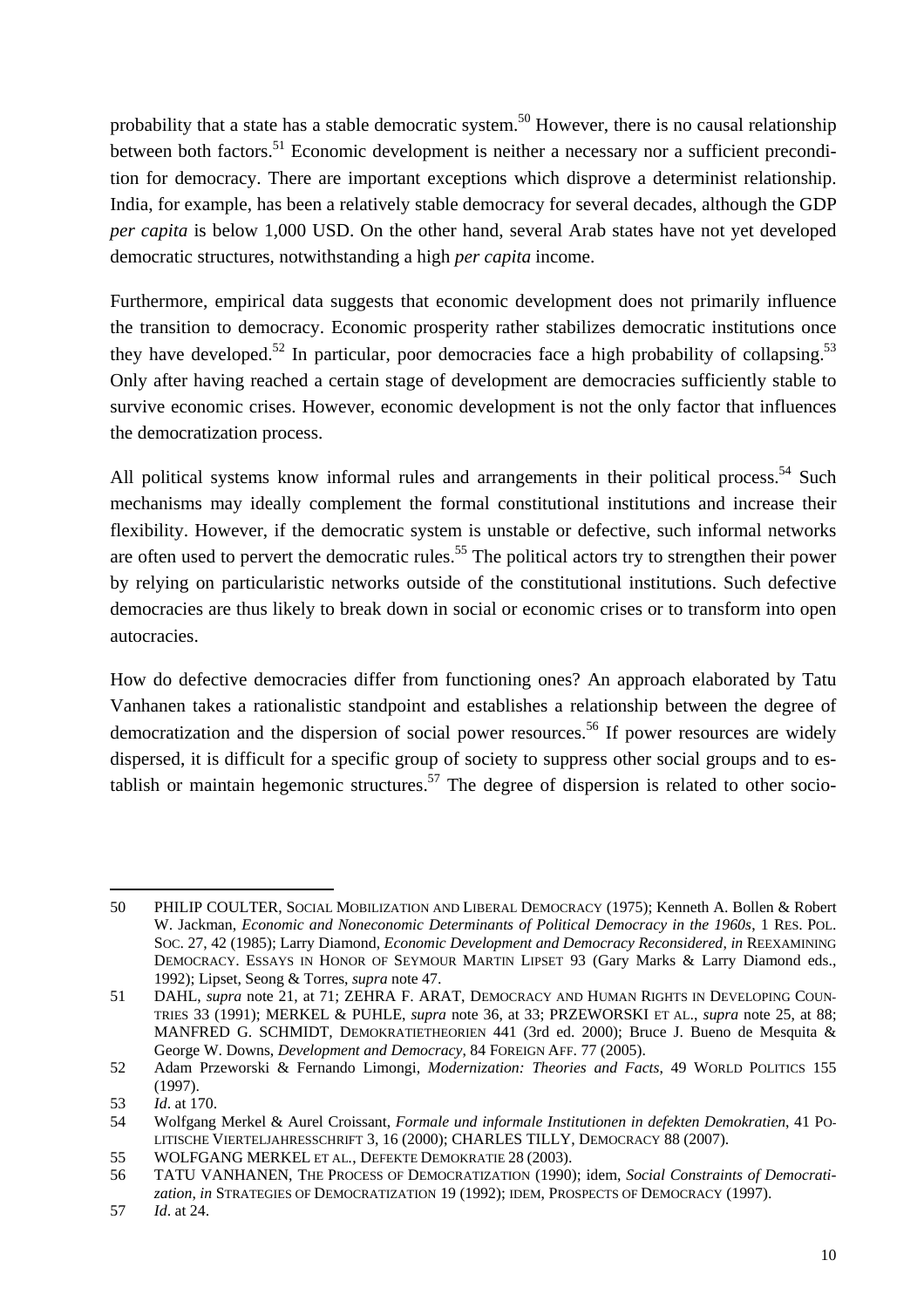probability that a state has a stable democratic system.[50] However, there is no causal relationship between both factors.[51] Economic development is neither a necessary nor a sufficient precondition for democracy. There are important exceptions which disprove a determinist relationship. India, for example, has been a relatively stable democracy for several decades, although the GDP *per capita* is below 1,000 USD. On the other hand, several Arab states have not yet developed democratic structures, notwithstanding a high *per capita* income.

Furthermore, empirical data suggests that economic development does not primarily influence the transition to democracy. Economic prosperity rather stabilizes democratic institutions once they have developed.[52] In particular, poor democracies face a high probability of collapsing.[53] Only after having reached a certain stage of development are democracies sufficiently stable to survive economic crises. However, economic development is not the only factor that influences the democratization process.

All political systems know informal rules and arrangements in their political process.[54] Such mechanisms may ideally complement the formal constitutional institutions and increase their flexibility. However, if the democratic system is unstable or defective, such informal networks are often used to pervert the democratic rules.[55] The political actors try to strengthen their power by relying on particularistic networks outside of the constitutional institutions. Such defective democracies are thus likely to break down in social or economic crises or to transform into open autocracies.

How do defective democracies differ from functioning ones? An approach elaborated by Tatu Vanhanen takes a rationalistic standpoint and establishes a relationship between the degree of democratization and the dispersion of social power resources.[56] If power resources are widely dispersed, it is difficult for a specific group of society to suppress other social groups and to establish or maintain hegemonic structures.[57] The degree of dispersion is related to other socio-

---

50 PHILIP COULTER, SOCIAL MOBILIZATION AND LIBERAL DEMOCRACY (1975); Kenneth A. Bollen & Robert W. Jackman, *Economic and Noneconomic Determinants of Political Democracy in the 1960s*, 1 RES. POL. SOC. 27, 42 (1985); Larry Diamond, *Economic Development and Democracy Reconsidered*, *in* REEXAMINING DEMOCRACY. ESSAYS IN HONOR OF SEYMOUR MARTIN LIPSET 93 (Gary Marks & Larry Diamond eds., 1992); Lipset, Seong & Torres, *supra* note 47.

51 DAHL, *supra* note 21, at 71; ZEHRA F. ARAT, DEMOCRACY AND HUMAN RIGHTS IN DEVELOPING COUNTRIES 33 (1991); MERKEL & PUHLE, *supra* note 36, at 33; PRZEWORSKI ET AL., *supra* note 25, at 88; MANFRED G. SCHMIDT, DEMOKRATIETHEORIEN 441 (3rd ed. 2000); Bruce J. Bueno de Mesquita & George W. Downs, *Development and Democracy*, 84 FOREIGN AFF. 77 (2005).

52 Adam Przeworski & Fernando Limongi, *Modernization: Theories and Facts*, 49 WORLD POLITICS 155 (1997).

53 *Id*. at 170.

54 Wolfgang Merkel & Aurel Croissant, *Formale und informale Institutionen in defekten Demokratien*, 41 POLITISCHE VIERTELJAHRESSCHRIFT 3, 16 (2000); CHARLES TILLY, DEMOCRACY 88 (2007).

55 WOLFGANG MERKEL ET AL., DEFEKTE DEMOKRATIE 28 (2003).

56 TATU VANHANEN, THE PROCESS OF DEMOCRATIZATION (1990); idem, *Social Constraints of Democratization*, *in* STRATEGIES OF DEMOCRATIZATION 19 (1992); IDEM, PROSPECTS OF DEMOCRACY (1997).

57 *Id*. at 24.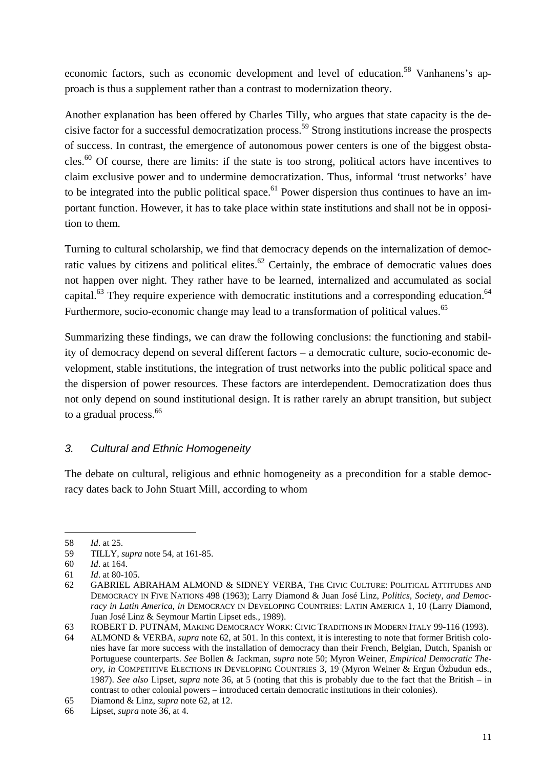economic factors, such as economic development and level of education.[58] Vanhanens's approach is thus a supplement rather than a contrast to modernization theory.

Another explanation has been offered by Charles Tilly, who argues that state capacity is the decisive factor for a successful democratization process.[59] Strong institutions increase the prospects of success. In contrast, the emergence of autonomous power centers is one of the biggest obstacles.[60] Of course, there are limits: if the state is too strong, political actors have incentives to claim exclusive power and to undermine democratization. Thus, informal 'trust networks' have to be integrated into the public political space.[61] Power dispersion thus continues to have an important function. However, it has to take place within state institutions and shall not be in opposition to them.

Turning to cultural scholarship, we find that democracy depends on the internalization of democratic values by citizens and political elites.[62] Certainly, the embrace of democratic values does not happen over night. They rather have to be learned, internalized and accumulated as social capital.[63] They require experience with democratic institutions and a corresponding education.[64] Furthermore, socio-economic change may lead to a transformation of political values.[65]

Summarizing these findings, we can draw the following conclusions: the functioning and stability of democracy depend on several different factors – a democratic culture, socio-economic development, stable institutions, the integration of trust networks into the public political space and the dispersion of power resources. These factors are interdependent. Democratization does thus not only depend on sound institutional design. It is rather rarely an abrupt transition, but subject to a gradual process.[66]

### *3. Cultural and Ethnic Homogeneity*

The debate on cultural, religious and ethnic homogeneity as a precondition for a stable democracy dates back to John Stuart Mill, according to whom

---

58 *Id*. at 25.

59 TILLY, *supra* note 54, at 161-85.

60 *Id*. at 164.

61 *Id*. at 80-105.

62 GABRIEL ABRAHAM ALMOND & SIDNEY VERBA, THE CIVIC CULTURE: POLITICAL ATTITUDES AND DEMOCRACY IN FIVE NATIONS 498 (1963); Larry Diamond & Juan José Linz, *Politics, Society, and Democracy in Latin America*, *in* DEMOCRACY IN DEVELOPING COUNTRIES: LATIN AMERICA 1, 10 (Larry Diamond, Juan José Linz & Seymour Martin Lipset eds., 1989).

63 ROBERT D. PUTNAM, MAKING DEMOCRACY WORK: CIVIC TRADITIONS IN MODERN ITALY 99-116 (1993).

64 ALMOND & VERBA, *supra* note 62, at 501. In this context, it is interesting to note that former British colonies have far more success with the installation of democracy than their French, Belgian, Dutch, Spanish or Portuguese counterparts. *See* Bollen & Jackman, *supra* note 50; Myron Weiner, *Empirical Democratic Theory*, *in* COMPETITIVE ELECTIONS IN DEVELOPING COUNTRIES 3, 19 (Myron Weiner & Ergun Özbudun eds., 1987). *See also* Lipset, *supra* note 36, at 5 (noting that this is probably due to the fact that the British – in contrast to other colonial powers – introduced certain democratic institutions in their colonies).

65 Diamond & Linz, *supra* note 62, at 12.

66 Lipset, *supra* note 36, at 4.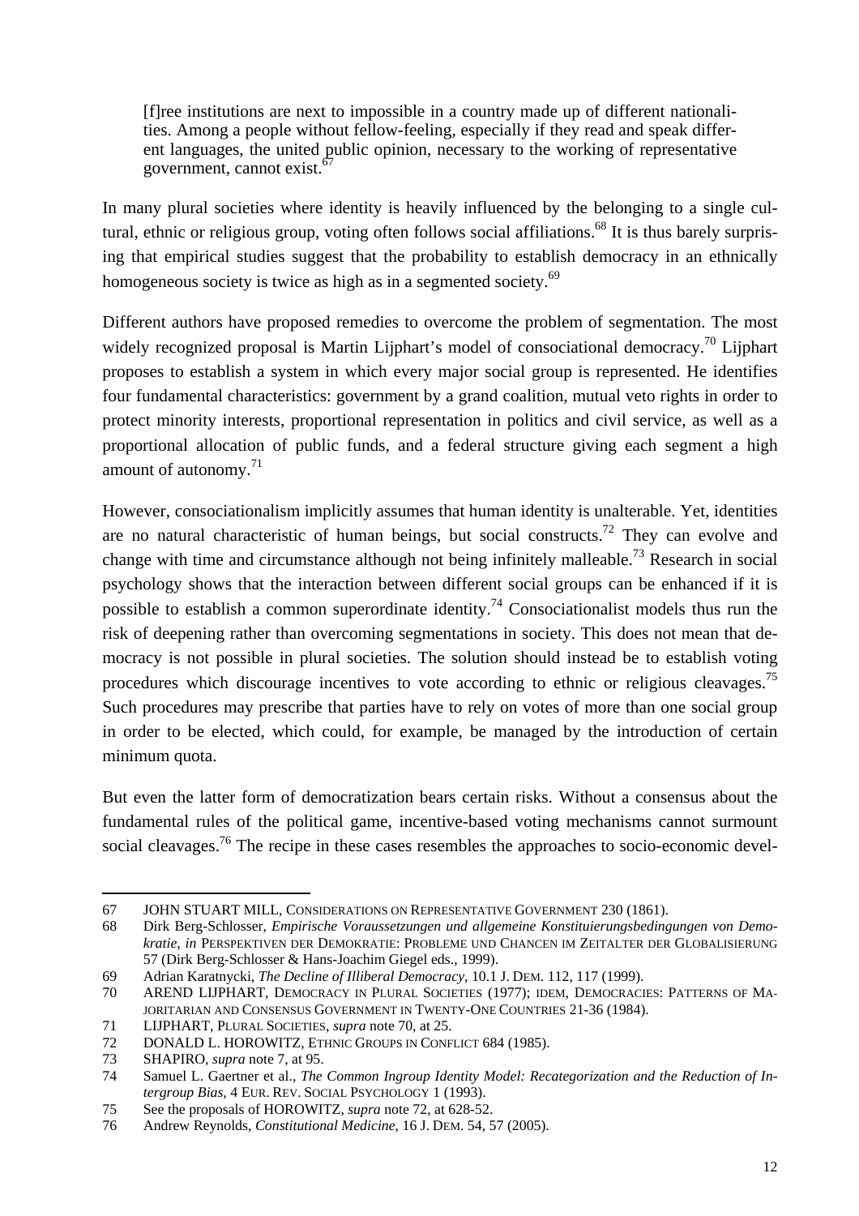> [f]ree institutions are next to impossible in a country made up of different nationalities. Among a people without fellow-feeling, especially if they read and speak different languages, the united public opinion, necessary to the working of representative government, cannot exist.[67]

In many plural societies where identity is heavily influenced by the belonging to a single cultural, ethnic or religious group, voting often follows social affiliations.[68] It is thus barely surprising that empirical studies suggest that the probability to establish democracy in an ethnically homogeneous society is twice as high as in a segmented society.[69]

Different authors have proposed remedies to overcome the problem of segmentation. The most widely recognized proposal is Martin Lijphart's model of consociational democracy.[70] Lijphart proposes to establish a system in which every major social group is represented. He identifies four fundamental characteristics: government by a grand coalition, mutual veto rights in order to protect minority interests, proportional representation in politics and civil service, as well as a proportional allocation of public funds, and a federal structure giving each segment a high amount of autonomy.[71]

However, consociationalism implicitly assumes that human identity is unalterable. Yet, identities are no natural characteristic of human beings, but social constructs.[72] They can evolve and change with time and circumstance although not being infinitely malleable.[73] Research in social psychology shows that the interaction between different social groups can be enhanced if it is possible to establish a common superordinate identity.[74] Consociationalist models thus run the risk of deepening rather than overcoming segmentations in society. This does not mean that democracy is not possible in plural societies. The solution should instead be to establish voting procedures which discourage incentives to vote according to ethnic or religious cleavages.[75] Such procedures may prescribe that parties have to rely on votes of more than one social group in order to be elected, which could, for example, be managed by the introduction of certain minimum quota.

But even the latter form of democratization bears certain risks. Without a consensus about the fundamental rules of the political game, incentive-based voting mechanisms cannot surmount social cleavages.[76] The recipe in these cases resembles the approaches to socio-economic devel-

---

67 JOHN STUART MILL, CONSIDERATIONS ON REPRESENTATIVE GOVERNMENT 230 (1861).

68 Dirk Berg-Schlosser, *Empirische Voraussetzungen und allgemeine Konstituierungsbedingungen von Demokratie*, *in* PERSPEKTIVEN DER DEMOKRATIE: PROBLEME UND CHANCEN IM ZEITALTER DER GLOBALISIERUNG 57 (Dirk Berg-Schlosser & Hans-Joachim Giegel eds., 1999).

69 Adrian Karatnycki, *The Decline of Illiberal Democracy*, 10.1 J. DEM. 112, 117 (1999).

70 AREND LIJPHART, DEMOCRACY IN PLURAL SOCIETIES (1977); IDEM, DEMOCRACIES: PATTERNS OF MAJORITARIAN AND CONSENSUS GOVERNMENT IN TWENTY-ONE COUNTRIES 21-36 (1984).

71 LIJPHART, PLURAL SOCIETIES, *supra* note 70, at 25.

72 DONALD L. HOROWITZ, ETHNIC GROUPS IN CONFLICT 684 (1985).

73 SHAPIRO, *supra* note 7, at 95.

74 Samuel L. Gaertner et al., *The Common Ingroup Identity Model: Recategorization and the Reduction of Intergroup Bias*, 4 EUR. REV. SOCIAL PSYCHOLOGY 1 (1993).

75 See the proposals of HOROWITZ, *supra* note 72, at 628-52.

76 Andrew Reynolds, *Constitutional Medicine*, 16 J. DEM. 54, 57 (2005).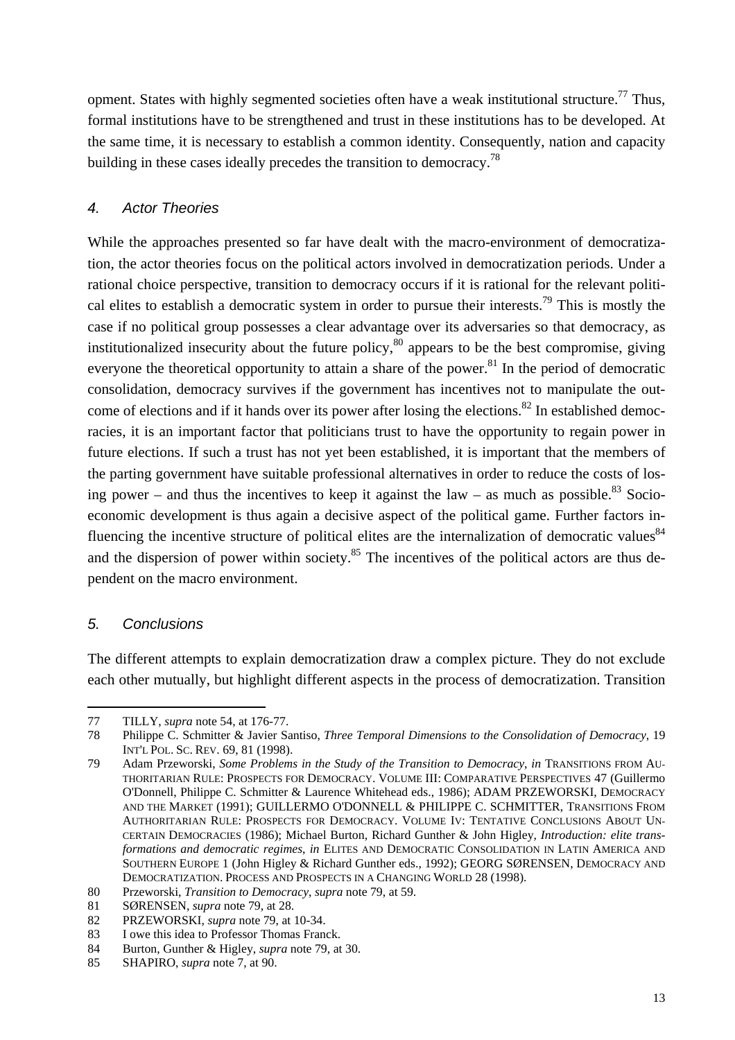opment. States with highly segmented societies often have a weak institutional structure.[77] Thus, formal institutions have to be strengthened and trust in these institutions has to be developed. At the same time, it is necessary to establish a common identity. Consequently, nation and capacity building in these cases ideally precedes the transition to democracy.[78]

### *4. Actor Theories*

While the approaches presented so far have dealt with the macro-environment of democratization, the actor theories focus on the political actors involved in democratization periods. Under a rational choice perspective, transition to democracy occurs if it is rational for the relevant political elites to establish a democratic system in order to pursue their interests.[79] This is mostly the case if no political group possesses a clear advantage over its adversaries so that democracy, as institutionalized insecurity about the future policy,[80] appears to be the best compromise, giving everyone the theoretical opportunity to attain a share of the power.[81] In the period of democratic consolidation, democracy survives if the government has incentives not to manipulate the outcome of elections and if it hands over its power after losing the elections.[82] In established democracies, it is an important factor that politicians trust to have the opportunity to regain power in future elections. If such a trust has not yet been established, it is important that the members of the parting government have suitable professional alternatives in order to reduce the costs of losing power – and thus the incentives to keep it against the law – as much as possible.[83] Socio-economic development is thus again a decisive aspect of the political game. Further factors influencing the incentive structure of political elites are the internalization of democratic values[84] and the dispersion of power within society.[85] The incentives of the political actors are thus dependent on the macro environment.

### *5. Conclusions*

The different attempts to explain democratization draw a complex picture. They do not exclude each other mutually, but highlight different aspects in the process of democratization. Transition

---

77 TILLY, *supra* note 54, at 176-77.

78 Philippe C. Schmitter & Javier Santiso, *Three Temporal Dimensions to the Consolidation of Democracy*, 19 INT'L POL. SC. REV. 69, 81 (1998).

79 Adam Przeworski, *Some Problems in the Study of the Transition to Democracy*, *in* TRANSITIONS FROM AUTHORITARIAN RULE: PROSPECTS FOR DEMOCRACY. VOLUME III: COMPARATIVE PERSPECTIVES 47 (Guillermo O'Donnell, Philippe C. Schmitter & Laurence Whitehead eds., 1986); ADAM PRZEWORSKI, DEMOCRACY AND THE MARKET (1991); GUILLERMO O'DONNELL & PHILIPPE C. SCHMITTER, TRANSITIONS FROM AUTHORITARIAN RULE: PROSPECTS FOR DEMOCRACY. VOLUME IV: TENTATIVE CONCLUSIONS ABOUT UNCERTAIN DEMOCRACIES (1986); Michael Burton, Richard Gunther & John Higley, *Introduction: elite transformations and democratic regimes*, *in* ELITES AND DEMOCRATIC CONSOLIDATION IN LATIN AMERICA AND SOUTHERN EUROPE 1 (John Higley & Richard Gunther eds., 1992); GEORG SØRENSEN, DEMOCRACY AND DEMOCRATIZATION. PROCESS AND PROSPECTS IN A CHANGING WORLD 28 (1998).

80 Przeworski, *Transition to Democracy*, *supra* note 79, at 59.

81 SØRENSEN, *supra* note 79, at 28.

82 PRZEWORSKI, *supra* note 79, at 10-34.

83 I owe this idea to Professor Thomas Franck.

84 Burton, Gunther & Higley, *supra* note 79, at 30.

85 SHAPIRO, *supra* note 7, at 90.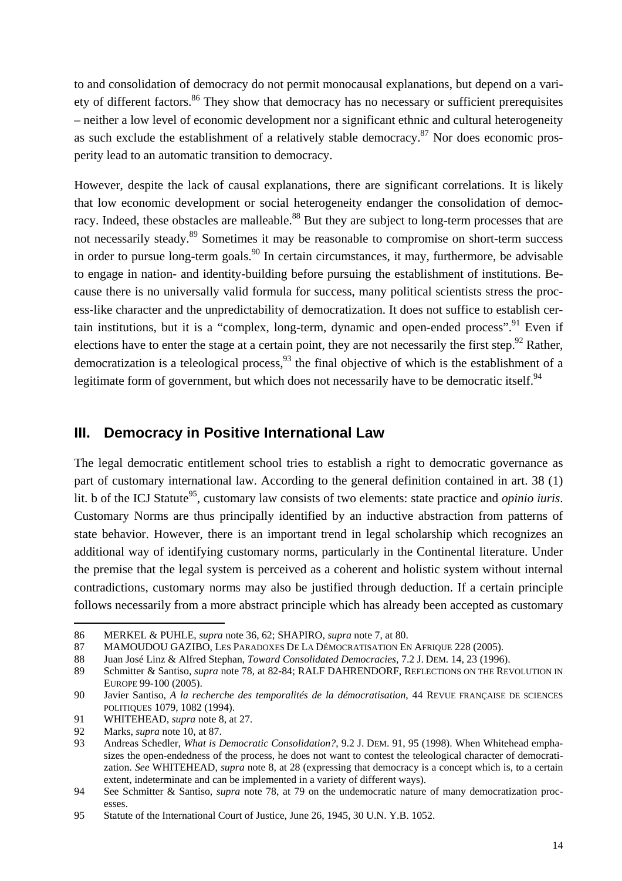to and consolidation of democracy do not permit monocausal explanations, but depend on a variety of different factors.[86] They show that democracy has no necessary or sufficient prerequisites – neither a low level of economic development nor a significant ethnic and cultural heterogeneity as such exclude the establishment of a relatively stable democracy.[87] Nor does economic prosperity lead to an automatic transition to democracy.

However, despite the lack of causal explanations, there are significant correlations. It is likely that low economic development or social heterogeneity endanger the consolidation of democracy. Indeed, these obstacles are malleable.[88] But they are subject to long-term processes that are not necessarily steady.[89] Sometimes it may be reasonable to compromise on short-term success in order to pursue long-term goals.[90] In certain circumstances, it may, furthermore, be advisable to engage in nation- and identity-building before pursuing the establishment of institutions. Because there is no universally valid formula for success, many political scientists stress the process-like character and the unpredictability of democratization. It does not suffice to establish certain institutions, but it is a "complex, long-term, dynamic and open-ended process".[91] Even if elections have to enter the stage at a certain point, they are not necessarily the first step.[92] Rather, democratization is a teleological process,[93] the final objective of which is the establishment of a legitimate form of government, but which does not necessarily have to be democratic itself.[94]

## III. Democracy in Positive International Law

The legal democratic entitlement school tries to establish a right to democratic governance as part of customary international law. According to the general definition contained in art. 38 (1) lit. b of the ICJ Statute[95], customary law consists of two elements: state practice and *opinio iuris*. Customary Norms are thus principally identified by an inductive abstraction from patterns of state behavior. However, there is an important trend in legal scholarship which recognizes an additional way of identifying customary norms, particularly in the Continental literature. Under the premise that the legal system is perceived as a coherent and holistic system without internal contradictions, customary norms may also be justified through deduction. If a certain principle follows necessarily from a more abstract principle which has already been accepted as customary

---

86 MERKEL & PUHLE, *supra* note 36, 62; SHAPIRO, *supra* note 7, at 80.

87 MAMOUDOU GAZIBO, LES PARADOXES DE LA DÉMOCRATISATION EN AFRIQUE 228 (2005).

88 Juan José Linz & Alfred Stephan, *Toward Consolidated Democracies*, 7.2 J. DEM. 14, 23 (1996).

89 Schmitter & Santiso, *supra* note 78, at 82-84; RALF DAHRENDORF, REFLECTIONS ON THE REVOLUTION IN EUROPE 99-100 (2005).

90 Javier Santiso, *A la recherche des temporalités de la démocratisation*, 44 REVUE FRANÇAISE DE SCIENCES POLITIQUES 1079, 1082 (1994).

91 WHITEHEAD, *supra* note 8, at 27.

92 Marks, *supra* note 10, at 87.

93 Andreas Schedler, *What is Democratic Consolidation?*, 9.2 J. DEM. 91, 95 (1998). When Whitehead emphasizes the open-endedness of the process, he does not want to contest the teleological character of democratization. *See* WHITEHEAD, *supra* note 8, at 28 (expressing that democracy is a concept which is, to a certain extent, indeterminate and can be implemented in a variety of different ways).

94 See Schmitter & Santiso, *supra* note 78, at 79 on the undemocratic nature of many democratization processes.

95 Statute of the International Court of Justice, June 26, 1945, 30 U.N. Y.B. 1052.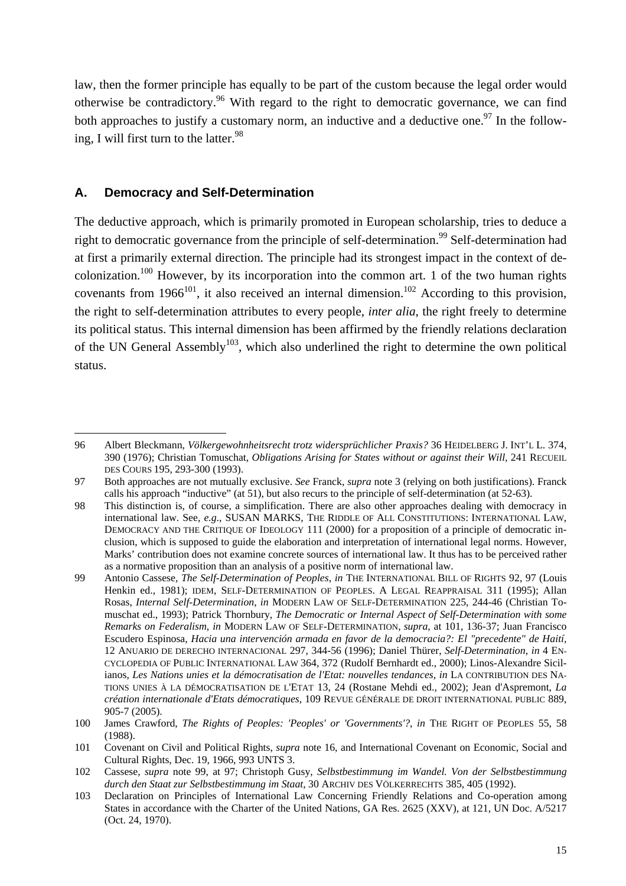law, then the former principle has equally to be part of the custom because the legal order would otherwise be contradictory.[96] With regard to the right to democratic governance, we can find both approaches to justify a customary norm, an inductive and a deductive one.[97] In the following, I will first turn to the latter.[98]

## A. Democracy and Self-Determination

The deductive approach, which is primarily promoted in European scholarship, tries to deduce a right to democratic governance from the principle of self-determination.[99] Self-determination had at first a primarily external direction. The principle had its strongest impact in the context of decolonization.[100] However, by its incorporation into the common art. 1 of the two human rights covenants from 1966[101], it also received an internal dimension.[102] According to this provision, the right to self-determination attributes to every people, *inter alia*, the right freely to determine its political status. This internal dimension has been affirmed by the friendly relations declaration of the UN General Assembly[103], which also underlined the right to determine the own political status.

---

96 Albert Bleckmann, *Völkergewohnheitsrecht trotz widersprüchlicher Praxis?* 36 HEIDELBERG J. INT'L L. 374, 390 (1976); Christian Tomuschat, *Obligations Arising for States without or against their Will*, 241 RECUEIL DES COURS 195, 293-300 (1993).

97 Both approaches are not mutually exclusive. *See* Franck, *supra* note 3 (relying on both justifications). Franck calls his approach "inductive" (at 51), but also recurs to the principle of self-determination (at 52-63).

98 This distinction is, of course, a simplification. There are also other approaches dealing with democracy in international law. See, *e.g.*, SUSAN MARKS, THE RIDDLE OF ALL CONSTITUTIONS: INTERNATIONAL LAW, DEMOCRACY AND THE CRITIQUE OF IDEOLOGY 111 (2000) for a proposition of a principle of democratic inclusion, which is supposed to guide the elaboration and interpretation of international legal norms. However, Marks' contribution does not examine concrete sources of international law. It thus has to be perceived rather as a normative proposition than an analysis of a positive norm of international law.

99 Antonio Cassese, *The Self-Determination of Peoples*, *in* THE INTERNATIONAL BILL OF RIGHTS 92, 97 (Louis Henkin ed., 1981); IDEM, SELF-DETERMINATION OF PEOPLES. A LEGAL REAPPRAISAL 311 (1995); Allan Rosas, *Internal Self-Determination*, *in* MODERN LAW OF SELF-DETERMINATION 225, 244-46 (Christian Tomuschat ed., 1993); Patrick Thornbury, *The Democratic or Internal Aspect of Self-Determination with some Remarks on Federalism*, *in* MODERN LAW OF SELF-DETERMINATION, *supra*, at 101, 136-37; Juan Francisco Escudero Espinosa, *Hacia una intervención armada en favor de la democracia?: El "precedente" de Haití*, 12 ANUARIO DE DERECHO INTERNACIONAL 297, 344-56 (1996); Daniel Thürer, *Self-Determination*, *in* 4 ENCYCLOPEDIA OF PUBLIC INTERNATIONAL LAW 364, 372 (Rudolf Bernhardt ed., 2000); Linos-Alexandre Sicilianos, *Les Nations unies et la démocratisation de l'Etat: nouvelles tendances*, *in* LA CONTRIBUTION DES NATIONS UNIES À LA DÉMOCRATISATION DE L'ETAT 13, 24 (Rostane Mehdi ed., 2002); Jean d'Aspremont, *La création internationale d'Etats démocratiques*, 109 REVUE GÉNÉRALE DE DROIT INTERNATIONAL PUBLIC 889, 905-7 (2005).

100 James Crawford, *The Rights of Peoples: 'Peoples' or 'Governments'?*, *in* THE RIGHT OF PEOPLES 55, 58 (1988).

101 Covenant on Civil and Political Rights, *supra* note 16, and International Covenant on Economic, Social and Cultural Rights, Dec. 19, 1966, 993 UNTS 3.

102 Cassese, *supra* note 99, at 97; Christoph Gusy, *Selbstbestimmung im Wandel. Von der Selbstbestimmung durch den Staat zur Selbstbestimmung im Staat*, 30 ARCHIV DES VÖLKERRECHTS 385, 405 (1992).

103 Declaration on Principles of International Law Concerning Friendly Relations and Co-operation among States in accordance with the Charter of the United Nations, GA Res. 2625 (XXV), at 121, UN Doc. A/5217 (Oct. 24, 1970).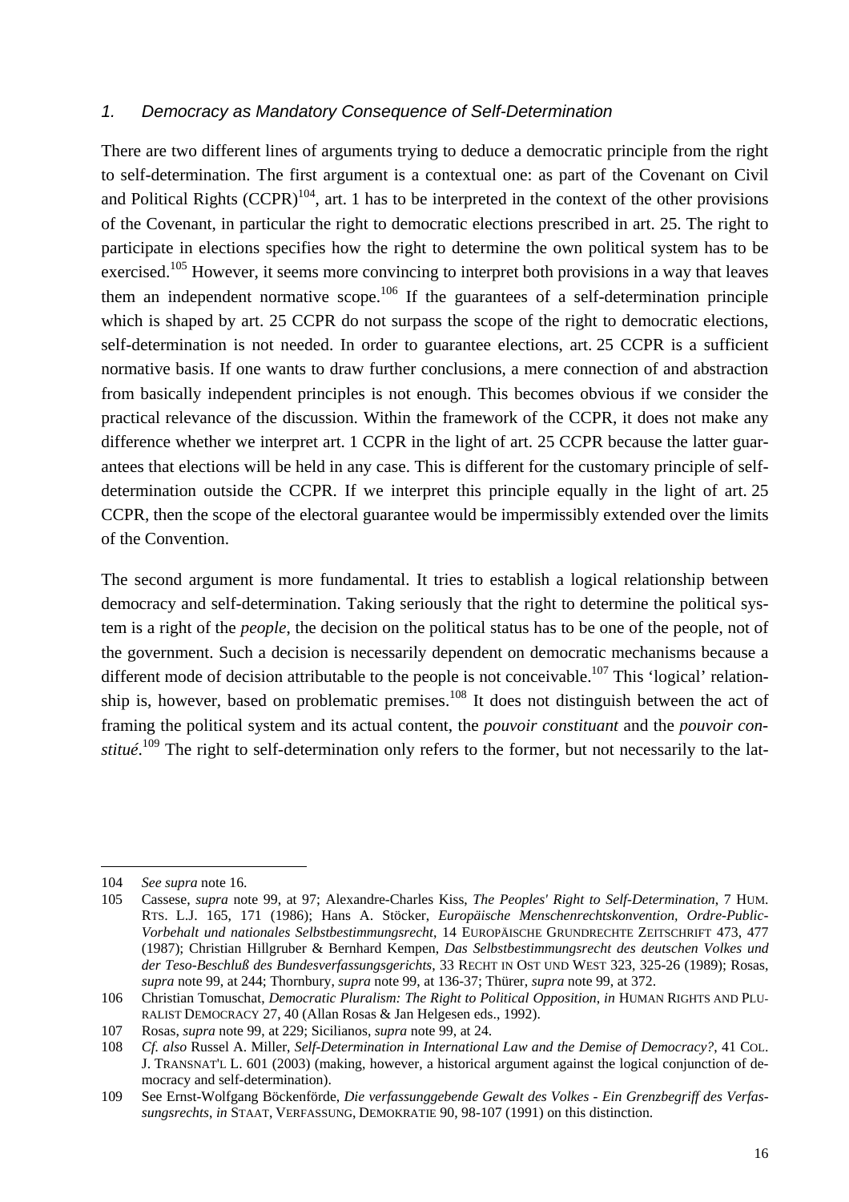### *1. Democracy as Mandatory Consequence of Self-Determination*

There are two different lines of arguments trying to deduce a democratic principle from the right to self-determination. The first argument is a contextual one: as part of the Covenant on Civil and Political Rights (CCPR)[104], art. 1 has to be interpreted in the context of the other provisions of the Covenant, in particular the right to democratic elections prescribed in art. 25. The right to participate in elections specifies how the right to determine the own political system has to be exercised.[105] However, it seems more convincing to interpret both provisions in a way that leaves them an independent normative scope.[106] If the guarantees of a self-determination principle which is shaped by art. 25 CCPR do not surpass the scope of the right to democratic elections, self-determination is not needed. In order to guarantee elections, art. 25 CCPR is a sufficient normative basis. If one wants to draw further conclusions, a mere connection of and abstraction from basically independent principles is not enough. This becomes obvious if we consider the practical relevance of the discussion. Within the framework of the CCPR, it does not make any difference whether we interpret art. 1 CCPR in the light of art. 25 CCPR because the latter guarantees that elections will be held in any case. This is different for the customary principle of self-determination outside the CCPR. If we interpret this principle equally in the light of art. 25 CCPR, then the scope of the electoral guarantee would be impermissibly extended over the limits of the Convention.

The second argument is more fundamental. It tries to establish a logical relationship between democracy and self-determination. Taking seriously that the right to determine the political system is a right of the *people*, the decision on the political status has to be one of the people, not of the government. Such a decision is necessarily dependent on democratic mechanisms because a different mode of decision attributable to the people is not conceivable.[107] This 'logical' relationship is, however, based on problematic premises.[108] It does not distinguish between the act of framing the political system and its actual content, the *pouvoir constituant* and the *pouvoir constitué*.[109] The right to self-determination only refers to the former, but not necessarily to the lat-

---

104 *See supra* note 16.

105 Cassese, *supra* note 99, at 97; Alexandre-Charles Kiss, *The Peoples' Right to Self-Determination*, 7 HUM. RTS. L.J. 165, 171 (1986); Hans A. Stöcker, *Europäische Menschenrechtskonvention, Ordre-Public-Vorbehalt und nationales Selbstbestimmungsrecht*, 14 EUROPÄISCHE GRUNDRECHTE ZEITSCHRIFT 473, 477 (1987); Christian Hillgruber & Bernhard Kempen, *Das Selbstbestimmungsrecht des deutschen Volkes und der Teso-Beschluß des Bundesverfassungsgerichts*, 33 RECHT IN OST UND WEST 323, 325-26 (1989); Rosas, *supra* note 99, at 244; Thornbury, *supra* note 99, at 136-37; Thürer, *supra* note 99, at 372.

106 Christian Tomuschat, *Democratic Pluralism: The Right to Political Opposition*, *in* HUMAN RIGHTS AND PLURALIST DEMOCRACY 27, 40 (Allan Rosas & Jan Helgesen eds., 1992).

107 Rosas, *supra* note 99, at 229; Sicilianos, *supra* note 99, at 24.

108 *Cf. also* Russel A. Miller, *Self-Determination in International Law and the Demise of Democracy?*, 41 COL. J. TRANSNAT'L L. 601 (2003) (making, however, a historical argument against the logical conjunction of democracy and self-determination).

109 See Ernst-Wolfgang Böckenförde, *Die verfassunggebende Gewalt des Volkes - Ein Grenzbegriff des Verfassungsrechts*, *in* STAAT, VERFASSUNG, DEMOKRATIE 90, 98-107 (1991) on this distinction.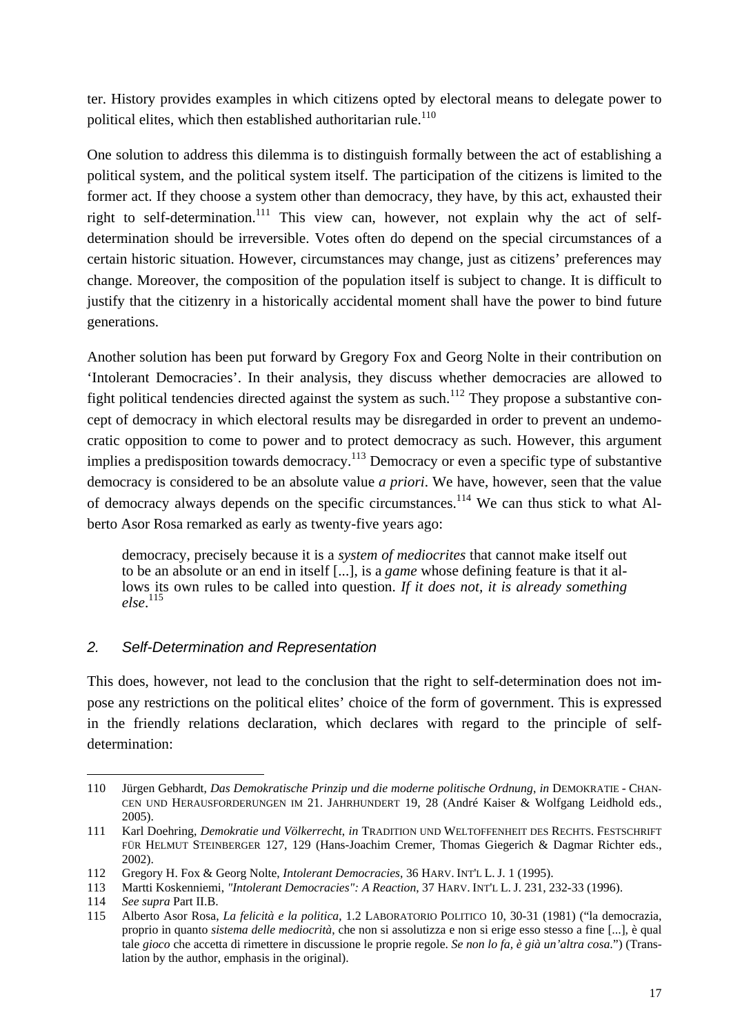ter. History provides examples in which citizens opted by electoral means to delegate power to political elites, which then established authoritarian rule.[110]

One solution to address this dilemma is to distinguish formally between the act of establishing a political system, and the political system itself. The participation of the citizens is limited to the former act. If they choose a system other than democracy, they have, by this act, exhausted their right to self-determination.[111] This view can, however, not explain why the act of self-determination should be irreversible. Votes often do depend on the special circumstances of a certain historic situation. However, circumstances may change, just as citizens' preferences may change. Moreover, the composition of the population itself is subject to change. It is difficult to justify that the citizenry in a historically accidental moment shall have the power to bind future generations.

Another solution has been put forward by Gregory Fox and Georg Nolte in their contribution on 'Intolerant Democracies'. In their analysis, they discuss whether democracies are allowed to fight political tendencies directed against the system as such.[112] They propose a substantive concept of democracy in which electoral results may be disregarded in order to prevent an undemocratic opposition to come to power and to protect democracy as such. However, this argument implies a predisposition towards democracy.[113] Democracy or even a specific type of substantive democracy is considered to be an absolute value *a priori*. We have, however, seen that the value of democracy always depends on the specific circumstances.[114] We can thus stick to what Alberto Asor Rosa remarked as early as twenty-five years ago:

> democracy, precisely because it is a *system of mediocrites* that cannot make itself out to be an absolute or an end in itself [...], is a *game* whose defining feature is that it allows its own rules to be called into question. *If it does not, it is already something else*.[115]

## *2. Self-Determination and Representation*

This does, however, not lead to the conclusion that the right to self-determination does not impose any restrictions on the political elites' choice of the form of government. This is expressed in the friendly relations declaration, which declares with regard to the principle of self-determination:

---

110 Jürgen Gebhardt, *Das Demokratische Prinzip und die moderne politische Ordnung*, *in* DEMOKRATIE - CHANCEN UND HERAUSFORDERUNGEN IM 21. JAHRHUNDERT 19, 28 (André Kaiser & Wolfgang Leidhold eds., 2005).

111 Karl Doehring, *Demokratie und Völkerrecht*, *in* TRADITION UND WELTOFFENHEIT DES RECHTS. FESTSCHRIFT FÜR HELMUT STEINBERGER 127, 129 (Hans-Joachim Cremer, Thomas Giegerich & Dagmar Richter eds., 2002).

112 Gregory H. Fox & Georg Nolte, *Intolerant Democracies*, 36 HARV. INT'L L. J. 1 (1995).

113 Martti Koskenniemi, *"Intolerant Democracies": A Reaction*, 37 HARV. INT'L L. J. 231, 232-33 (1996).

114 *See supra* Part II.B.

115 Alberto Asor Rosa, *La felicità e la politica*, 1.2 LABORATORIO POLITICO 10, 30-31 (1981) ("la democrazia, proprio in quanto *sistema delle mediocrità*, che non si assolutizza e non si erige esso stesso a fine [...], è qual tale *gioco* che accetta di rimettere in discussione le proprie regole. *Se non lo fa, è già un'altra cosa*.") (Translation by the author, emphasis in the original).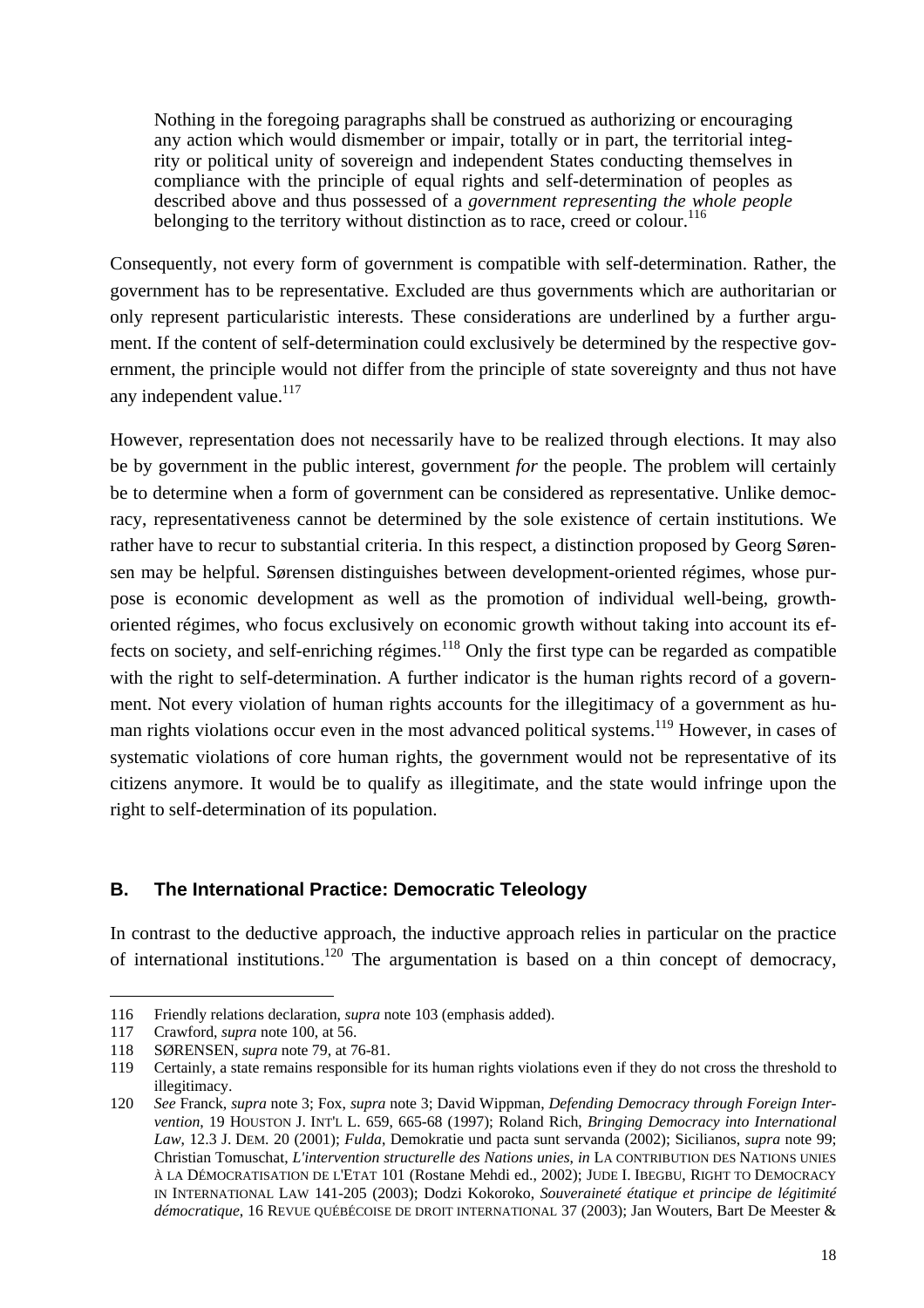> Nothing in the foregoing paragraphs shall be construed as authorizing or encouraging any action which would dismember or impair, totally or in part, the territorial integrity or political unity of sovereign and independent States conducting themselves in compliance with the principle of equal rights and self-determination of peoples as described above and thus possessed of a *government representing the whole people* belonging to the territory without distinction as to race, creed or colour.[116]

Consequently, not every form of government is compatible with self-determination. Rather, the government has to be representative. Excluded are thus governments which are authoritarian or only represent particularistic interests. These considerations are underlined by a further argument. If the content of self-determination could exclusively be determined by the respective government, the principle would not differ from the principle of state sovereignty and thus not have any independent value.[117]

However, representation does not necessarily have to be realized through elections. It may also be by government in the public interest, government *for* the people. The problem will certainly be to determine when a form of government can be considered as representative. Unlike democracy, representativeness cannot be determined by the sole existence of certain institutions. We rather have to recur to substantial criteria. In this respect, a distinction proposed by Georg Sørensen may be helpful. Sørensen distinguishes between development-oriented régimes, whose purpose is economic development as well as the promotion of individual well-being, growth-oriented régimes, who focus exclusively on economic growth without taking into account its effects on society, and self-enriching régimes.[118] Only the first type can be regarded as compatible with the right to self-determination. A further indicator is the human rights record of a government. Not every violation of human rights accounts for the illegitimacy of a government as human rights violations occur even in the most advanced political systems.[119] However, in cases of systematic violations of core human rights, the government would not be representative of its citizens anymore. It would be to qualify as illegitimate, and the state would infringe upon the right to self-determination of its population.

### B. The International Practice: Democratic Teleology

In contrast to the deductive approach, the inductive approach relies in particular on the practice of international institutions.[120] The argumentation is based on a thin concept of democracy,

---

116 Friendly relations declaration, *supra* note 103 (emphasis added).

117 Crawford, *supra* note 100, at 56.

118 SØRENSEN, *supra* note 79, at 76-81.

119 Certainly, a state remains responsible for its human rights violations even if they do not cross the threshold to illegitimacy.

120 *See* Franck, *supra* note 3; Fox, *supra* note 3; David Wippman, *Defending Democracy through Foreign Intervention*, 19 HOUSTON J. INT'L L. 659, 665-68 (1997); Roland Rich, *Bringing Democracy into International Law*, 12.3 J. DEM. 20 (2001); *Fulda*, Demokratie und pacta sunt servanda (2002); Sicilianos, *supra* note 99; Christian Tomuschat, *L'intervention structurelle des Nations unies*, *in* LA CONTRIBUTION DES NATIONS UNIES À LA DÉMOCRATISATION DE L'ETAT 101 (Rostane Mehdi ed., 2002); JUDE I. IBEGBU, RIGHT TO DEMOCRACY IN INTERNATIONAL LAW 141-205 (2003); Dodzi Kokoroko, *Souveraineté étatique et principe de légitimité démocratique*, 16 REVUE QUÉBÉCOISE DE DROIT INTERNATIONAL 37 (2003); Jan Wouters, Bart De Meester &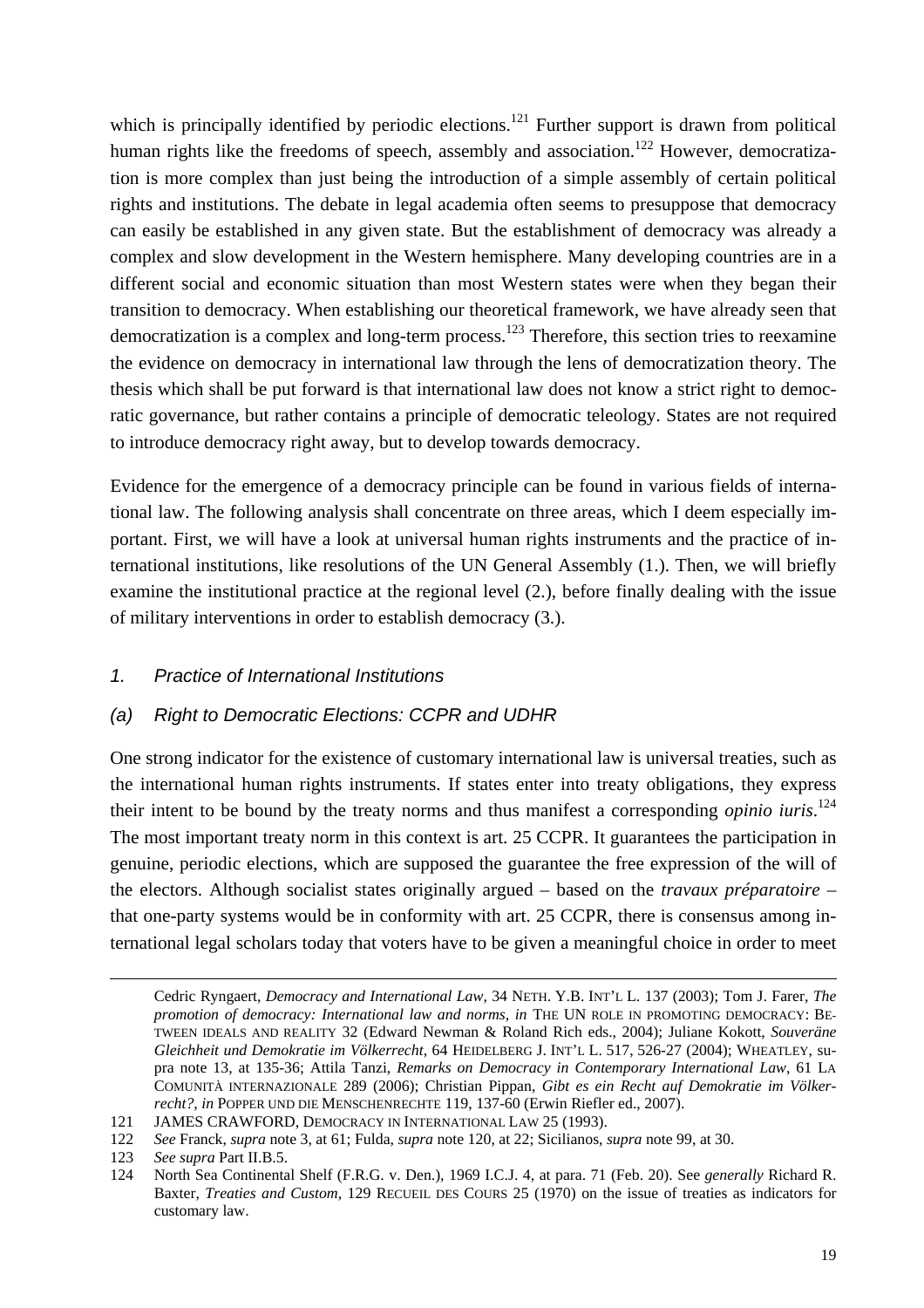which is principally identified by periodic elections.[121] Further support is drawn from political human rights like the freedoms of speech, assembly and association.[122] However, democratization is more complex than just being the introduction of a simple assembly of certain political rights and institutions. The debate in legal academia often seems to presuppose that democracy can easily be established in any given state. But the establishment of democracy was already a complex and slow development in the Western hemisphere. Many developing countries are in a different social and economic situation than most Western states were when they began their transition to democracy. When establishing our theoretical framework, we have already seen that democratization is a complex and long-term process.[123] Therefore, this section tries to reexamine the evidence on democracy in international law through the lens of democratization theory. The thesis which shall be put forward is that international law does not know a strict right to democratic governance, but rather contains a principle of democratic teleology. States are not required to introduce democracy right away, but to develop towards democracy.

Evidence for the emergence of a democracy principle can be found in various fields of international law. The following analysis shall concentrate on three areas, which I deem especially important. First, we will have a look at universal human rights instruments and the practice of international institutions, like resolutions of the UN General Assembly (1.). Then, we will briefly examine the institutional practice at the regional level (2.), before finally dealing with the issue of military interventions in order to establish democracy (3.).

### *1. Practice of International Institutions*

#### *(a) Right to Democratic Elections: CCPR and UDHR*

One strong indicator for the existence of customary international law is universal treaties, such as the international human rights instruments. If states enter into treaty obligations, they express their intent to be bound by the treaty norms and thus manifest a corresponding *opinio iuris*.[124] The most important treaty norm in this context is art. 25 CCPR. It guarantees the participation in genuine, periodic elections, which are supposed the guarantee the free expression of the will of the electors. Although socialist states originally argued – based on the *travaux préparatoire* – that one-party systems would be in conformity with art. 25 CCPR, there is consensus among international legal scholars today that voters have to be given a meaningful choice in order to meet

---

Cedric Ryngaert, *Democracy and International Law*, 34 NETH. Y.B. INT'L L. 137 (2003); Tom J. Farer, *The promotion of democracy: International law and norms*, *in* THE UN ROLE IN PROMOTING DEMOCRACY: BETWEEN IDEALS AND REALITY 32 (Edward Newman & Roland Rich eds., 2004); Juliane Kokott, *Souveräne Gleichheit und Demokratie im Völkerrecht*, 64 HEIDELBERG J. INT'L L. 517, 526-27 (2004); WHEATLEY, supra note 13, at 135-36; Attila Tanzi, *Remarks on Democracy in Contemporary International Law*, 61 LA COMUNITÀ INTERNAZIONALE 289 (2006); Christian Pippan, *Gibt es ein Recht auf Demokratie im Völkerrecht?*, *in* POPPER UND DIE MENSCHENRECHTE 119, 137-60 (Erwin Riefler ed., 2007).

121 JAMES CRAWFORD, DEMOCRACY IN INTERNATIONAL LAW 25 (1993).

122 *See* Franck, *supra* note 3, at 61; Fulda, *supra* note 120, at 22; Sicilianos, *supra* note 99, at 30.

123 *See supra* Part II.B.5.

124 North Sea Continental Shelf (F.R.G. v. Den.), 1969 I.C.J. 4, at para. 71 (Feb. 20). See *generally* Richard R. Baxter, *Treaties and Custom*, 129 RECUEIL DES COURS 25 (1970) on the issue of treaties as indicators for customary law.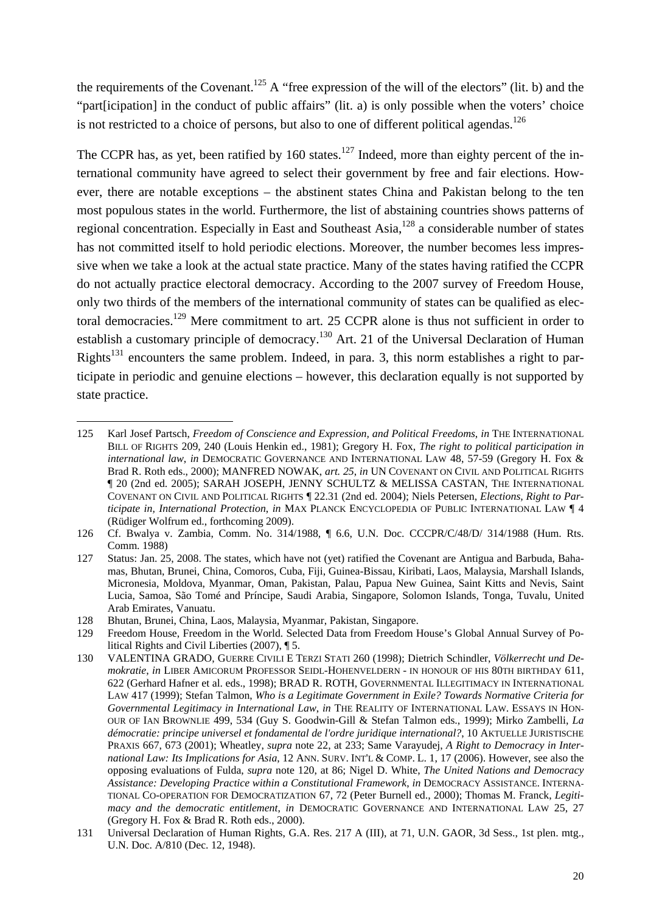the requirements of the Covenant.[125] A "free expression of the will of the electors" (lit. b) and the "part[icipation] in the conduct of public affairs" (lit. a) is only possible when the voters' choice is not restricted to a choice of persons, but also to one of different political agendas.[126]

The CCPR has, as yet, been ratified by 160 states.[127] Indeed, more than eighty percent of the international community have agreed to select their government by free and fair elections. However, there are notable exceptions – the abstinent states China and Pakistan belong to the ten most populous states in the world. Furthermore, the list of abstaining countries shows patterns of regional concentration. Especially in East and Southeast Asia,[128] a considerable number of states has not committed itself to hold periodic elections. Moreover, the number becomes less impressive when we take a look at the actual state practice. Many of the states having ratified the CCPR do not actually practice electoral democracy. According to the 2007 survey of Freedom House, only two thirds of the members of the international community of states can be qualified as electoral democracies.[129] Mere commitment to art. 25 CCPR alone is thus not sufficient in order to establish a customary principle of democracy.[130] Art. 21 of the Universal Declaration of Human Rights[131] encounters the same problem. Indeed, in para. 3, this norm establishes a right to participate in periodic and genuine elections – however, this declaration equally is not supported by state practice.

---

125 Karl Josef Partsch, *Freedom of Conscience and Expression, and Political Freedoms*, *in* THE INTERNATIONAL BILL OF RIGHTS 209, 240 (Louis Henkin ed., 1981); Gregory H. Fox, *The right to political participation in international law*, *in* DEMOCRATIC GOVERNANCE AND INTERNATIONAL LAW 48, 57-59 (Gregory H. Fox & Brad R. Roth eds., 2000); MANFRED NOWAK, *art. 25*, *in* UN COVENANT ON CIVIL AND POLITICAL RIGHTS ¶ 20 (2nd ed. 2005); SARAH JOSEPH, JENNY SCHULTZ & MELISSA CASTAN, THE INTERNATIONAL COVENANT ON CIVIL AND POLITICAL RIGHTS ¶ 22.31 (2nd ed. 2004); Niels Petersen, *Elections, Right to Participate in, International Protection*, *in* MAX PLANCK ENCYCLOPEDIA OF PUBLIC INTERNATIONAL LAW ¶ 4 (Rüdiger Wolfrum ed., forthcoming 2009).

126 Cf. Bwalya v. Zambia, Comm. No. 314/1988, ¶ 6.6, U.N. Doc. CCCPR/C/48/D/ 314/1988 (Hum. Rts. Comm. 1988)

127 Status: Jan. 25, 2008. The states, which have not (yet) ratified the Covenant are Antigua and Barbuda, Bahamas, Bhutan, Brunei, China, Comoros, Cuba, Fiji, Guinea-Bissau, Kiribati, Laos, Malaysia, Marshall Islands, Micronesia, Moldova, Myanmar, Oman, Pakistan, Palau, Papua New Guinea, Saint Kitts and Nevis, Saint Lucia, Samoa, São Tomé and Príncipe, Saudi Arabia, Singapore, Solomon Islands, Tonga, Tuvalu, United Arab Emirates, Vanuatu.

128 Bhutan, Brunei, China, Laos, Malaysia, Myanmar, Pakistan, Singapore.

129 Freedom House, Freedom in the World. Selected Data from Freedom House's Global Annual Survey of Political Rights and Civil Liberties (2007), ¶ 5.

130 VALENTINA GRADO, GUERRE CIVILI E TERZI STATI 260 (1998); Dietrich Schindler, *Völkerrecht und Demokratie*, *in* LIBER AMICORUM PROFESSOR SEIDL-HOHENVELDERN - IN HONOUR OF HIS 80TH BIRTHDAY 611, 622 (Gerhard Hafner et al. eds., 1998); BRAD R. ROTH, GOVERNMENTAL ILLEGITIMACY IN INTERNATIONAL LAW 417 (1999); Stefan Talmon, *Who is a Legitimate Government in Exile? Towards Normative Criteria for Governmental Legitimacy in International Law*, *in* THE REALITY OF INTERNATIONAL LAW. ESSAYS IN HONOUR OF IAN BROWNLIE 499, 534 (Guy S. Goodwin-Gill & Stefan Talmon eds., 1999); Mirko Zambelli, *La démocratie: principe universel et fondamental de l'ordre juridique international?*, 10 AKTUELLE JURISTISCHE PRAXIS 667, 673 (2001); Wheatley, *supra* note 22, at 233; Same Varayudej, *A Right to Democracy in International Law: Its Implications for Asia*, 12 ANN. SURV. INT'L & COMP. L. 1, 17 (2006). However, see also the opposing evaluations of Fulda, *supra* note 120, at 86; Nigel D. White, *The United Nations and Democracy Assistance: Developing Practice within a Constitutional Framework*, *in* DEMOCRACY ASSISTANCE. INTERNATIONAL CO-OPERATION FOR DEMOCRATIZATION 67, 72 (Peter Burnell ed., 2000); Thomas M. Franck, *Legitimacy and the democratic entitlement*, *in* DEMOCRATIC GOVERNANCE AND INTERNATIONAL LAW 25, 27 (Gregory H. Fox & Brad R. Roth eds., 2000).

131 Universal Declaration of Human Rights, G.A. Res. 217 A (III), at 71, U.N. GAOR, 3d Sess., 1st plen. mtg., U.N. Doc. A/810 (Dec. 12, 1948).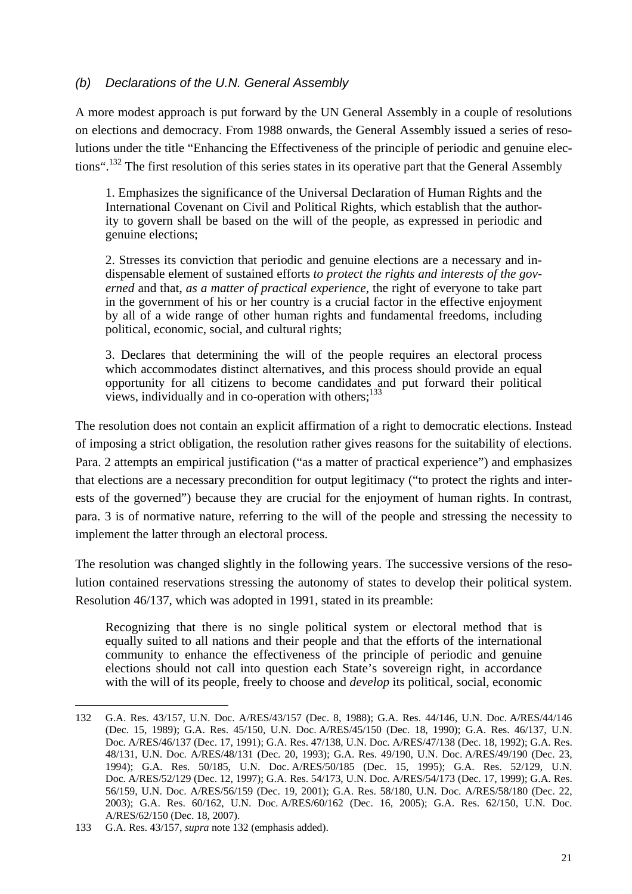### *(b) Declarations of the U.N. General Assembly*

A more modest approach is put forward by the UN General Assembly in a couple of resolutions on elections and democracy. From 1988 onwards, the General Assembly issued a series of resolutions under the title "Enhancing the Effectiveness of the principle of periodic and genuine elections".[132] The first resolution of this series states in its operative part that the General Assembly

> 1. Emphasizes the significance of the Universal Declaration of Human Rights and the International Covenant on Civil and Political Rights, which establish that the authority to govern shall be based on the will of the people, as expressed in periodic and genuine elections;
>
> 2. Stresses its conviction that periodic and genuine elections are a necessary and indispensable element of sustained efforts *to protect the rights and interests of the governed* and that, *as a matter of practical experience*, the right of everyone to take part in the government of his or her country is a crucial factor in the effective enjoyment by all of a wide range of other human rights and fundamental freedoms, including political, economic, social, and cultural rights;
>
> 3. Declares that determining the will of the people requires an electoral process which accommodates distinct alternatives, and this process should provide an equal opportunity for all citizens to become candidates and put forward their political views, individually and in co-operation with others;[133]

The resolution does not contain an explicit affirmation of a right to democratic elections. Instead of imposing a strict obligation, the resolution rather gives reasons for the suitability of elections. Para. 2 attempts an empirical justification ("as a matter of practical experience") and emphasizes that elections are a necessary precondition for output legitimacy ("to protect the rights and interests of the governed") because they are crucial for the enjoyment of human rights. In contrast, para. 3 is of normative nature, referring to the will of the people and stressing the necessity to implement the latter through an electoral process.

The resolution was changed slightly in the following years. The successive versions of the resolution contained reservations stressing the autonomy of states to develop their political system. Resolution 46/137, which was adopted in 1991, stated in its preamble:

> Recognizing that there is no single political system or electoral method that is equally suited to all nations and their people and that the efforts of the international community to enhance the effectiveness of the principle of periodic and genuine elections should not call into question each State's sovereign right, in accordance with the will of its people, freely to choose and *develop* its political, social, economic

---

132 G.A. Res. 43/157, U.N. Doc. A/RES/43/157 (Dec. 8, 1988); G.A. Res. 44/146, U.N. Doc. A/RES/44/146 (Dec. 15, 1989); G.A. Res. 45/150, U.N. Doc. A/RES/45/150 (Dec. 18, 1990); G.A. Res. 46/137, U.N. Doc. A/RES/46/137 (Dec. 17, 1991); G.A. Res. 47/138, U.N. Doc. A/RES/47/138 (Dec. 18, 1992); G.A. Res. 48/131, U.N. Doc. A/RES/48/131 (Dec. 20, 1993); G.A. Res. 49/190, U.N. Doc. A/RES/49/190 (Dec. 23, 1994); G.A. Res. 50/185, U.N. Doc. A/RES/50/185 (Dec. 15, 1995); G.A. Res. 52/129, U.N. Doc. A/RES/52/129 (Dec. 12, 1997); G.A. Res. 54/173, U.N. Doc. A/RES/54/173 (Dec. 17, 1999); G.A. Res. 56/159, U.N. Doc. A/RES/56/159 (Dec. 19, 2001); G.A. Res. 58/180, U.N. Doc. A/RES/58/180 (Dec. 22, 2003); G.A. Res. 60/162, U.N. Doc. A/RES/60/162 (Dec. 16, 2005); G.A. Res. 62/150, U.N. Doc. A/RES/62/150 (Dec. 18, 2007).

133 G.A. Res. 43/157, *supra* note 132 (emphasis added).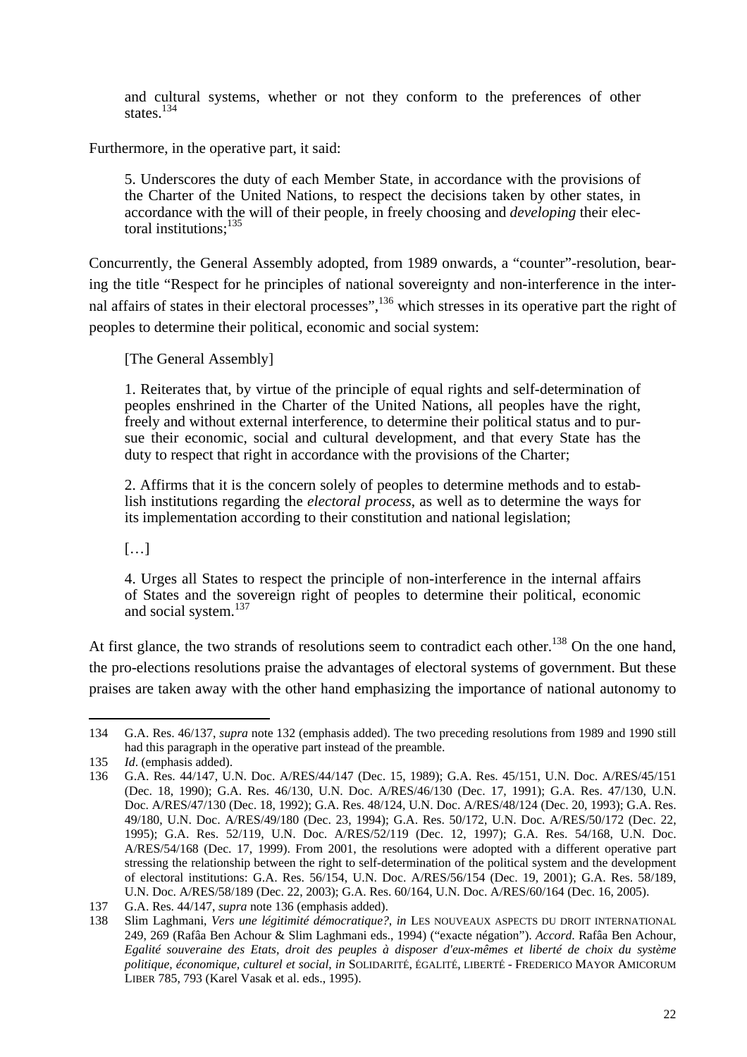and cultural systems, whether or not they conform to the preferences of other states.[134]

Furthermore, in the operative part, it said:

> 5. Underscores the duty of each Member State, in accordance with the provisions of the Charter of the United Nations, to respect the decisions taken by other states, in accordance with the will of their people, in freely choosing and *developing* their electoral institutions;[135]

Concurrently, the General Assembly adopted, from 1989 onwards, a "counter"-resolution, bearing the title "Respect for he principles of national sovereignty and non-interference in the internal affairs of states in their electoral processes",[136] which stresses in its operative part the right of peoples to determine their political, economic and social system:

> [The General Assembly]
>
> 1. Reiterates that, by virtue of the principle of equal rights and self-determination of peoples enshrined in the Charter of the United Nations, all peoples have the right, freely and without external interference, to determine their political status and to pursue their economic, social and cultural development, and that every State has the duty to respect that right in accordance with the provisions of the Charter;
>
> 2. Affirms that it is the concern solely of peoples to determine methods and to establish institutions regarding the *electoral process*, as well as to determine the ways for its implementation according to their constitution and national legislation;
>
> […]
>
> 4. Urges all States to respect the principle of non-interference in the internal affairs of States and the sovereign right of peoples to determine their political, economic and social system.[137]

At first glance, the two strands of resolutions seem to contradict each other.[138] On the one hand, the pro-elections resolutions praise the advantages of electoral systems of government. But these praises are taken away with the other hand emphasizing the importance of national autonomy to

---

134 G.A. Res. 46/137, *supra* note 132 (emphasis added). The two preceding resolutions from 1989 and 1990 still had this paragraph in the operative part instead of the preamble.

135 *Id*. (emphasis added).

136 G.A. Res. 44/147, U.N. Doc. A/RES/44/147 (Dec. 15, 1989); G.A. Res. 45/151, U.N. Doc. A/RES/45/151 (Dec. 18, 1990); G.A. Res. 46/130, U.N. Doc. A/RES/46/130 (Dec. 17, 1991); G.A. Res. 47/130, U.N. Doc. A/RES/47/130 (Dec. 18, 1992); G.A. Res. 48/124, U.N. Doc. A/RES/48/124 (Dec. 20, 1993); G.A. Res. 49/180, U.N. Doc. A/RES/49/180 (Dec. 23, 1994); G.A. Res. 50/172, U.N. Doc. A/RES/50/172 (Dec. 22, 1995); G.A. Res. 52/119, U.N. Doc. A/RES/52/119 (Dec. 12, 1997); G.A. Res. 54/168, U.N. Doc. A/RES/54/168 (Dec. 17, 1999). From 2001, the resolutions were adopted with a different operative part stressing the relationship between the right to self-determination of the political system and the development of electoral institutions: G.A. Res. 56/154, U.N. Doc. A/RES/56/154 (Dec. 19, 2001); G.A. Res. 58/189, U.N. Doc. A/RES/58/189 (Dec. 22, 2003); G.A. Res. 60/164, U.N. Doc. A/RES/60/164 (Dec. 16, 2005).

137 G.A. Res. 44/147, *supra* note 136 (emphasis added).

138 Slim Laghmani, *Vers une légitimité démocratique?*, *in* LES NOUVEAUX ASPECTS DU DROIT INTERNATIONAL 249, 269 (Rafâa Ben Achour & Slim Laghmani eds., 1994) ("exacte négation"). *Accord.* Rafâa Ben Achour, *Egalité souveraine des Etats, droit des peuples à disposer d'eux-mêmes et liberté de choix du système politique, économique, culturel et social, in* SOLIDARITÉ, ÉGALITÉ, LIBERTÉ - FREDERICO MAYOR AMICORUM LIBER 785, 793 (Karel Vasak et al. eds., 1995).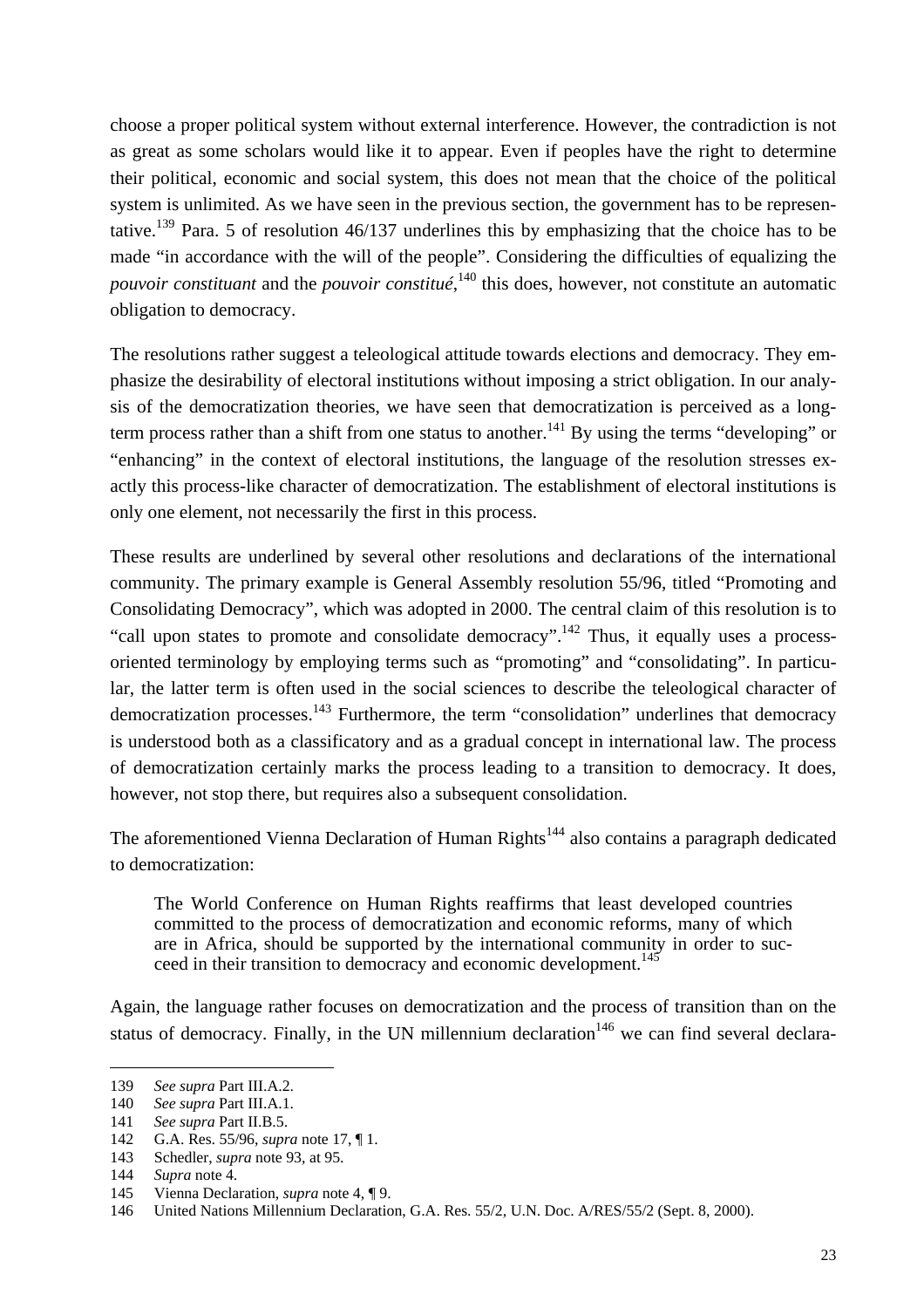choose a proper political system without external interference. However, the contradiction is not as great as some scholars would like it to appear. Even if peoples have the right to determine their political, economic and social system, this does not mean that the choice of the political system is unlimited. As we have seen in the previous section, the government has to be representative.[139] Para. 5 of resolution 46/137 underlines this by emphasizing that the choice has to be made "in accordance with the will of the people". Considering the difficulties of equalizing the *pouvoir constituant* and the *pouvoir constitué*,[140] this does, however, not constitute an automatic obligation to democracy.

The resolutions rather suggest a teleological attitude towards elections and democracy. They emphasize the desirability of electoral institutions without imposing a strict obligation. In our analysis of the democratization theories, we have seen that democratization is perceived as a long-term process rather than a shift from one status to another.[141] By using the terms "developing" or "enhancing" in the context of electoral institutions, the language of the resolution stresses exactly this process-like character of democratization. The establishment of electoral institutions is only one element, not necessarily the first in this process.

These results are underlined by several other resolutions and declarations of the international community. The primary example is General Assembly resolution 55/96, titled "Promoting and Consolidating Democracy", which was adopted in 2000. The central claim of this resolution is to "call upon states to promote and consolidate democracy".[142] Thus, it equally uses a process-oriented terminology by employing terms such as "promoting" and "consolidating". In particular, the latter term is often used in the social sciences to describe the teleological character of democratization processes.[143] Furthermore, the term "consolidation" underlines that democracy is understood both as a classificatory and as a gradual concept in international law. The process of democratization certainly marks the process leading to a transition to democracy. It does, however, not stop there, but requires also a subsequent consolidation.

The aforementioned Vienna Declaration of Human Rights[144] also contains a paragraph dedicated to democratization:

> The World Conference on Human Rights reaffirms that least developed countries committed to the process of democratization and economic reforms, many of which are in Africa, should be supported by the international community in order to succeed in their transition to democracy and economic development.[145]

Again, the language rather focuses on democratization and the process of transition than on the status of democracy. Finally, in the UN millennium declaration[146] we can find several declara-

---

139 *See supra* Part III.A.2.

140 *See supra* Part III.A.1.

141 *See supra* Part II.B.5.

142 G.A. Res. 55/96, *supra* note 17, ¶ 1.

143 Schedler, *supra* note 93, at 95.

144 *Supra* note 4.

145 Vienna Declaration, *supra* note 4, ¶ 9.

146 United Nations Millennium Declaration, G.A. Res. 55/2, U.N. Doc. A/RES/55/2 (Sept. 8, 2000).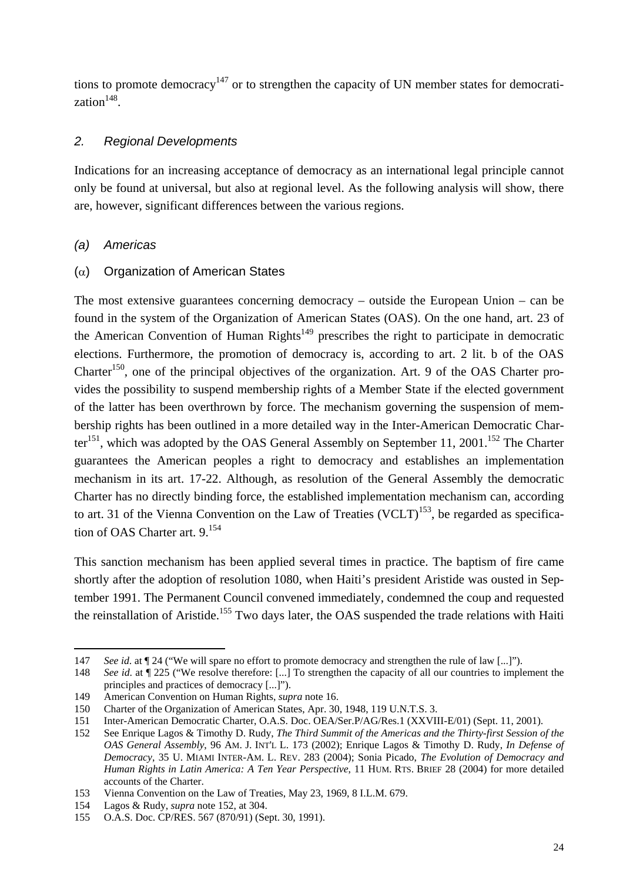tions to promote democracy[147] or to strengthen the capacity of UN member states for democratization[148].

## *2. Regional Developments*

Indications for an increasing acceptance of democracy as an international legal principle cannot only be found at universal, but also at regional level. As the following analysis will show, there are, however, significant differences between the various regions.

### *(a) Americas*

#### (α) Organization of American States

The most extensive guarantees concerning democracy – outside the European Union – can be found in the system of the Organization of American States (OAS). On the one hand, art. 23 of the American Convention of Human Rights[149] prescribes the right to participate in democratic elections. Furthermore, the promotion of democracy is, according to art. 2 lit. b of the OAS Charter[150], one of the principal objectives of the organization. Art. 9 of the OAS Charter provides the possibility to suspend membership rights of a Member State if the elected government of the latter has been overthrown by force. The mechanism governing the suspension of membership rights has been outlined in a more detailed way in the Inter-American Democratic Charter[151], which was adopted by the OAS General Assembly on September 11, 2001.[152] The Charter guarantees the American peoples a right to democracy and establishes an implementation mechanism in its art. 17-22. Although, as resolution of the General Assembly the democratic Charter has no directly binding force, the established implementation mechanism can, according to art. 31 of the Vienna Convention on the Law of Treaties (VCLT)[153], be regarded as specification of OAS Charter art. 9.[154]

This sanction mechanism has been applied several times in practice. The baptism of fire came shortly after the adoption of resolution 1080, when Haiti's president Aristide was ousted in September 1991. The Permanent Council convened immediately, condemned the coup and requested the reinstallation of Aristide.[155] Two days later, the OAS suspended the trade relations with Haiti

---

147 *See id.* at ¶ 24 ("We will spare no effort to promote democracy and strengthen the rule of law [...]").

148 *See id.* at ¶ 225 ("We resolve therefore: [...] To strengthen the capacity of all our countries to implement the principles and practices of democracy [...]").

149 American Convention on Human Rights, *supra* note 16.

150 Charter of the Organization of American States, Apr. 30, 1948, 119 U.N.T.S. 3.

151 Inter-American Democratic Charter, O.A.S. Doc. OEA/Ser.P/AG/Res.1 (XXVIII-E/01) (Sept. 11, 2001).

152 See Enrique Lagos & Timothy D. Rudy, *The Third Summit of the Americas and the Thirty-first Session of the OAS General Assembly*, 96 AM. J. INT'L L. 173 (2002); Enrique Lagos & Timothy D. Rudy, *In Defense of Democracy*, 35 U. MIAMI INTER-AM. L. REV. 283 (2004); Sonia Picado, *The Evolution of Democracy and Human Rights in Latin America: A Ten Year Perspective*, 11 HUM. RTS. BRIEF 28 (2004) for more detailed accounts of the Charter.

153 Vienna Convention on the Law of Treaties, May 23, 1969, 8 I.L.M. 679.

154 Lagos & Rudy, *supra* note 152, at 304.

155 O.A.S. Doc. CP/RES. 567 (870/91) (Sept. 30, 1991).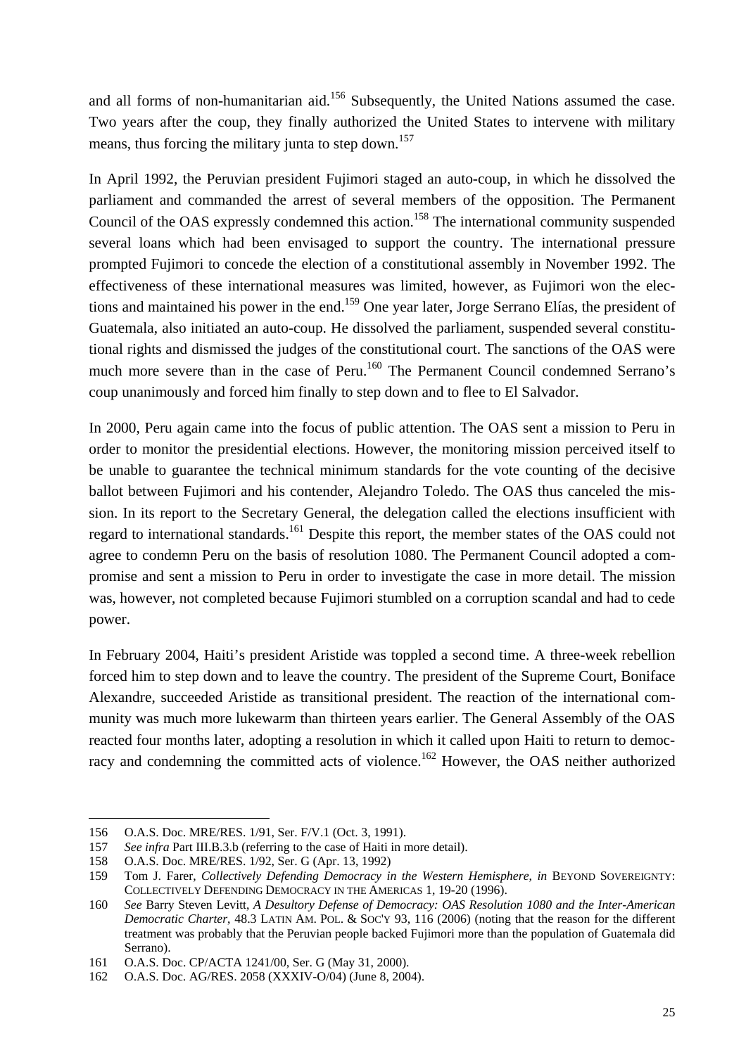and all forms of non-humanitarian aid.[156] Subsequently, the United Nations assumed the case. Two years after the coup, they finally authorized the United States to intervene with military means, thus forcing the military junta to step down.[157]

In April 1992, the Peruvian president Fujimori staged an auto-coup, in which he dissolved the parliament and commanded the arrest of several members of the opposition. The Permanent Council of the OAS expressly condemned this action.[158] The international community suspended several loans which had been envisaged to support the country. The international pressure prompted Fujimori to concede the election of a constitutional assembly in November 1992. The effectiveness of these international measures was limited, however, as Fujimori won the elections and maintained his power in the end.[159] One year later, Jorge Serrano Elías, the president of Guatemala, also initiated an auto-coup. He dissolved the parliament, suspended several constitutional rights and dismissed the judges of the constitutional court. The sanctions of the OAS were much more severe than in the case of Peru.[160] The Permanent Council condemned Serrano's coup unanimously and forced him finally to step down and to flee to El Salvador.

In 2000, Peru again came into the focus of public attention. The OAS sent a mission to Peru in order to monitor the presidential elections. However, the monitoring mission perceived itself to be unable to guarantee the technical minimum standards for the vote counting of the decisive ballot between Fujimori and his contender, Alejandro Toledo. The OAS thus canceled the mission. In its report to the Secretary General, the delegation called the elections insufficient with regard to international standards.[161] Despite this report, the member states of the OAS could not agree to condemn Peru on the basis of resolution 1080. The Permanent Council adopted a compromise and sent a mission to Peru in order to investigate the case in more detail. The mission was, however, not completed because Fujimori stumbled on a corruption scandal and had to cede power.

In February 2004, Haiti's president Aristide was toppled a second time. A three-week rebellion forced him to step down and to leave the country. The president of the Supreme Court, Boniface Alexandre, succeeded Aristide as transitional president. The reaction of the international community was much more lukewarm than thirteen years earlier. The General Assembly of the OAS reacted four months later, adopting a resolution in which it called upon Haiti to return to democracy and condemning the committed acts of violence.[162] However, the OAS neither authorized

---

156 O.A.S. Doc. MRE/RES. 1/91, Ser. F/V.1 (Oct. 3, 1991).

157 *See infra* Part III.B.3.b (referring to the case of Haiti in more detail).

158 O.A.S. Doc. MRE/RES. 1/92, Ser. G (Apr. 13, 1992)

159 Tom J. Farer, *Collectively Defending Democracy in the Western Hemisphere*, *in* BEYOND SOVEREIGNTY: COLLECTIVELY DEFENDING DEMOCRACY IN THE AMERICAS 1, 19-20 (1996).

160 *See* Barry Steven Levitt, *A Desultory Defense of Democracy: OAS Resolution 1080 and the Inter-American Democratic Charter*, 48.3 LATIN AM. POL. & SOC'Y 93, 116 (2006) (noting that the reason for the different treatment was probably that the Peruvian people backed Fujimori more than the population of Guatemala did Serrano).

161 O.A.S. Doc. CP/ACTA 1241/00, Ser. G (May 31, 2000).

162 O.A.S. Doc. AG/RES. 2058 (XXXIV-O/04) (June 8, 2004).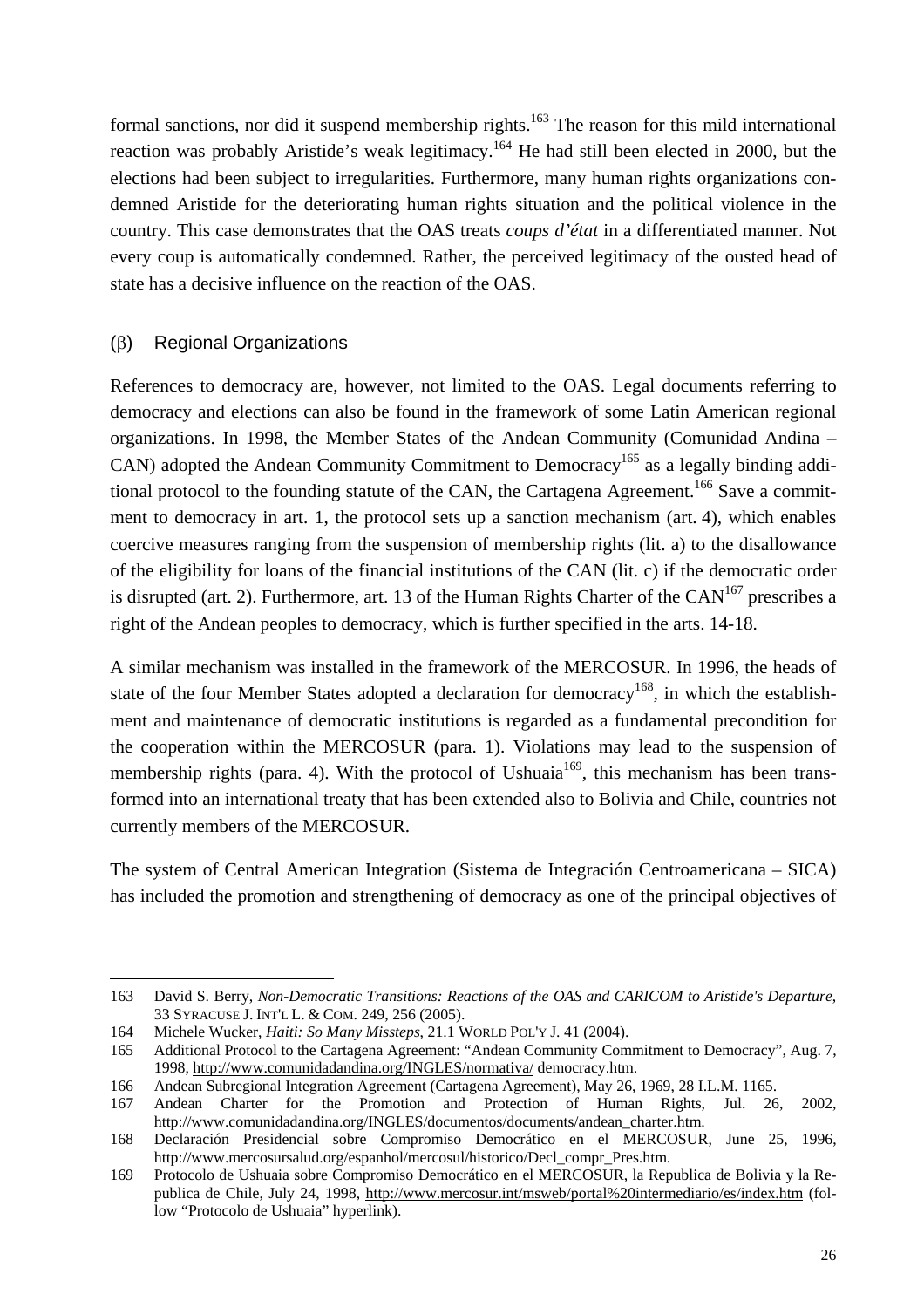formal sanctions, nor did it suspend membership rights.[163] The reason for this mild international reaction was probably Aristide's weak legitimacy.[164] He had still been elected in 2000, but the elections had been subject to irregularities. Furthermore, many human rights organizations condemned Aristide for the deteriorating human rights situation and the political violence in the country. This case demonstrates that the OAS treats *coups d'état* in a differentiated manner. Not every coup is automatically condemned. Rather, the perceived legitimacy of the ousted head of state has a decisive influence on the reaction of the OAS.

### (β) Regional Organizations

References to democracy are, however, not limited to the OAS. Legal documents referring to democracy and elections can also be found in the framework of some Latin American regional organizations. In 1998, the Member States of the Andean Community (Comunidad Andina – CAN) adopted the Andean Community Commitment to Democracy[165] as a legally binding additional protocol to the founding statute of the CAN, the Cartagena Agreement.[166] Save a commitment to democracy in art. 1, the protocol sets up a sanction mechanism (art. 4), which enables coercive measures ranging from the suspension of membership rights (lit. a) to the disallowance of the eligibility for loans of the financial institutions of the CAN (lit. c) if the democratic order is disrupted (art. 2). Furthermore, art. 13 of the Human Rights Charter of the CAN[167] prescribes a right of the Andean peoples to democracy, which is further specified in the arts. 14-18.

A similar mechanism was installed in the framework of the MERCOSUR. In 1996, the heads of state of the four Member States adopted a declaration for democracy[168], in which the establishment and maintenance of democratic institutions is regarded as a fundamental precondition for the cooperation within the MERCOSUR (para. 1). Violations may lead to the suspension of membership rights (para. 4). With the protocol of Ushuaia[169], this mechanism has been transformed into an international treaty that has been extended also to Bolivia and Chile, countries not currently members of the MERCOSUR.

The system of Central American Integration (Sistema de Integración Centroamericana – SICA) has included the promotion and strengthening of democracy as one of the principal objectives of

---

163 David S. Berry, *Non-Democratic Transitions: Reactions of the OAS and CARICOM to Aristide's Departure*, 33 SYRACUSE J. INT'L L. & COM. 249, 256 (2005).

164 Michele Wucker, *Haiti: So Many Missteps*, 21.1 WORLD POL'Y J. 41 (2004).

165 Additional Protocol to the Cartagena Agreement: "Andean Community Commitment to Democracy", Aug. 7, 1998, http://www.comunidadandina.org/INGLES/normativa/ democracy.htm.

166 Andean Subregional Integration Agreement (Cartagena Agreement), May 26, 1969, 28 I.L.M. 1165.

167 Andean Charter for the Promotion and Protection of Human Rights, Jul. 26, 2002, http://www.comunidadandina.org/INGLES/documentos/documents/andean_charter.htm.

168 Declaración Presidencial sobre Compromiso Democrático en el MERCOSUR, June 25, 1996, http://www.mercosursalud.org/espanhol/mercosul/historico/Decl_compr_Pres.htm.

169 Protocolo de Ushuaia sobre Compromiso Democrático en el MERCOSUR, la Republica de Bolivia y la Republica de Chile, July 24, 1998, http://www.mercosur.int/msweb/portal%20intermediario/es/index.htm (follow "Protocolo de Ushuaia" hyperlink).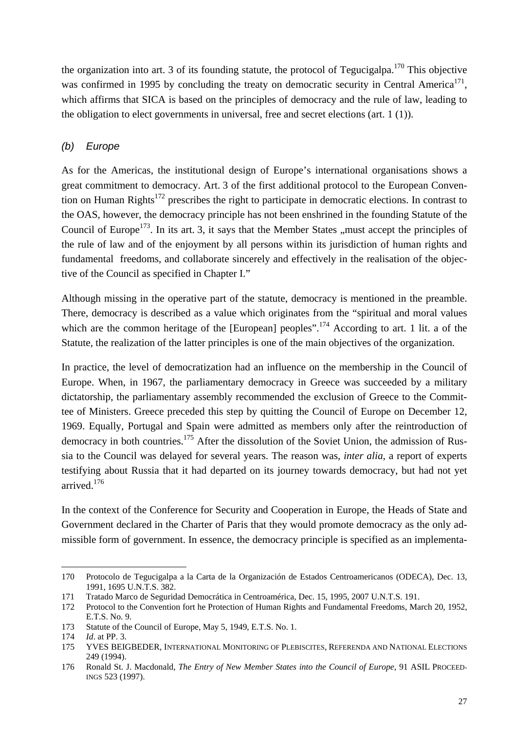the organization into art. 3 of its founding statute, the protocol of Tegucigalpa.[170] This objective was confirmed in 1995 by concluding the treaty on democratic security in Central America[171], which affirms that SICA is based on the principles of democracy and the rule of law, leading to the obligation to elect governments in universal, free and secret elections (art. 1 (1)).

### *(b) Europe*

As for the Americas, the institutional design of Europe's international organisations shows a great commitment to democracy. Art. 3 of the first additional protocol to the European Convention on Human Rights[172] prescribes the right to participate in democratic elections. In contrast to the OAS, however, the democracy principle has not been enshrined in the founding Statute of the Council of Europe[173]. In its art. 3, it says that the Member States „must accept the principles of the rule of law and of the enjoyment by all persons within its jurisdiction of human rights and fundamental freedoms, and collaborate sincerely and effectively in the realisation of the objective of the Council as specified in Chapter I."

Although missing in the operative part of the statute, democracy is mentioned in the preamble. There, democracy is described as a value which originates from the "spiritual and moral values which are the common heritage of the [European] peoples".[174] According to art. 1 lit. a of the Statute, the realization of the latter principles is one of the main objectives of the organization.

In practice, the level of democratization had an influence on the membership in the Council of Europe. When, in 1967, the parliamentary democracy in Greece was succeeded by a military dictatorship, the parliamentary assembly recommended the exclusion of Greece to the Committee of Ministers. Greece preceded this step by quitting the Council of Europe on December 12, 1969. Equally, Portugal and Spain were admitted as members only after the reintroduction of democracy in both countries.[175] After the dissolution of the Soviet Union, the admission of Russia to the Council was delayed for several years. The reason was, *inter alia*, a report of experts testifying about Russia that it had departed on its journey towards democracy, but had not yet arrived.[176]

In the context of the Conference for Security and Cooperation in Europe, the Heads of State and Government declared in the Charter of Paris that they would promote democracy as the only admissible form of government. In essence, the democracy principle is specified as an implementa-

---

170 Protocolo de Tegucigalpa a la Carta de la Organización de Estados Centroamericanos (ODECA), Dec. 13, 1991, 1695 U.N.T.S. 382.

171 Tratado Marco de Seguridad Democrática in Centroamérica, Dec. 15, 1995, 2007 U.N.T.S. 191.

172 Protocol to the Convention fort he Protection of Human Rights and Fundamental Freedoms, March 20, 1952, E.T.S. No. 9.

173 Statute of the Council of Europe, May 5, 1949, E.T.S. No. 1.

174 *Id*. at PP. 3.

175 YVES BEIGBEDER, INTERNATIONAL MONITORING OF PLEBISCITES, REFERENDA AND NATIONAL ELECTIONS 249 (1994).

176 Ronald St. J. Macdonald, *The Entry of New Member States into the Council of Europe*, 91 ASIL PROCEEDINGS 523 (1997).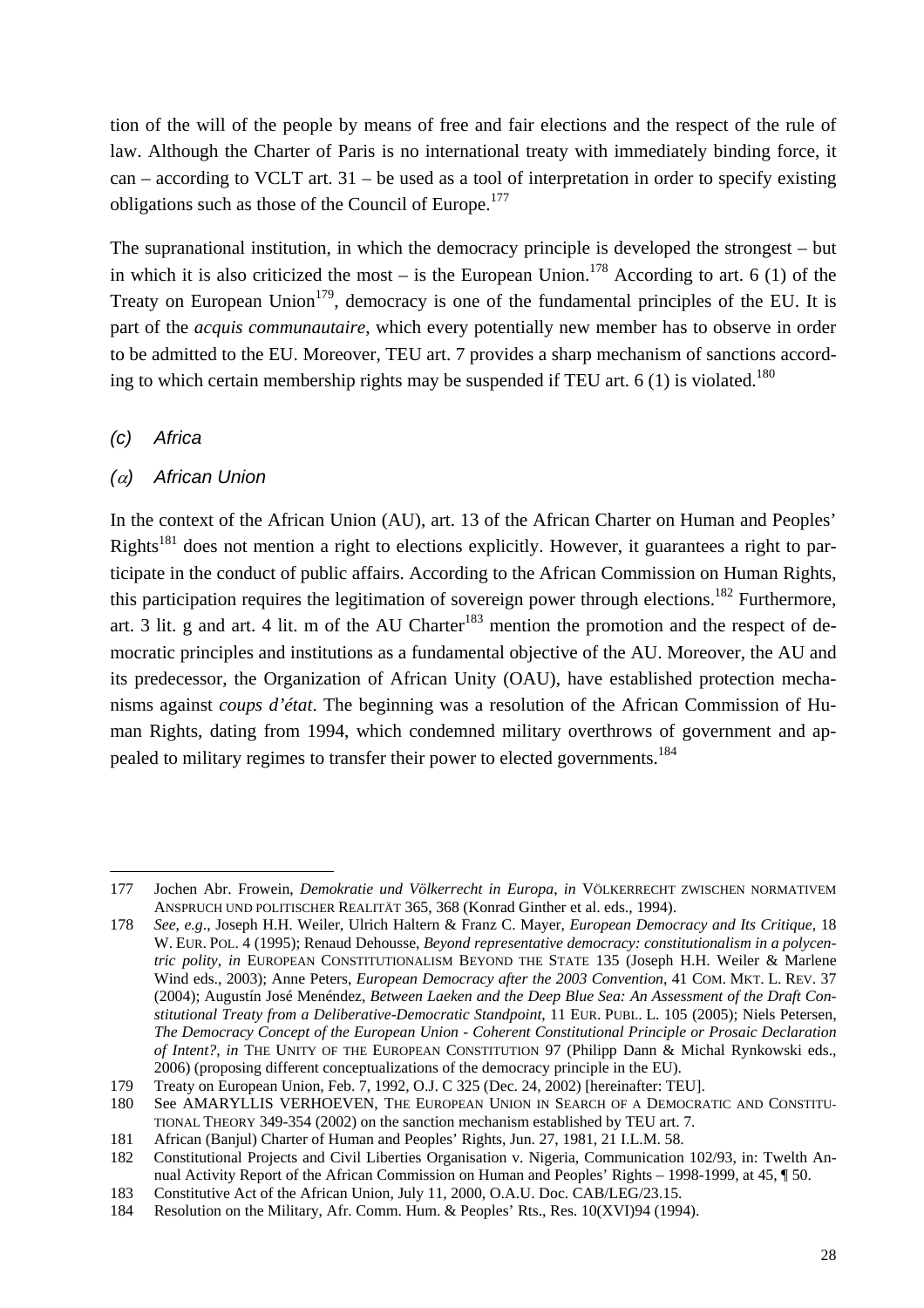tion of the will of the people by means of free and fair elections and the respect of the rule of law. Although the Charter of Paris is no international treaty with immediately binding force, it can – according to VCLT art. 31 – be used as a tool of interpretation in order to specify existing obligations such as those of the Council of Europe.[177]

The supranational institution, in which the democracy principle is developed the strongest – but in which it is also criticized the most – is the European Union.[178] According to art. 6 (1) of the Treaty on European Union[179], democracy is one of the fundamental principles of the EU. It is part of the *acquis communautaire*, which every potentially new member has to observe in order to be admitted to the EU. Moreover, TEU art. 7 provides a sharp mechanism of sanctions according to which certain membership rights may be suspended if TEU art. 6 (1) is violated.[180]

### *(c) Africa*

#### *(α) African Union*

In the context of the African Union (AU), art. 13 of the African Charter on Human and Peoples' Rights[181] does not mention a right to elections explicitly. However, it guarantees a right to participate in the conduct of public affairs. According to the African Commission on Human Rights, this participation requires the legitimation of sovereign power through elections.[182] Furthermore, art. 3 lit. g and art. 4 lit. m of the AU Charter[183] mention the promotion and the respect of democratic principles and institutions as a fundamental objective of the AU. Moreover, the AU and its predecessor, the Organization of African Unity (OAU), have established protection mechanisms against *coups d'état*. The beginning was a resolution of the African Commission of Human Rights, dating from 1994, which condemned military overthrows of government and appealed to military regimes to transfer their power to elected governments.[184]

---

177 Jochen Abr. Frowein, *Demokratie und Völkerrecht in Europa*, *in* VÖLKERRECHT ZWISCHEN NORMATIVEM ANSPRUCH UND POLITISCHER REALITÄT 365, 368 (Konrad Ginther et al. eds., 1994).

178 *See, e.g.*, Joseph H.H. Weiler, Ulrich Haltern & Franz C. Mayer, *European Democracy and Its Critique*, 18 W. EUR. POL. 4 (1995); Renaud Dehousse, *Beyond representative democracy: constitutionalism in a polycentric polity*, *in* EUROPEAN CONSTITUTIONALISM BEYOND THE STATE 135 (Joseph H.H. Weiler & Marlene Wind eds., 2003); Anne Peters, *European Democracy after the 2003 Convention*, 41 COM. MKT. L. REV. 37 (2004); Augustín José Menéndez, *Between Laeken and the Deep Blue Sea: An Assessment of the Draft Constitutional Treaty from a Deliberative-Democratic Standpoint*, 11 EUR. PUBL. L. 105 (2005); Niels Petersen, *The Democracy Concept of the European Union - Coherent Constitutional Principle or Prosaic Declaration of Intent?*, *in* THE UNITY OF THE EUROPEAN CONSTITUTION 97 (Philipp Dann & Michal Rynkowski eds., 2006) (proposing different conceptualizations of the democracy principle in the EU).

179 Treaty on European Union, Feb. 7, 1992, O.J. C 325 (Dec. 24, 2002) [hereinafter: TEU].

180 See AMARYLLIS VERHOEVEN, THE EUROPEAN UNION IN SEARCH OF A DEMOCRATIC AND CONSTITUTIONAL THEORY 349-354 (2002) on the sanction mechanism established by TEU art. 7.

181 African (Banjul) Charter of Human and Peoples' Rights, Jun. 27, 1981, 21 I.L.M. 58.

182 Constitutional Projects and Civil Liberties Organisation v. Nigeria, Communication 102/93, in: Twelth Annual Activity Report of the African Commission on Human and Peoples' Rights – 1998-1999, at 45, ¶ 50.

183 Constitutive Act of the African Union, July 11, 2000, O.A.U. Doc. CAB/LEG/23.15.

184 Resolution on the Military, Afr. Comm. Hum. & Peoples' Rts., Res. 10(XVI)94 (1994).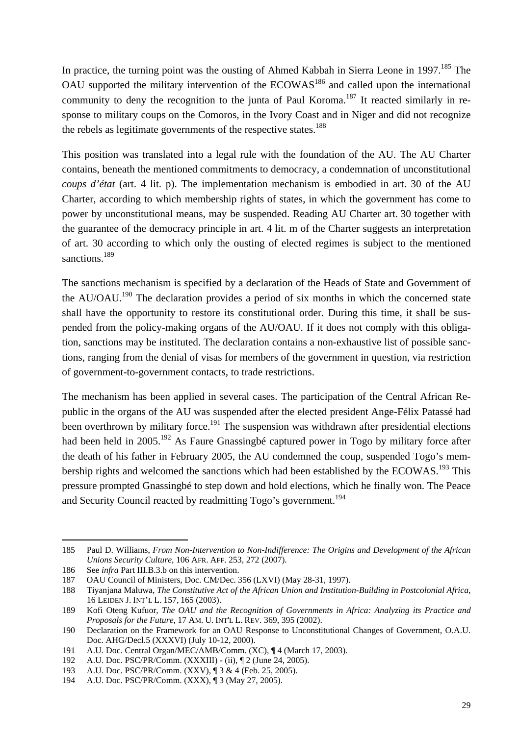In practice, the turning point was the ousting of Ahmed Kabbah in Sierra Leone in 1997.[185] The OAU supported the military intervention of the ECOWAS[186] and called upon the international community to deny the recognition to the junta of Paul Koroma.[187] It reacted similarly in response to military coups on the Comoros, in the Ivory Coast and in Niger and did not recognize the rebels as legitimate governments of the respective states.[188]

This position was translated into a legal rule with the foundation of the AU. The AU Charter contains, beneath the mentioned commitments to democracy, a condemnation of unconstitutional *coups d'état* (art. 4 lit. p). The implementation mechanism is embodied in art. 30 of the AU Charter, according to which membership rights of states, in which the government has come to power by unconstitutional means, may be suspended. Reading AU Charter art. 30 together with the guarantee of the democracy principle in art. 4 lit. m of the Charter suggests an interpretation of art. 30 according to which only the ousting of elected regimes is subject to the mentioned sanctions.[189]

The sanctions mechanism is specified by a declaration of the Heads of State and Government of the AU/OAU.[190] The declaration provides a period of six months in which the concerned state shall have the opportunity to restore its constitutional order. During this time, it shall be suspended from the policy-making organs of the AU/OAU. If it does not comply with this obligation, sanctions may be instituted. The declaration contains a non-exhaustive list of possible sanctions, ranging from the denial of visas for members of the government in question, via restriction of government-to-government contacts, to trade restrictions.

The mechanism has been applied in several cases. The participation of the Central African Republic in the organs of the AU was suspended after the elected president Ange-Félix Patassé had been overthrown by military force.[191] The suspension was withdrawn after presidential elections had been held in 2005.[192] As Faure Gnassingbé captured power in Togo by military force after the death of his father in February 2005, the AU condemned the coup, suspended Togo's membership rights and welcomed the sanctions which had been established by the ECOWAS.[193] This pressure prompted Gnassingbé to step down and hold elections, which he finally won. The Peace and Security Council reacted by readmitting Togo's government.[194]

---

185 Paul D. Williams, *From Non-Intervention to Non-Indifference: The Origins and Development of the African Unions Security Culture*, 106 AFR. AFF. 253, 272 (2007).

186 See *infra* Part III.B.3.b on this intervention.

187 OAU Council of Ministers, Doc. CM/Dec. 356 (LXVI) (May 28-31, 1997).

188 Tiyanjana Maluwa, *The Constitutive Act of the African Union and Institution-Building in Postcolonial Africa*, 16 LEIDEN J. INT'L L. 157, 165 (2003).

189 Kofi Oteng Kufuor, *The OAU and the Recognition of Governments in Africa: Analyzing its Practice and Proposals for the Future*, 17 AM. U. INT'L L. REV. 369, 395 (2002).

190 Declaration on the Framework for an OAU Response to Unconstitutional Changes of Government, O.A.U. Doc. AHG/Decl.5 (XXXVI) (July 10-12, 2000).

191 A.U. Doc. Central Organ/MEC/AMB/Comm. (XC), ¶ 4 (March 17, 2003).

192 A.U. Doc. PSC/PR/Comm. (XXXIII) - (ii), ¶ 2 (June 24, 2005).

193 A.U. Doc. PSC/PR/Comm. (XXV), ¶ 3 & 4 (Feb. 25, 2005).

194 A.U. Doc. PSC/PR/Comm. (XXX), ¶ 3 (May 27, 2005).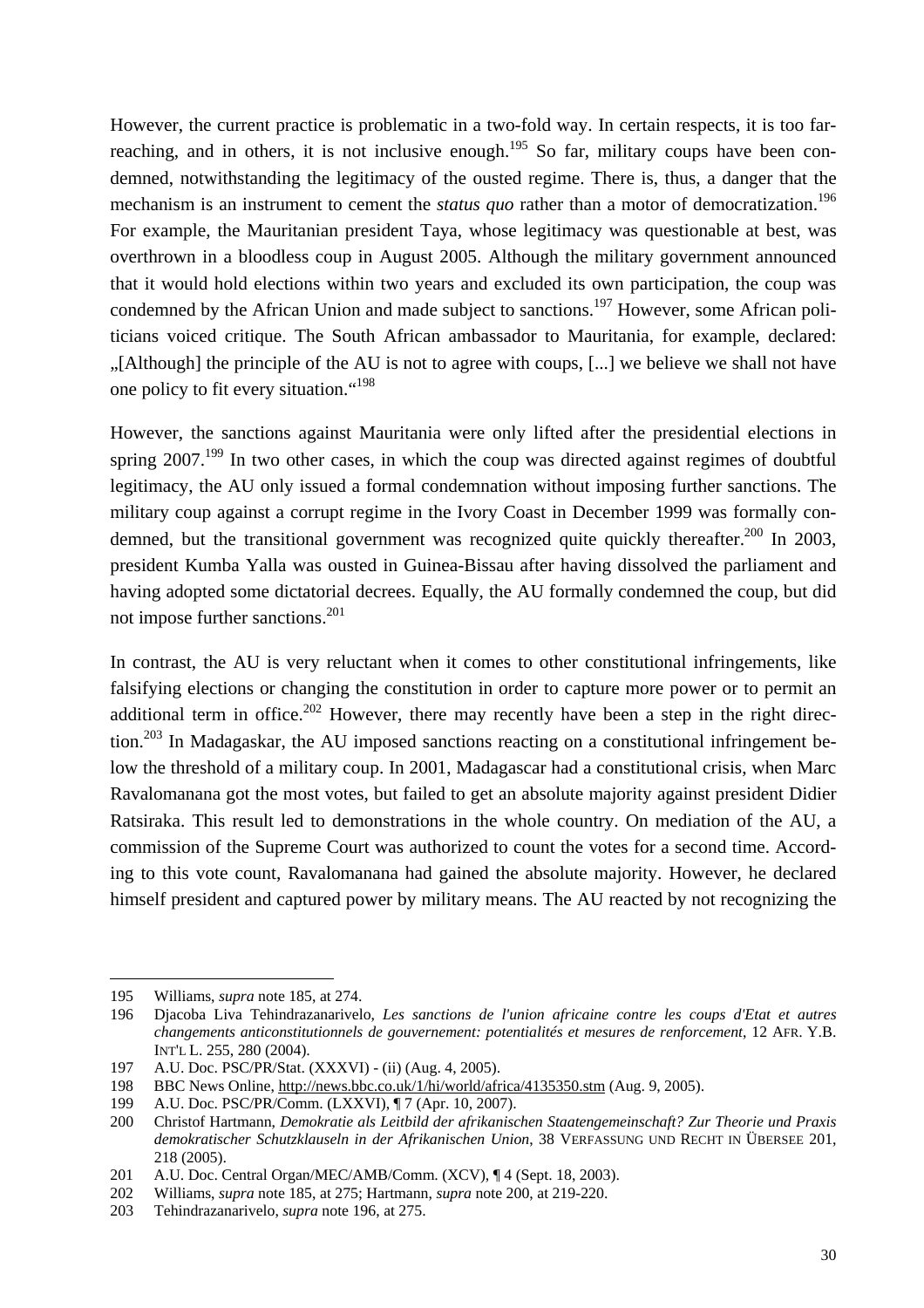However, the current practice is problematic in a two-fold way. In certain respects, it is too far-reaching, and in others, it is not inclusive enough.[195] So far, military coups have been condemned, notwithstanding the legitimacy of the ousted regime. There is, thus, a danger that the mechanism is an instrument to cement the *status quo* rather than a motor of democratization.[196] For example, the Mauritanian president Taya, whose legitimacy was questionable at best, was overthrown in a bloodless coup in August 2005. Although the military government announced that it would hold elections within two years and excluded its own participation, the coup was condemned by the African Union and made subject to sanctions.[197] However, some African politicians voiced critique. The South African ambassador to Mauritania, for example, declared: „[Although] the principle of the AU is not to agree with coups, [...] we believe we shall not have one policy to fit every situation."[198]

However, the sanctions against Mauritania were only lifted after the presidential elections in spring 2007.[199] In two other cases, in which the coup was directed against regimes of doubtful legitimacy, the AU only issued a formal condemnation without imposing further sanctions. The military coup against a corrupt regime in the Ivory Coast in December 1999 was formally condemned, but the transitional government was recognized quite quickly thereafter.[200] In 2003, president Kumba Yalla was ousted in Guinea-Bissau after having dissolved the parliament and having adopted some dictatorial decrees. Equally, the AU formally condemned the coup, but did not impose further sanctions.[201]

In contrast, the AU is very reluctant when it comes to other constitutional infringements, like falsifying elections or changing the constitution in order to capture more power or to permit an additional term in office.[202] However, there may recently have been a step in the right direction.[203] In Madagaskar, the AU imposed sanctions reacting on a constitutional infringement below the threshold of a military coup. In 2001, Madagascar had a constitutional crisis, when Marc Ravalomanana got the most votes, but failed to get an absolute majority against president Didier Ratsiraka. This result led to demonstrations in the whole country. On mediation of the AU, a commission of the Supreme Court was authorized to count the votes for a second time. According to this vote count, Ravalomanana had gained the absolute majority. However, he declared himself president and captured power by military means. The AU reacted by not recognizing the

---

195 Williams, *supra* note 185, at 274.

196 Djacoba Liva Tehindrazanarivelo, *Les sanctions de l'union africaine contre les coups d'Etat et autres changements anticonstitutionnels de gouvernement: potentialités et mesures de renforcement*, 12 AFR. Y.B. INT'L L. 255, 280 (2004).

197 A.U. Doc. PSC/PR/Stat. (XXXVI) - (ii) (Aug. 4, 2005).

198 BBC News Online, http://news.bbc.co.uk/1/hi/world/africa/4135350.stm (Aug. 9, 2005).

199 A.U. Doc. PSC/PR/Comm. (LXXVI), ¶ 7 (Apr. 10, 2007).

200 Christof Hartmann, *Demokratie als Leitbild der afrikanischen Staatengemeinschaft? Zur Theorie und Praxis demokratischer Schutzklauseln in der Afrikanischen Union*, 38 VERFASSUNG UND RECHT IN ÜBERSEE 201, 218 (2005).

201 A.U. Doc. Central Organ/MEC/AMB/Comm. (XCV), ¶ 4 (Sept. 18, 2003).

202 Williams, *supra* note 185, at 275; Hartmann, *supra* note 200, at 219-220.

203 Tehindrazanarivelo, *supra* note 196, at 275.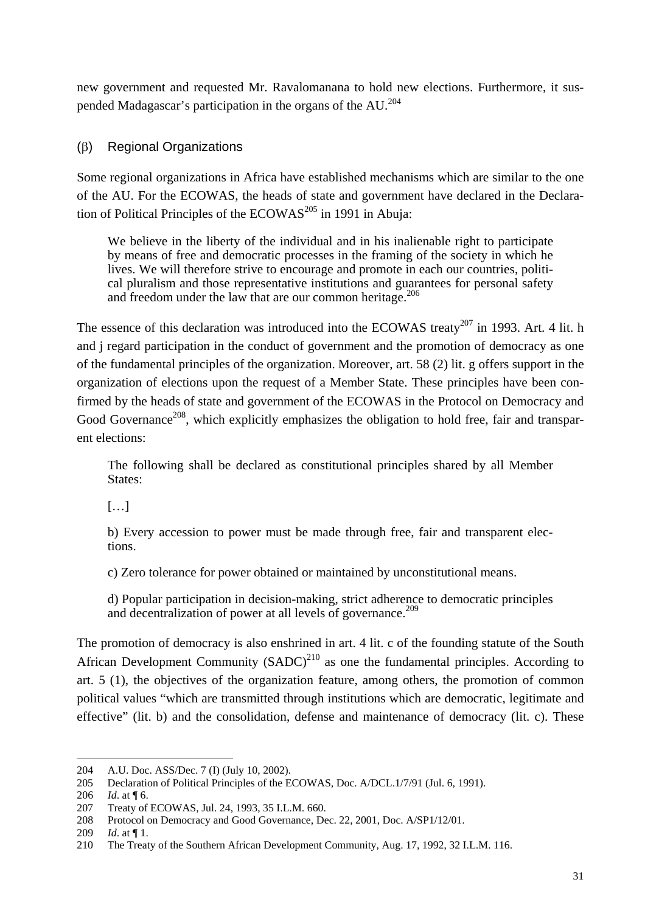new government and requested Mr. Ravalomanana to hold new elections. Furthermore, it suspended Madagascar's participation in the organs of the AU.[204]

### (β) Regional Organizations

Some regional organizations in Africa have established mechanisms which are similar to the one of the AU. For the ECOWAS, the heads of state and government have declared in the Declaration of Political Principles of the ECOWAS[205] in 1991 in Abuja:

> We believe in the liberty of the individual and in his inalienable right to participate by means of free and democratic processes in the framing of the society in which he lives. We will therefore strive to encourage and promote in each our countries, political pluralism and those representative institutions and guarantees for personal safety and freedom under the law that are our common heritage.[206]

The essence of this declaration was introduced into the ECOWAS treaty[207] in 1993. Art. 4 lit. h and j regard participation in the conduct of government and the promotion of democracy as one of the fundamental principles of the organization. Moreover, art. 58 (2) lit. g offers support in the organization of elections upon the request of a Member State. These principles have been confirmed by the heads of state and government of the ECOWAS in the Protocol on Democracy and Good Governance[208], which explicitly emphasizes the obligation to hold free, fair and transparent elections:

> The following shall be declared as constitutional principles shared by all Member States:
>
> […]
>
> b) Every accession to power must be made through free, fair and transparent elections.
>
> c) Zero tolerance for power obtained or maintained by unconstitutional means.
>
> d) Popular participation in decision-making, strict adherence to democratic principles and decentralization of power at all levels of governance.[209]

The promotion of democracy is also enshrined in art. 4 lit. c of the founding statute of the South African Development Community (SADC)[210] as one the fundamental principles. According to art. 5 (1), the objectives of the organization feature, among others, the promotion of common political values "which are transmitted through institutions which are democratic, legitimate and effective" (lit. b) and the consolidation, defense and maintenance of democracy (lit. c). These

---

204 A.U. Doc. ASS/Dec. 7 (I) (July 10, 2002).

205 Declaration of Political Principles of the ECOWAS, Doc. A/DCL.1/7/91 (Jul. 6, 1991).

206 *Id*. at ¶ 6.

207 Treaty of ECOWAS, Jul. 24, 1993, 35 I.L.M. 660.

208 Protocol on Democracy and Good Governance, Dec. 22, 2001, Doc. A/SP1/12/01.

209 *Id*. at ¶ 1.

210 The Treaty of the Southern African Development Community, Aug. 17, 1992, 32 I.L.M. 116.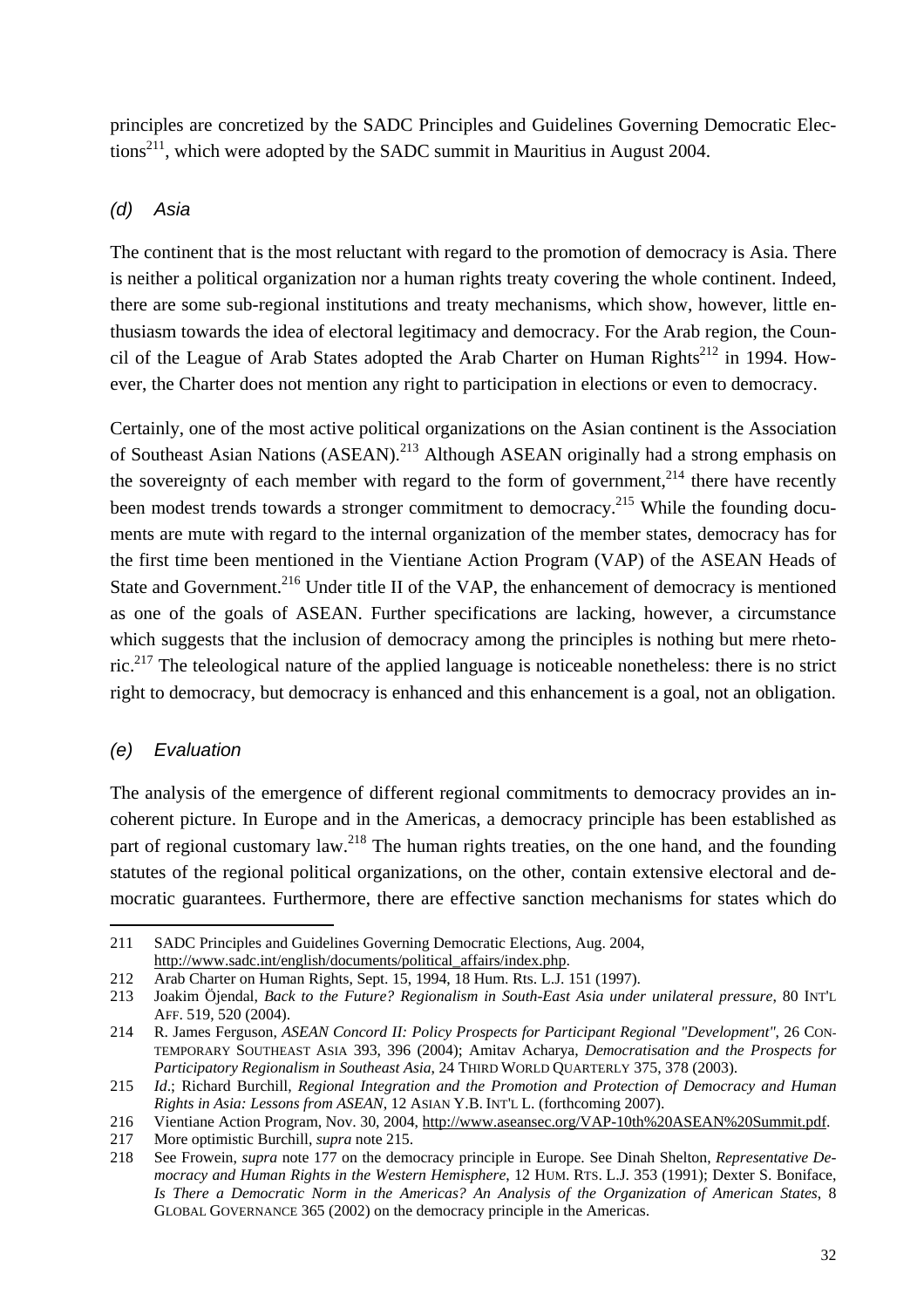principles are concretized by the SADC Principles and Guidelines Governing Democratic Elections[211], which were adopted by the SADC summit in Mauritius in August 2004.

### *(d) Asia*

The continent that is the most reluctant with regard to the promotion of democracy is Asia. There is neither a political organization nor a human rights treaty covering the whole continent. Indeed, there are some sub-regional institutions and treaty mechanisms, which show, however, little enthusiasm towards the idea of electoral legitimacy and democracy. For the Arab region, the Council of the League of Arab States adopted the Arab Charter on Human Rights[212] in 1994. However, the Charter does not mention any right to participation in elections or even to democracy.

Certainly, one of the most active political organizations on the Asian continent is the Association of Southeast Asian Nations (ASEAN).[213] Although ASEAN originally had a strong emphasis on the sovereignty of each member with regard to the form of government,[214] there have recently been modest trends towards a stronger commitment to democracy.[215] While the founding documents are mute with regard to the internal organization of the member states, democracy has for the first time been mentioned in the Vientiane Action Program (VAP) of the ASEAN Heads of State and Government.[216] Under title II of the VAP, the enhancement of democracy is mentioned as one of the goals of ASEAN. Further specifications are lacking, however, a circumstance which suggests that the inclusion of democracy among the principles is nothing but mere rhetoric.[217] The teleological nature of the applied language is noticeable nonetheless: there is no strict right to democracy, but democracy is enhanced and this enhancement is a goal, not an obligation.

### *(e) Evaluation*

The analysis of the emergence of different regional commitments to democracy provides an incoherent picture. In Europe and in the Americas, a democracy principle has been established as part of regional customary law.[218] The human rights treaties, on the one hand, and the founding statutes of the regional political organizations, on the other, contain extensive electoral and democratic guarantees. Furthermore, there are effective sanction mechanisms for states which do

---

211 SADC Principles and Guidelines Governing Democratic Elections, Aug. 2004, http://www.sadc.int/english/documents/political_affairs/index.php.

212 Arab Charter on Human Rights, Sept. 15, 1994, 18 Hum. Rts. L.J. 151 (1997).

213 Joakim Öjendal, *Back to the Future? Regionalism in South-East Asia under unilateral pressure*, 80 INT'L AFF. 519, 520 (2004).

214 R. James Ferguson, *ASEAN Concord II: Policy Prospects for Participant Regional "Development"*, 26 CONTEMPORARY SOUTHEAST ASIA 393, 396 (2004); Amitav Acharya, *Democratisation and the Prospects for Participatory Regionalism in Southeast Asia*, 24 THIRD WORLD QUARTERLY 375, 378 (2003).

215 *Id*.; Richard Burchill, *Regional Integration and the Promotion and Protection of Democracy and Human Rights in Asia: Lessons from ASEAN*, 12 ASIAN Y.B. INT'L L. (forthcoming 2007).

216 Vientiane Action Program, Nov. 30, 2004, http://www.aseansec.org/VAP-10th%20ASEAN%20Summit.pdf.

217 More optimistic Burchill, *supra* note 215.

218 See Frowein, *supra* note 177 on the democracy principle in Europe. See Dinah Shelton, *Representative Democracy and Human Rights in the Western Hemisphere*, 12 HUM. RTS. L.J. 353 (1991); Dexter S. Boniface, *Is There a Democratic Norm in the Americas? An Analysis of the Organization of American States*, 8 GLOBAL GOVERNANCE 365 (2002) on the democracy principle in the Americas.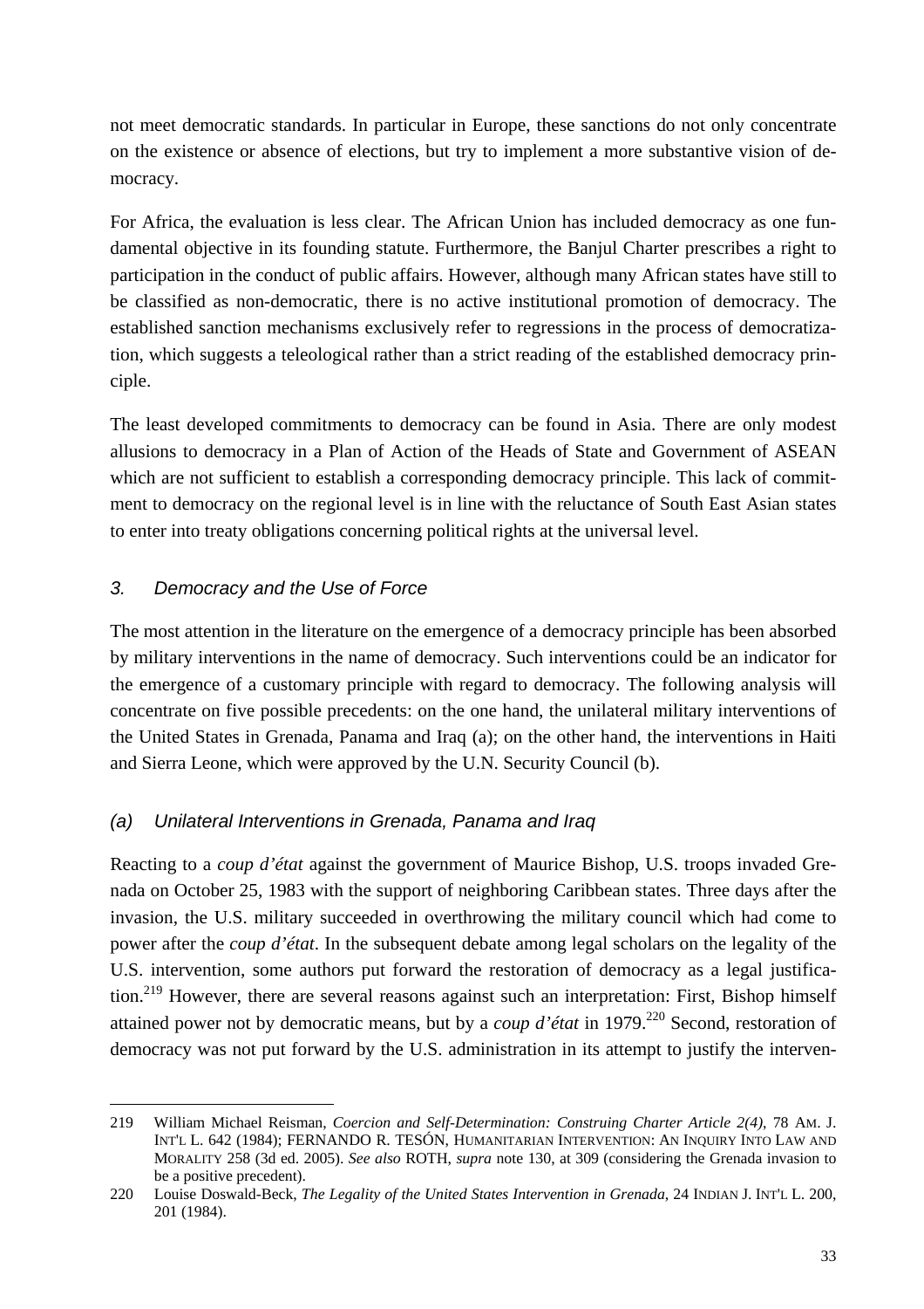not meet democratic standards. In particular in Europe, these sanctions do not only concentrate on the existence or absence of elections, but try to implement a more substantive vision of democracy.

For Africa, the evaluation is less clear. The African Union has included democracy as one fundamental objective in its founding statute. Furthermore, the Banjul Charter prescribes a right to participation in the conduct of public affairs. However, although many African states have still to be classified as non-democratic, there is no active institutional promotion of democracy. The established sanction mechanisms exclusively refer to regressions in the process of democratization, which suggests a teleological rather than a strict reading of the established democracy principle.

The least developed commitments to democracy can be found in Asia. There are only modest allusions to democracy in a Plan of Action of the Heads of State and Government of ASEAN which are not sufficient to establish a corresponding democracy principle. This lack of commitment to democracy on the regional level is in line with the reluctance of South East Asian states to enter into treaty obligations concerning political rights at the universal level.

### *3. Democracy and the Use of Force*

The most attention in the literature on the emergence of a democracy principle has been absorbed by military interventions in the name of democracy. Such interventions could be an indicator for the emergence of a customary principle with regard to democracy. The following analysis will concentrate on five possible precedents: on the one hand, the unilateral military interventions of the United States in Grenada, Panama and Iraq (a); on the other hand, the interventions in Haiti and Sierra Leone, which were approved by the U.N. Security Council (b).

#### *(a) Unilateral Interventions in Grenada, Panama and Iraq*

Reacting to a *coup d'état* against the government of Maurice Bishop, U.S. troops invaded Grenada on October 25, 1983 with the support of neighboring Caribbean states. Three days after the invasion, the U.S. military succeeded in overthrowing the military council which had come to power after the *coup d'état*. In the subsequent debate among legal scholars on the legality of the U.S. intervention, some authors put forward the restoration of democracy as a legal justification.[219] However, there are several reasons against such an interpretation: First, Bishop himself attained power not by democratic means, but by a *coup d'état* in 1979.[220] Second, restoration of democracy was not put forward by the U.S. administration in its attempt to justify the interven-

---

219 William Michael Reisman, *Coercion and Self-Determination: Construing Charter Article 2(4)*, 78 AM. J. INT'L L. 642 (1984); FERNANDO R. TESÓN, HUMANITARIAN INTERVENTION: AN INQUIRY INTO LAW AND MORALITY 258 (3d ed. 2005). *See also* ROTH, *supra* note 130, at 309 (considering the Grenada invasion to be a positive precedent).

220 Louise Doswald-Beck, *The Legality of the United States Intervention in Grenada*, 24 INDIAN J. INT'L L. 200, 201 (1984).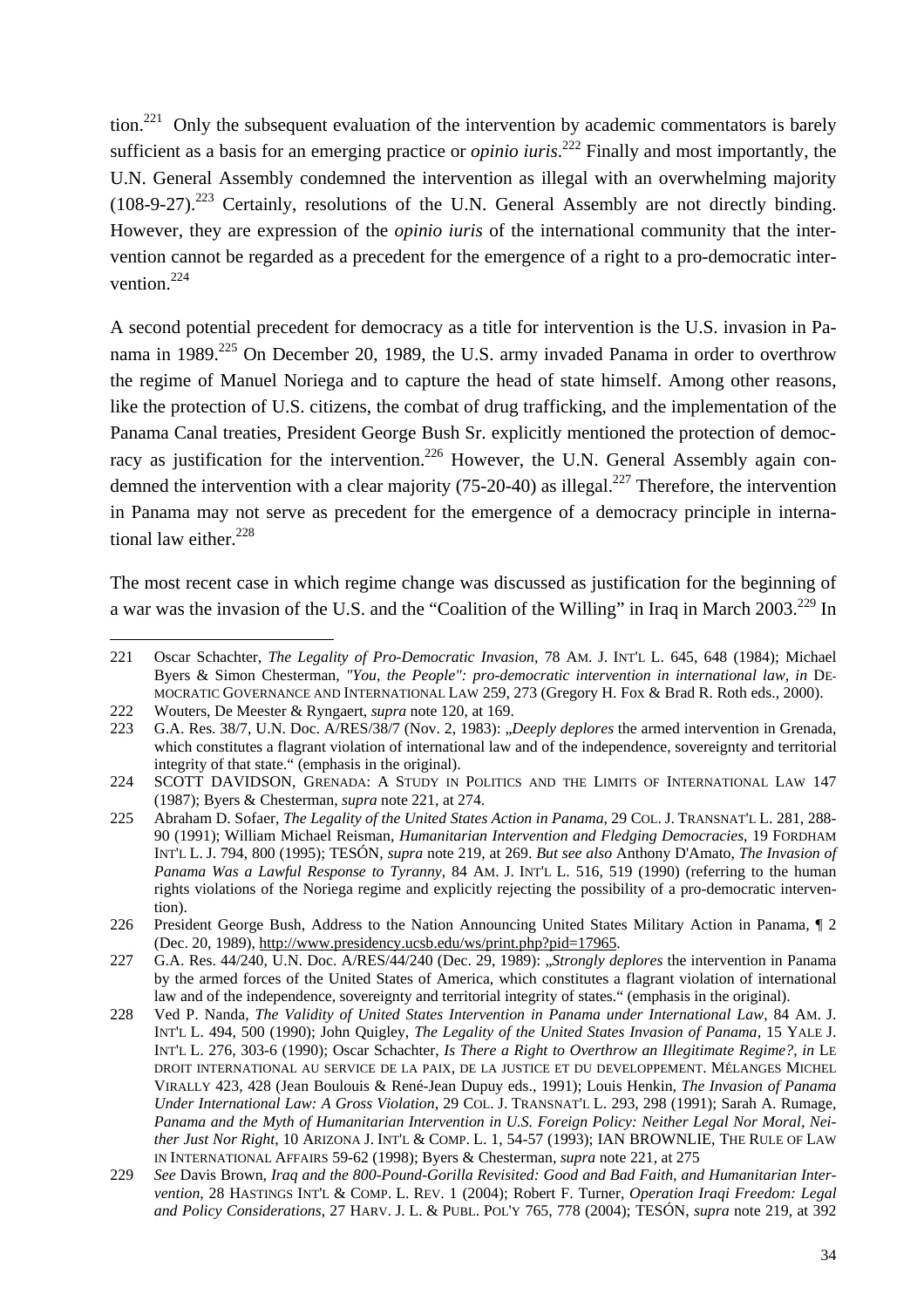tion.[221] Only the subsequent evaluation of the intervention by academic commentators is barely sufficient as a basis for an emerging practice or *opinio iuris*.[222] Finally and most importantly, the U.N. General Assembly condemned the intervention as illegal with an overwhelming majority (108-9-27).[223] Certainly, resolutions of the U.N. General Assembly are not directly binding. However, they are expression of the *opinio iuris* of the international community that the intervention cannot be regarded as a precedent for the emergence of a right to a pro-democratic intervention.[224]

A second potential precedent for democracy as a title for intervention is the U.S. invasion in Panama in 1989.[225] On December 20, 1989, the U.S. army invaded Panama in order to overthrow the regime of Manuel Noriega and to capture the head of state himself. Among other reasons, like the protection of U.S. citizens, the combat of drug trafficking, and the implementation of the Panama Canal treaties, President George Bush Sr. explicitly mentioned the protection of democracy as justification for the intervention.[226] However, the U.N. General Assembly again condemned the intervention with a clear majority (75-20-40) as illegal.[227] Therefore, the intervention in Panama may not serve as precedent for the emergence of a democracy principle in international law either.[228]

The most recent case in which regime change was discussed as justification for the beginning of a war was the invasion of the U.S. and the "Coalition of the Willing" in Iraq in March 2003.[229] In

---

221 Oscar Schachter, *The Legality of Pro-Democratic Invasion*, 78 AM. J. INT'L L. 645, 648 (1984); Michael Byers & Simon Chesterman, *"You, the People": pro-democratic intervention in international law*, *in* DEMOCRATIC GOVERNANCE AND INTERNATIONAL LAW 259, 273 (Gregory H. Fox & Brad R. Roth eds., 2000).

222 Wouters, De Meester & Ryngaert, *supra* note 120, at 169.

223 G.A. Res. 38/7, U.N. Doc. A/RES/38/7 (Nov. 2, 1983): „*Deeply deplores* the armed intervention in Grenada, which constitutes a flagrant violation of international law and of the independence, sovereignty and territorial integrity of that state." (emphasis in the original).

224 SCOTT DAVIDSON, GRENADA: A STUDY IN POLITICS AND THE LIMITS OF INTERNATIONAL LAW 147 (1987); Byers & Chesterman, *supra* note 221, at 274.

225 Abraham D. Sofaer, *The Legality of the United States Action in Panama*, 29 COL. J. TRANSNAT'L L. 281, 288-90 (1991); William Michael Reisman, *Humanitarian Intervention and Fledging Democracies*, 19 FORDHAM INT'L L. J. 794, 800 (1995); TESÓN, *supra* note 219, at 269. *But see also* Anthony D'Amato, *The Invasion of Panama Was a Lawful Response to Tyranny*, 84 AM. J. INT'L L. 516, 519 (1990) (referring to the human rights violations of the Noriega regime and explicitly rejecting the possibility of a pro-democratic intervention).

226 President George Bush, Address to the Nation Announcing United States Military Action in Panama, ¶ 2 (Dec. 20, 1989), http://www.presidency.ucsb.edu/ws/print.php?pid=17965.

227 G.A. Res. 44/240, U.N. Doc. A/RES/44/240 (Dec. 29, 1989): „*Strongly deplores* the intervention in Panama by the armed forces of the United States of America, which constitutes a flagrant violation of international law and of the independence, sovereignty and territorial integrity of states." (emphasis in the original).

228 Ved P. Nanda, *The Validity of United States Intervention in Panama under International Law*, 84 AM. J. INT'L L. 494, 500 (1990); John Quigley, *The Legality of the United States Invasion of Panama*, 15 YALE J. INT'L L. 276, 303-6 (1990); Oscar Schachter, *Is There a Right to Overthrow an Illegitimate Regime?*, *in* LE DROIT INTERNATIONAL AU SERVICE DE LA PAIX, DE LA JUSTICE ET DU DEVELOPPEMENT. MÉLANGES MICHEL VIRALLY 423, 428 (Jean Boulouis & René-Jean Dupuy eds., 1991); Louis Henkin, *The Invasion of Panama Under International Law: A Gross Violation*, 29 COL. J. TRANSNAT'L L. 293, 298 (1991); Sarah A. Rumage, *Panama and the Myth of Humanitarian Intervention in U.S. Foreign Policy: Neither Legal Nor Moral, Neither Just Nor Right*, 10 ARIZONA J. INT'L & COMP. L. 1, 54-57 (1993); IAN BROWNLIE, THE RULE OF LAW IN INTERNATIONAL AFFAIRS 59-62 (1998); Byers & Chesterman, *supra* note 221, at 275

229 *See* Davis Brown, *Iraq and the 800-Pound-Gorilla Revisited: Good and Bad Faith, and Humanitarian Intervention*, 28 HASTINGS INT'L & COMP. L. REV. 1 (2004); Robert F. Turner, *Operation Iraqi Freedom: Legal and Policy Considerations*, 27 HARV. J. L. & PUBL. POL'Y 765, 778 (2004); TESÓN, *supra* note 219, at 392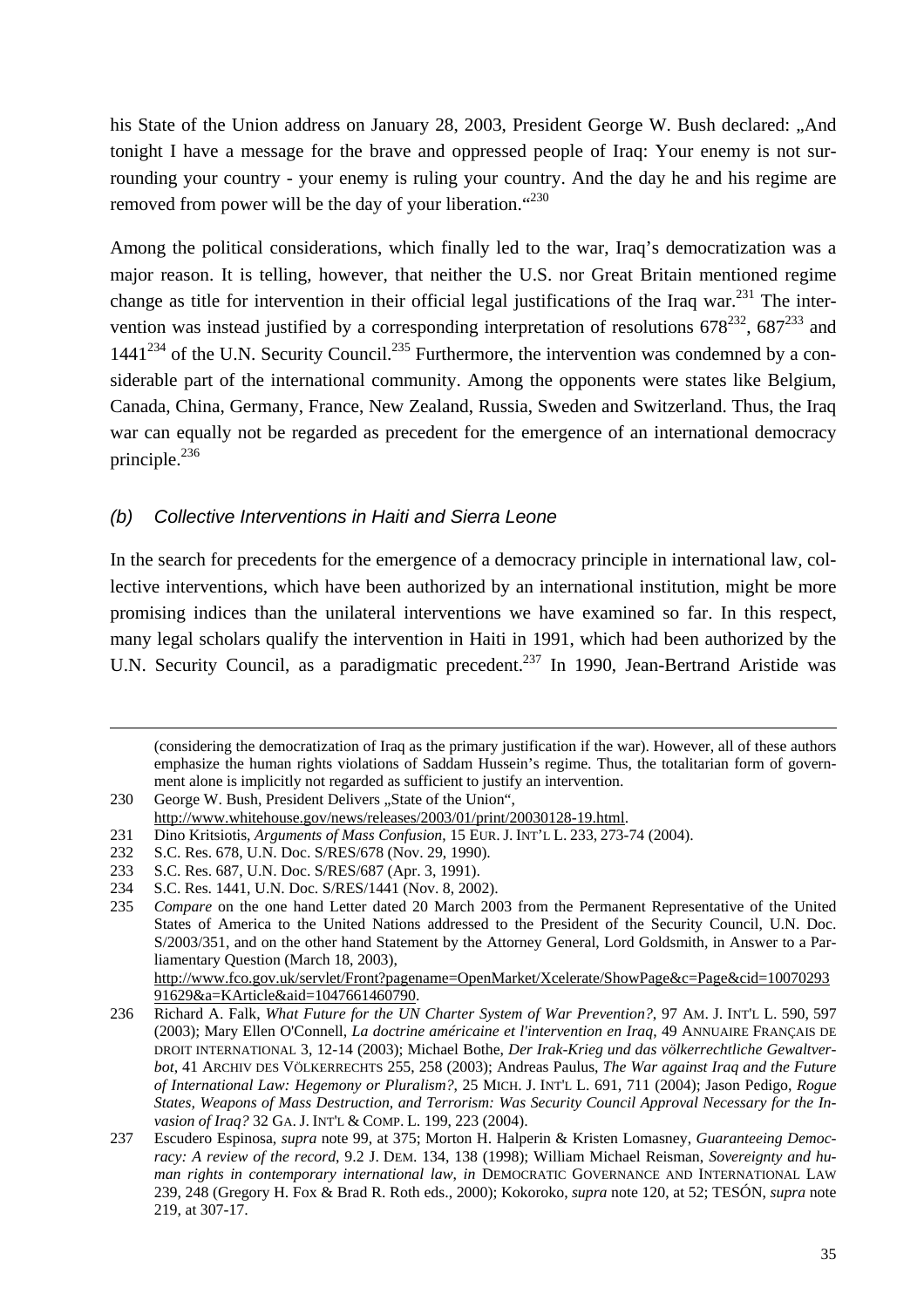his State of the Union address on January 28, 2003, President George W. Bush declared: „And tonight I have a message for the brave and oppressed people of Iraq: Your enemy is not surrounding your country - your enemy is ruling your country. And the day he and his regime are removed from power will be the day of your liberation.“[230]

Among the political considerations, which finally led to the war, Iraq's democratization was a major reason. It is telling, however, that neither the U.S. nor Great Britain mentioned regime change as title for intervention in their official legal justifications of the Iraq war.[231] The intervention was instead justified by a corresponding interpretation of resolutions 678[232], 687[233] and 1441[234] of the U.N. Security Council.[235] Furthermore, the intervention was condemned by a considerable part of the international community. Among the opponents were states like Belgium, Canada, China, Germany, France, New Zealand, Russia, Sweden and Switzerland. Thus, the Iraq war can equally not be regarded as precedent for the emergence of an international democracy principle.[236]

### *(b) Collective Interventions in Haiti and Sierra Leone*

In the search for precedents for the emergence of a democracy principle in international law, collective interventions, which have been authorized by an international institution, might be more promising indices than the unilateral interventions we have examined so far. In this respect, many legal scholars qualify the intervention in Haiti in 1991, which had been authorized by the U.N. Security Council, as a paradigmatic precedent.[237] In 1990, Jean-Bertrand Aristide was

---

(considering the democratization of Iraq as the primary justification if the war). However, all of these authors emphasize the human rights violations of Saddam Hussein's regime. Thus, the totalitarian form of government alone is implicitly not regarded as sufficient to justify an intervention.

230 George W. Bush, President Delivers „State of the Union“, http://www.whitehouse.gov/news/releases/2003/01/print/20030128-19.html.

231 Dino Kritsiotis, *Arguments of Mass Confusion*, 15 EUR. J. INT'L L. 233, 273-74 (2004).

232 S.C. Res. 678, U.N. Doc. S/RES/678 (Nov. 29, 1990).

233 S.C. Res. 687, U.N. Doc. S/RES/687 (Apr. 3, 1991).

234 S.C. Res. 1441, U.N. Doc. S/RES/1441 (Nov. 8, 2002).

235 *Compare* on the one hand Letter dated 20 March 2003 from the Permanent Representative of the United States of America to the United Nations addressed to the President of the Security Council, U.N. Doc. S/2003/351, and on the other hand Statement by the Attorney General, Lord Goldsmith, in Answer to a Parliamentary Question (March 18, 2003), http://www.fco.gov.uk/servlet/Front?pagename=OpenMarket/Xcelerate/ShowPage&c=Page&cid=1007029391629&a=KArticle&aid=1047661460790.

236 Richard A. Falk, *What Future for the UN Charter System of War Prevention?*, 97 AM. J. INT'L L. 590, 597 (2003); Mary Ellen O'Connell, *La doctrine américaine et l'intervention en Iraq*, 49 ANNUAIRE FRANÇAIS DE DROIT INTERNATIONAL 3, 12-14 (2003); Michael Bothe, *Der Irak-Krieg und das völkerrechtliche Gewaltverbot*, 41 ARCHIV DES VÖLKERRECHTS 255, 258 (2003); Andreas Paulus, *The War against Iraq and the Future of International Law: Hegemony or Pluralism?*, 25 MICH. J. INT'L L. 691, 711 (2004); Jason Pedigo, *Rogue States, Weapons of Mass Destruction, and Terrorism: Was Security Council Approval Necessary for the Invasion of Iraq?* 32 GA. J. INT'L & COMP. L. 199, 223 (2004).

237 Escudero Espinosa, *supra* note 99, at 375; Morton H. Halperin & Kristen Lomasney, *Guaranteeing Democracy: A review of the record*, 9.2 J. DEM. 134, 138 (1998); William Michael Reisman, *Sovereignty and human rights in contemporary international law*, *in* DEMOCRATIC GOVERNANCE AND INTERNATIONAL LAW 239, 248 (Gregory H. Fox & Brad R. Roth eds., 2000); Kokoroko, *supra* note 120, at 52; TESÓN, *supra* note 219, at 307-17.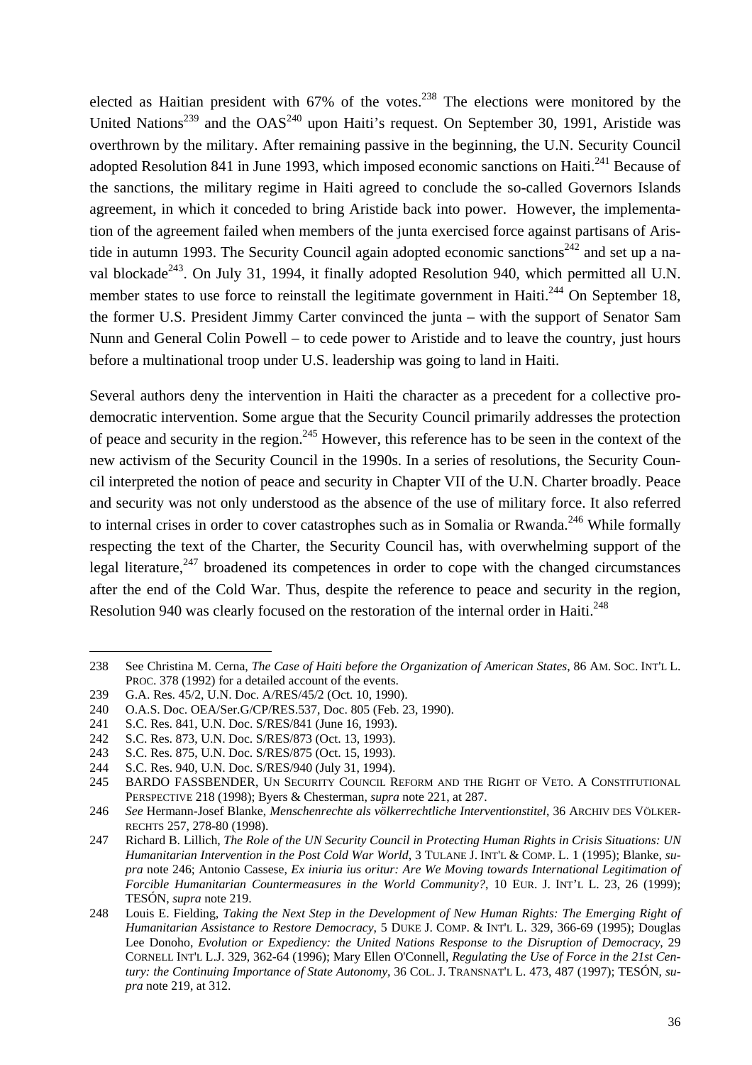elected as Haitian president with 67% of the votes.[238] The elections were monitored by the United Nations[239] and the OAS[240] upon Haiti's request. On September 30, 1991, Aristide was overthrown by the military. After remaining passive in the beginning, the U.N. Security Council adopted Resolution 841 in June 1993, which imposed economic sanctions on Haiti.[241] Because of the sanctions, the military regime in Haiti agreed to conclude the so-called Governors Islands agreement, in which it conceded to bring Aristide back into power. However, the implementation of the agreement failed when members of the junta exercised force against partisans of Aristide in autumn 1993. The Security Council again adopted economic sanctions[242] and set up a naval blockade[243]. On July 31, 1994, it finally adopted Resolution 940, which permitted all U.N. member states to use force to reinstall the legitimate government in Haiti.[244] On September 18, the former U.S. President Jimmy Carter convinced the junta – with the support of Senator Sam Nunn and General Colin Powell – to cede power to Aristide and to leave the country, just hours before a multinational troop under U.S. leadership was going to land in Haiti.

Several authors deny the intervention in Haiti the character as a precedent for a collective pro-democratic intervention. Some argue that the Security Council primarily addresses the protection of peace and security in the region.[245] However, this reference has to be seen in the context of the new activism of the Security Council in the 1990s. In a series of resolutions, the Security Council interpreted the notion of peace and security in Chapter VII of the U.N. Charter broadly. Peace and security was not only understood as the absence of the use of military force. It also referred to internal crises in order to cover catastrophes such as in Somalia or Rwanda.[246] While formally respecting the text of the Charter, the Security Council has, with overwhelming support of the legal literature,[247] broadened its competences in order to cope with the changed circumstances after the end of the Cold War. Thus, despite the reference to peace and security in the region, Resolution 940 was clearly focused on the restoration of the internal order in Haiti.[248]

---

238 See Christina M. Cerna, *The Case of Haiti before the Organization of American States*, 86 AM. SOC. INT'L L. PROC. 378 (1992) for a detailed account of the events.

239 G.A. Res. 45/2, U.N. Doc. A/RES/45/2 (Oct. 10, 1990).

240 O.A.S. Doc. OEA/Ser.G/CP/RES.537, Doc. 805 (Feb. 23, 1990).

241 S.C. Res. 841, U.N. Doc. S/RES/841 (June 16, 1993).

242 S.C. Res. 873, U.N. Doc. S/RES/873 (Oct. 13, 1993).

243 S.C. Res. 875, U.N. Doc. S/RES/875 (Oct. 15, 1993).

244 S.C. Res. 940, U.N. Doc. S/RES/940 (July 31, 1994).

245 BARDO FASSBENDER, UN SECURITY COUNCIL REFORM AND THE RIGHT OF VETO. A CONSTITUTIONAL PERSPECTIVE 218 (1998); Byers & Chesterman, *supra* note 221, at 287.

246 *See* Hermann-Josef Blanke, *Menschenrechte als völkerrechtliche Interventionstitel*, 36 ARCHIV DES VÖLKERRECHTS 257, 278-80 (1998).

247 Richard B. Lillich, *The Role of the UN Security Council in Protecting Human Rights in Crisis Situations: UN Humanitarian Intervention in the Post Cold War World*, 3 TULANE J. INT'L & COMP. L. 1 (1995); Blanke, *supra* note 246; Antonio Cassese, *Ex iniuria ius oritur: Are We Moving towards International Legitimation of Forcible Humanitarian Countermeasures in the World Community?*, 10 EUR. J. INT'L L. 23, 26 (1999); TESÓN, *supra* note 219.

248 Louis E. Fielding, *Taking the Next Step in the Development of New Human Rights: The Emerging Right of Humanitarian Assistance to Restore Democracy*, 5 DUKE J. COMP. & INT'L L. 329, 366-69 (1995); Douglas Lee Donoho, *Evolution or Expediency: the United Nations Response to the Disruption of Democracy*, 29 CORNELL INT'L L.J. 329, 362-64 (1996); Mary Ellen O'Connell, *Regulating the Use of Force in the 21st Century: the Continuing Importance of State Autonomy*, 36 COL. J. TRANSNAT'L L. 473, 487 (1997); TESÓN, *supra* note 219, at 312.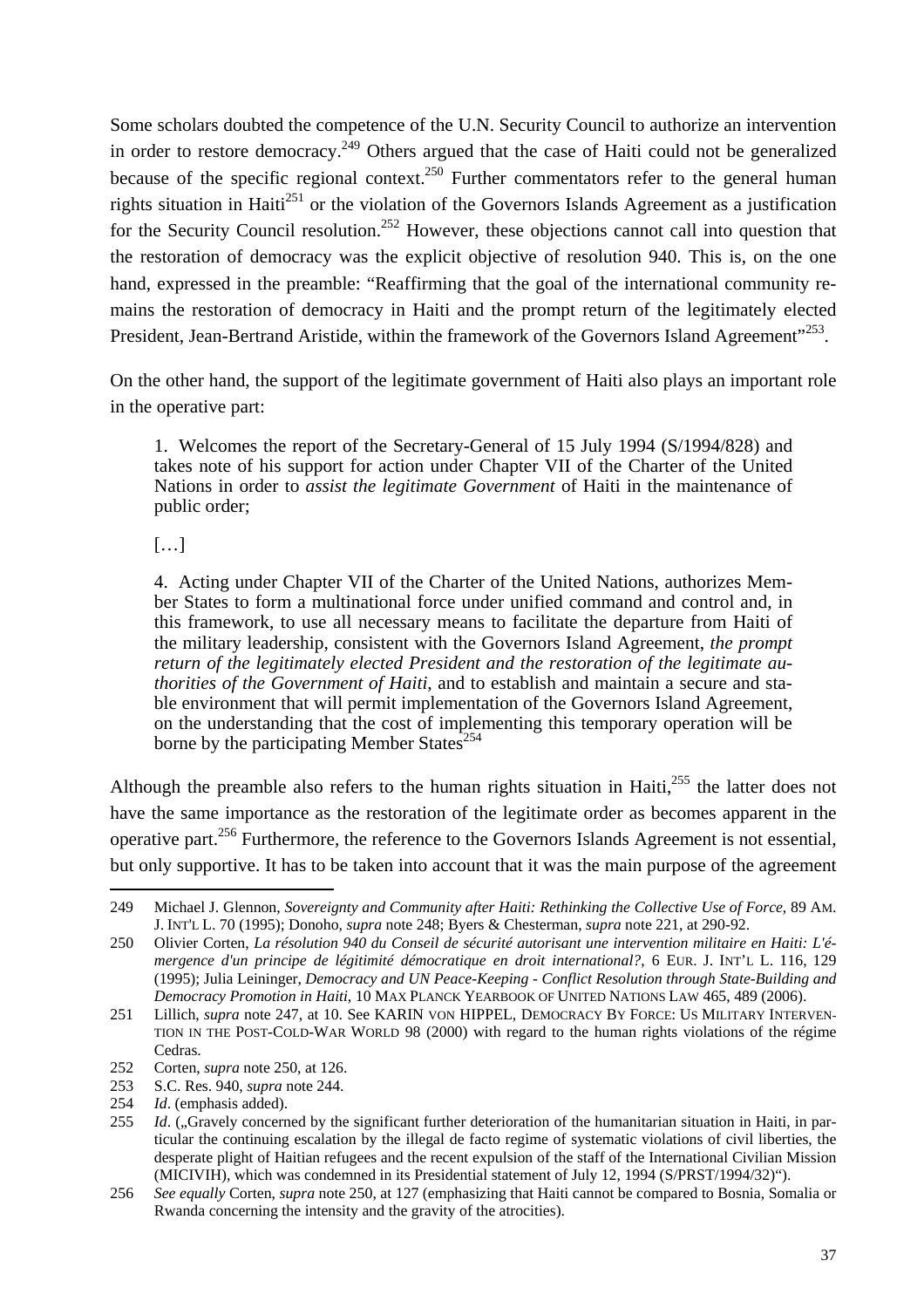Some scholars doubted the competence of the U.N. Security Council to authorize an intervention in order to restore democracy.[249] Others argued that the case of Haiti could not be generalized because of the specific regional context.[250] Further commentators refer to the general human rights situation in Haiti[251] or the violation of the Governors Islands Agreement as a justification for the Security Council resolution.[252] However, these objections cannot call into question that the restoration of democracy was the explicit objective of resolution 940. This is, on the one hand, expressed in the preamble: "Reaffirming that the goal of the international community remains the restoration of democracy in Haiti and the prompt return of the legitimately elected President, Jean-Bertrand Aristide, within the framework of the Governors Island Agreement"[253].

On the other hand, the support of the legitimate government of Haiti also plays an important role in the operative part:

> 1. Welcomes the report of the Secretary-General of 15 July 1994 (S/1994/828) and takes note of his support for action under Chapter VII of the Charter of the United Nations in order to *assist the legitimate Government* of Haiti in the maintenance of public order;
>
> […]
>
> 4. Acting under Chapter VII of the Charter of the United Nations, authorizes Member States to form a multinational force under unified command and control and, in this framework, to use all necessary means to facilitate the departure from Haiti of the military leadership, consistent with the Governors Island Agreement, *the prompt return of the legitimately elected President and the restoration of the legitimate authorities of the Government of Haiti*, and to establish and maintain a secure and stable environment that will permit implementation of the Governors Island Agreement, on the understanding that the cost of implementing this temporary operation will be borne by the participating Member States[254]

Although the preamble also refers to the human rights situation in Haiti,[255] the latter does not have the same importance as the restoration of the legitimate order as becomes apparent in the operative part.[256] Furthermore, the reference to the Governors Islands Agreement is not essential, but only supportive. It has to be taken into account that it was the main purpose of the agreement

---

249 Michael J. Glennon, *Sovereignty and Community after Haiti: Rethinking the Collective Use of Force*, 89 AM. J. INT'L L. 70 (1995); Donoho, *supra* note 248; Byers & Chesterman, *supra* note 221, at 290-92.

250 Olivier Corten, *La résolution 940 du Conseil de sécurité autorisant une intervention militaire en Haiti: L'émergence d'un principe de légitimité démocratique en droit international?*, 6 EUR. J. INT'L L. 116, 129 (1995); Julia Leininger, *Democracy and UN Peace-Keeping - Conflict Resolution through State-Building and Democracy Promotion in Haiti*, 10 MAX PLANCK YEARBOOK OF UNITED NATIONS LAW 465, 489 (2006).

251 Lillich, *supra* note 247, at 10. See KARIN VON HIPPEL, DEMOCRACY BY FORCE: US MILITARY INTERVENTION IN THE POST-COLD-WAR WORLD 98 (2000) with regard to the human rights violations of the régime Cedras.

252 Corten, *supra* note 250, at 126.

253 S.C. Res. 940, *supra* note 244.

254 *Id*. (emphasis added).

255 *Id*. („Gravely concerned by the significant further deterioration of the humanitarian situation in Haiti, in particular the continuing escalation by the illegal de facto regime of systematic violations of civil liberties, the desperate plight of Haitian refugees and the recent expulsion of the staff of the International Civilian Mission (MICIVIH), which was condemned in its Presidential statement of July 12, 1994 (S/PRST/1994/32)").

256 *See equally* Corten, *supra* note 250, at 127 (emphasizing that Haiti cannot be compared to Bosnia, Somalia or Rwanda concerning the intensity and the gravity of the atrocities).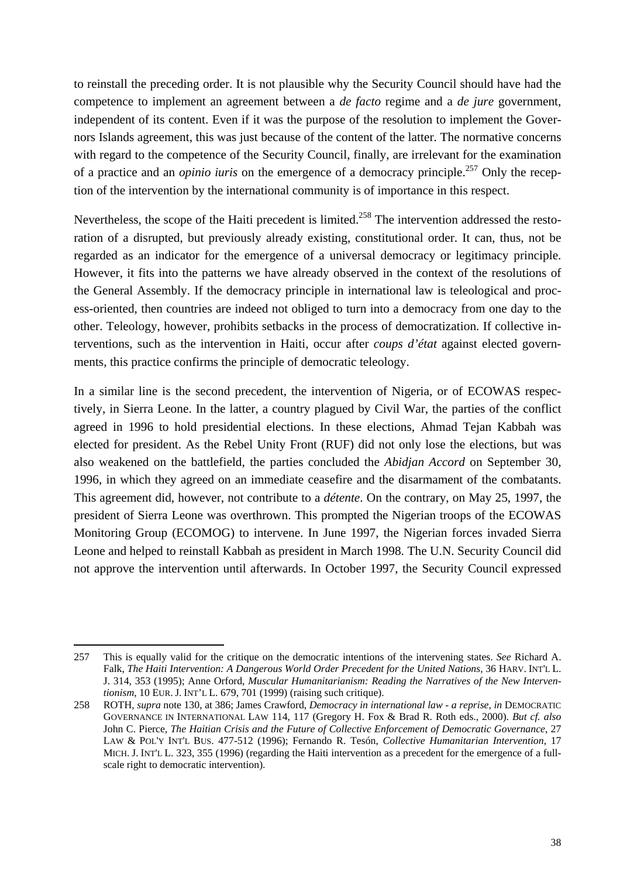to reinstall the preceding order. It is not plausible why the Security Council should have had the competence to implement an agreement between a *de facto* regime and a *de jure* government, independent of its content. Even if it was the purpose of the resolution to implement the Governors Islands agreement, this was just because of the content of the latter. The normative concerns with regard to the competence of the Security Council, finally, are irrelevant for the examination of a practice and an *opinio iuris* on the emergence of a democracy principle.[257] Only the reception of the intervention by the international community is of importance in this respect.

Nevertheless, the scope of the Haiti precedent is limited.[258] The intervention addressed the restoration of a disrupted, but previously already existing, constitutional order. It can, thus, not be regarded as an indicator for the emergence of a universal democracy or legitimacy principle. However, it fits into the patterns we have already observed in the context of the resolutions of the General Assembly. If the democracy principle in international law is teleological and process-oriented, then countries are indeed not obliged to turn into a democracy from one day to the other. Teleology, however, prohibits setbacks in the process of democratization. If collective interventions, such as the intervention in Haiti, occur after *coups d'état* against elected governments, this practice confirms the principle of democratic teleology.

In a similar line is the second precedent, the intervention of Nigeria, or of ECOWAS respectively, in Sierra Leone. In the latter, a country plagued by Civil War, the parties of the conflict agreed in 1996 to hold presidential elections. In these elections, Ahmad Tejan Kabbah was elected for president. As the Rebel Unity Front (RUF) did not only lose the elections, but was also weakened on the battlefield, the parties concluded the *Abidjan Accord* on September 30, 1996, in which they agreed on an immediate ceasefire and the disarmament of the combatants. This agreement did, however, not contribute to a *détente*. On the contrary, on May 25, 1997, the president of Sierra Leone was overthrown. This prompted the Nigerian troops of the ECOWAS Monitoring Group (ECOMOG) to intervene. In June 1997, the Nigerian forces invaded Sierra Leone and helped to reinstall Kabbah as president in March 1998. The U.N. Security Council did not approve the intervention until afterwards. In October 1997, the Security Council expressed

---

257 This is equally valid for the critique on the democratic intentions of the intervening states. *See* Richard A. Falk, *The Haiti Intervention: A Dangerous World Order Precedent for the United Nations*, 36 HARV. INT'L L. J. 314, 353 (1995); Anne Orford, *Muscular Humanitarianism: Reading the Narratives of the New Interventionism*, 10 EUR. J. INT'L L. 679, 701 (1999) (raising such critique).

258 ROTH, *supra* note 130, at 386; James Crawford, *Democracy in international law - a reprise*, *in* DEMOCRATIC GOVERNANCE IN INTERNATIONAL LAW 114, 117 (Gregory H. Fox & Brad R. Roth eds., 2000). *But cf. also* John C. Pierce, *The Haitian Crisis and the Future of Collective Enforcement of Democratic Governance*, 27 LAW & POL'Y INT'L BUS. 477-512 (1996); Fernando R. Tesón, *Collective Humanitarian Intervention*, 17 MICH. J. INT'L L. 323, 355 (1996) (regarding the Haiti intervention as a precedent for the emergence of a full-scale right to democratic intervention).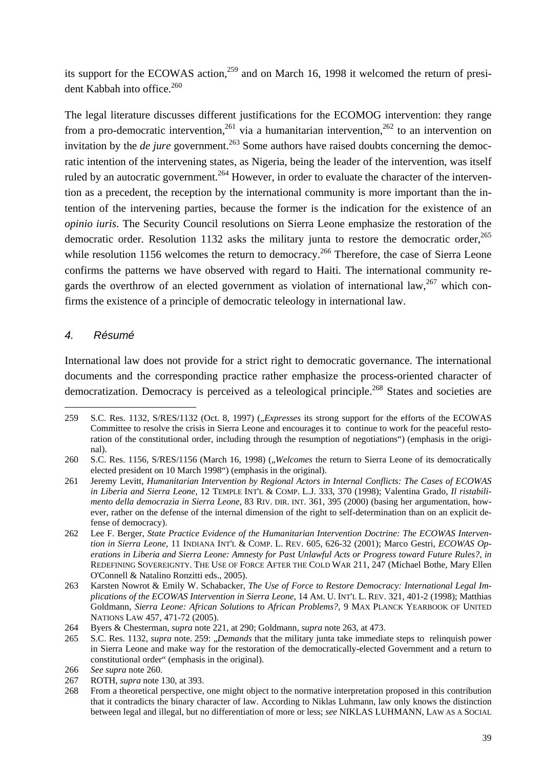its support for the ECOWAS action,[259] and on March 16, 1998 it welcomed the return of president Kabbah into office.[260]

The legal literature discusses different justifications for the ECOMOG intervention: they range from a pro-democratic intervention,[261] via a humanitarian intervention,[262] to an intervention on invitation by the *de jure* government.[263] Some authors have raised doubts concerning the democratic intention of the intervening states, as Nigeria, being the leader of the intervention, was itself ruled by an autocratic government.[264] However, in order to evaluate the character of the intervention as a precedent, the reception by the international community is more important than the intention of the intervening parties, because the former is the indication for the existence of an *opinio iuris*. The Security Council resolutions on Sierra Leone emphasize the restoration of the democratic order. Resolution 1132 asks the military junta to restore the democratic order,[265] while resolution 1156 welcomes the return to democracy.[266] Therefore, the case of Sierra Leone confirms the patterns we have observed with regard to Haiti. The international community regards the overthrow of an elected government as violation of international law,[267] which confirms the existence of a principle of democratic teleology in international law.

### *4. Résumé*

International law does not provide for a strict right to democratic governance. The international documents and the corresponding practice rather emphasize the process-oriented character of democratization. Democracy is perceived as a teleological principle.[268] States and societies are

---

259 S.C. Res. 1132, S/RES/1132 (Oct. 8, 1997) („*Expresses* its strong support for the efforts of the ECOWAS Committee to resolve the crisis in Sierra Leone and encourages it to continue to work for the peaceful restoration of the constitutional order, including through the resumption of negotiations") (emphasis in the original).

260 S.C. Res. 1156, S/RES/1156 (March 16, 1998) („*Welcomes* the return to Sierra Leone of its democratically elected president on 10 March 1998") (emphasis in the original).

261 Jeremy Levitt, *Humanitarian Intervention by Regional Actors in Internal Conflicts: The Cases of ECOWAS in Liberia and Sierra Leone*, 12 TEMPLE INT'L & COMP. L.J. 333, 370 (1998); Valentina Grado, *Il ristabilimento della democrazia in Sierra Leone*, 83 RIV. DIR. INT. 361, 395 (2000) (basing her argumentation, however, rather on the defense of the internal dimension of the right to self-determination than on an explicit defense of democracy).

262 Lee F. Berger, *State Practice Evidence of the Humanitarian Intervention Doctrine: The ECOWAS Intervention in Sierra Leone*, 11 INDIANA INT'L & COMP. L. REV. 605, 626-32 (2001); Marco Gestri, *ECOWAS Operations in Liberia and Sierra Leone: Amnesty for Past Unlawful Acts or Progress toward Future Rules?*, *in* REDEFINING SOVEREIGNTY. THE USE OF FORCE AFTER THE COLD WAR 211, 247 (Michael Bothe, Mary Ellen O'Connell & Natalino Ronzitti eds., 2005).

263 Karsten Nowrot & Emily W. Schabacker, *The Use of Force to Restore Democracy: International Legal Implications of the ECOWAS Intervention in Sierra Leone*, 14 AM. U. INT'L L. REV. 321, 401-2 (1998); Matthias Goldmann, *Sierra Leone: African Solutions to African Problems?*, 9 MAX PLANCK YEARBOOK OF UNITED NATIONS LAW 457, 471-72 (2005).

264 Byers & Chesterman, *supra* note 221, at 290; Goldmann, *supra* note 263, at 473.

265 S.C. Res. 1132, *supra* note. 259: „*Demands* that the military junta take immediate steps to relinquish power in Sierra Leone and make way for the restoration of the democratically-elected Government and a return to constitutional order" (emphasis in the original).

266 *See supra* note 260.

267 ROTH, *supra* note 130, at 393.

268 From a theoretical perspective, one might object to the normative interpretation proposed in this contribution that it contradicts the binary character of law. According to Niklas Luhmann, law only knows the distinction between legal and illegal, but no differentiation of more or less; *see* NIKLAS LUHMANN, LAW AS A SOCIAL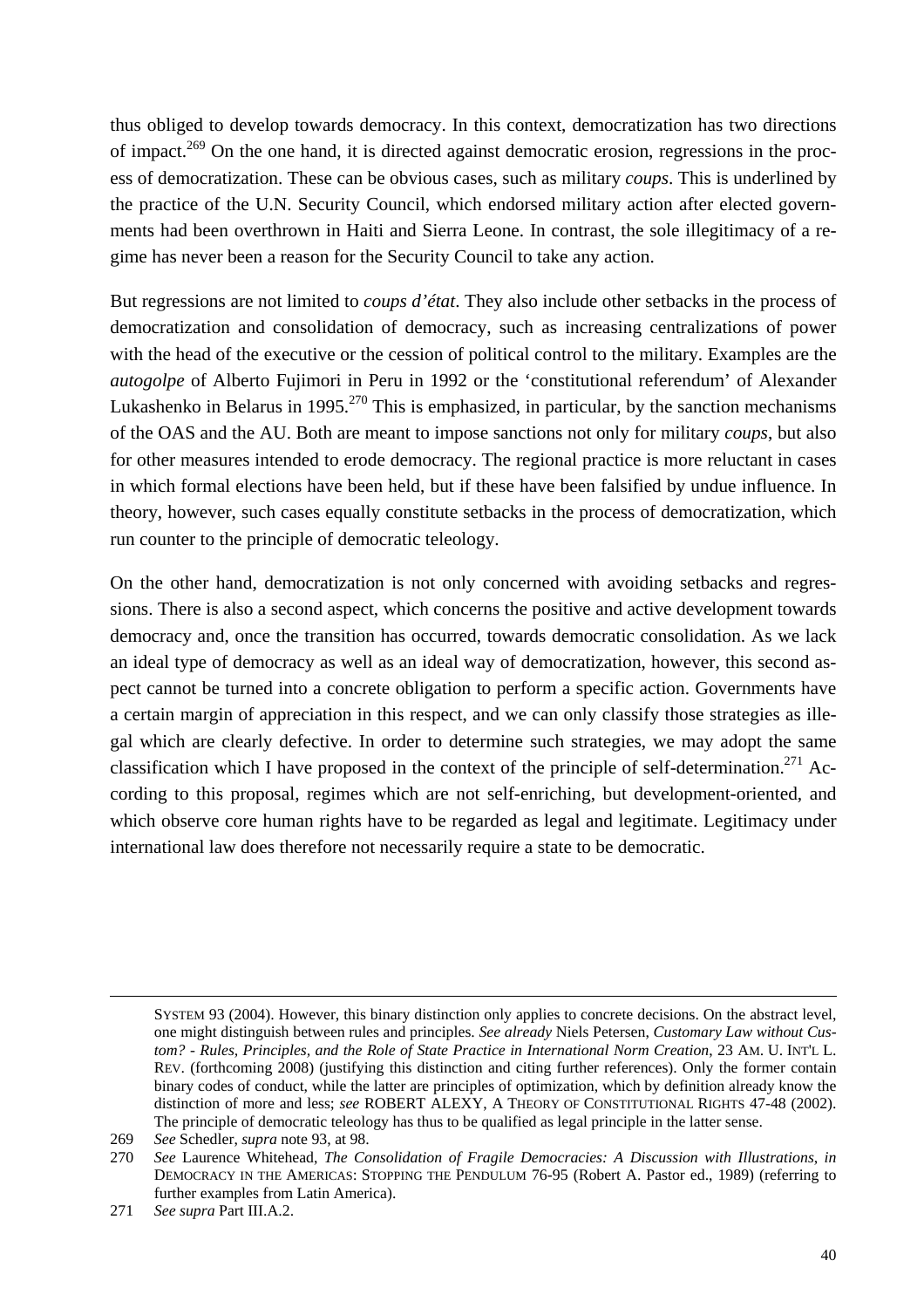thus obliged to develop towards democracy. In this context, democratization has two directions of impact.[269] On the one hand, it is directed against democratic erosion, regressions in the process of democratization. These can be obvious cases, such as military *coups*. This is underlined by the practice of the U.N. Security Council, which endorsed military action after elected governments had been overthrown in Haiti and Sierra Leone. In contrast, the sole illegitimacy of a regime has never been a reason for the Security Council to take any action.

But regressions are not limited to *coups d'état*. They also include other setbacks in the process of democratization and consolidation of democracy, such as increasing centralizations of power with the head of the executive or the cession of political control to the military. Examples are the *autogolpe* of Alberto Fujimori in Peru in 1992 or the 'constitutional referendum' of Alexander Lukashenko in Belarus in 1995.[270] This is emphasized, in particular, by the sanction mechanisms of the OAS and the AU. Both are meant to impose sanctions not only for military *coups*, but also for other measures intended to erode democracy. The regional practice is more reluctant in cases in which formal elections have been held, but if these have been falsified by undue influence. In theory, however, such cases equally constitute setbacks in the process of democratization, which run counter to the principle of democratic teleology.

On the other hand, democratization is not only concerned with avoiding setbacks and regressions. There is also a second aspect, which concerns the positive and active development towards democracy and, once the transition has occurred, towards democratic consolidation. As we lack an ideal type of democracy as well as an ideal way of democratization, however, this second aspect cannot be turned into a concrete obligation to perform a specific action. Governments have a certain margin of appreciation in this respect, and we can only classify those strategies as illegal which are clearly defective. In order to determine such strategies, we may adopt the same classification which I have proposed in the context of the principle of self-determination.[271] According to this proposal, regimes which are not self-enriching, but development-oriented, and which observe core human rights have to be regarded as legal and legitimate. Legitimacy under international law does therefore not necessarily require a state to be democratic.

---

SYSTEM 93 (2004). However, this binary distinction only applies to concrete decisions. On the abstract level, one might distinguish between rules and principles. *See already* Niels Petersen, *Customary Law without Custom? - Rules, Principles, and the Role of State Practice in International Norm Creation*, 23 AM. U. INT'L L. REV. (forthcoming 2008) (justifying this distinction and citing further references). Only the former contain binary codes of conduct, while the latter are principles of optimization, which by definition already know the distinction of more and less; *see* ROBERT ALEXY, A THEORY OF CONSTITUTIONAL RIGHTS 47-48 (2002). The principle of democratic teleology has thus to be qualified as legal principle in the latter sense.

269 *See* Schedler, *supra* note 93, at 98.

270 *See* Laurence Whitehead, *The Consolidation of Fragile Democracies: A Discussion with Illustrations*, *in* DEMOCRACY IN THE AMERICAS: STOPPING THE PENDULUM 76-95 (Robert A. Pastor ed., 1989) (referring to further examples from Latin America).

271 *See supra* Part III.A.2.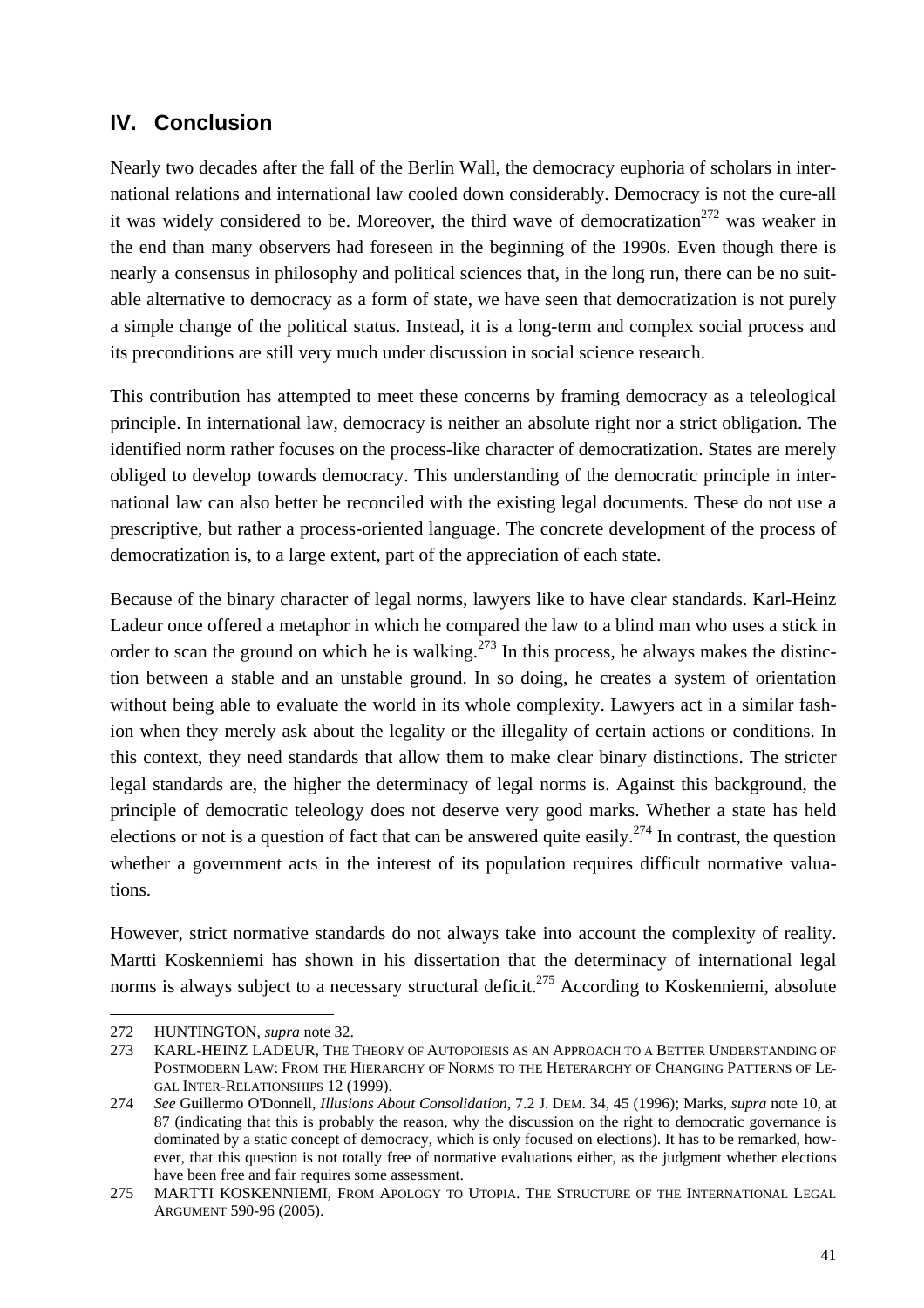## IV. Conclusion

Nearly two decades after the fall of the Berlin Wall, the democracy euphoria of scholars in international relations and international law cooled down considerably. Democracy is not the cure-all it was widely considered to be. Moreover, the third wave of democratization[272] was weaker in the end than many observers had foreseen in the beginning of the 1990s. Even though there is nearly a consensus in philosophy and political sciences that, in the long run, there can be no suitable alternative to democracy as a form of state, we have seen that democratization is not purely a simple change of the political status. Instead, it is a long-term and complex social process and its preconditions are still very much under discussion in social science research.

This contribution has attempted to meet these concerns by framing democracy as a teleological principle. In international law, democracy is neither an absolute right nor a strict obligation. The identified norm rather focuses on the process-like character of democratization. States are merely obliged to develop towards democracy. This understanding of the democratic principle in international law can also better be reconciled with the existing legal documents. These do not use a prescriptive, but rather a process-oriented language. The concrete development of the process of democratization is, to a large extent, part of the appreciation of each state.

Because of the binary character of legal norms, lawyers like to have clear standards. Karl-Heinz Ladeur once offered a metaphor in which he compared the law to a blind man who uses a stick in order to scan the ground on which he is walking.[273] In this process, he always makes the distinction between a stable and an unstable ground. In so doing, he creates a system of orientation without being able to evaluate the world in its whole complexity. Lawyers act in a similar fashion when they merely ask about the legality or the illegality of certain actions or conditions. In this context, they need standards that allow them to make clear binary distinctions. The stricter legal standards are, the higher the determinacy of legal norms is. Against this background, the principle of democratic teleology does not deserve very good marks. Whether a state has held elections or not is a question of fact that can be answered quite easily.[274] In contrast, the question whether a government acts in the interest of its population requires difficult normative valuations.

However, strict normative standards do not always take into account the complexity of reality. Martti Koskenniemi has shown in his dissertation that the determinacy of international legal norms is always subject to a necessary structural deficit.[275] According to Koskenniemi, absolute

---

272 HUNTINGTON, *supra* note 32.

273 KARL-HEINZ LADEUR, THE THEORY OF AUTOPOIESIS AS AN APPROACH TO A BETTER UNDERSTANDING OF POSTMODERN LAW: FROM THE HIERARCHY OF NORMS TO THE HETERARCHY OF CHANGING PATTERNS OF LEGAL INTER-RELATIONSHIPS 12 (1999).

274 *See* Guillermo O'Donnell, *Illusions About Consolidation*, 7.2 J. DEM. 34, 45 (1996); Marks, *supra* note 10, at 87 (indicating that this is probably the reason, why the discussion on the right to democratic governance is dominated by a static concept of democracy, which is only focused on elections). It has to be remarked, however, that this question is not totally free of normative evaluations either, as the judgment whether elections have been free and fair requires some assessment.

275 MARTTI KOSKENNIEMI, FROM APOLOGY TO UTOPIA. THE STRUCTURE OF THE INTERNATIONAL LEGAL ARGUMENT 590-96 (2005).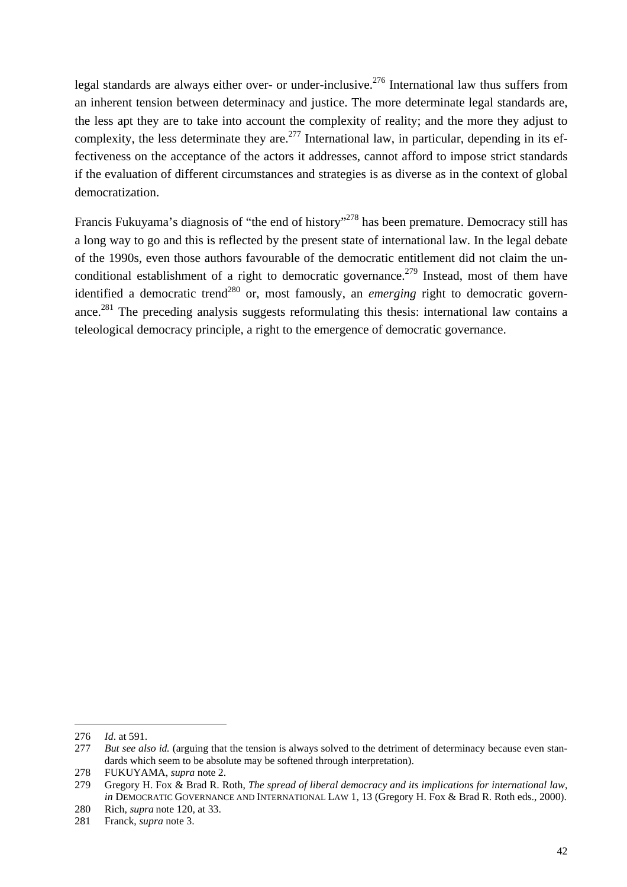legal standards are always either over- or under-inclusive.[276] International law thus suffers from an inherent tension between determinacy and justice. The more determinate legal standards are, the less apt they are to take into account the complexity of reality; and the more they adjust to complexity, the less determinate they are.[277] International law, in particular, depending in its effectiveness on the acceptance of the actors it addresses, cannot afford to impose strict standards if the evaluation of different circumstances and strategies is as diverse as in the context of global democratization.

Francis Fukuyama's diagnosis of "the end of history"[278] has been premature. Democracy still has a long way to go and this is reflected by the present state of international law. In the legal debate of the 1990s, even those authors favourable of the democratic entitlement did not claim the unconditional establishment of a right to democratic governance.[279] Instead, most of them have identified a democratic trend[280] or, most famously, an *emerging* right to democratic governance.[281] The preceding analysis suggests reformulating this thesis: international law contains a teleological democracy principle, a right to the emergence of democratic governance.

---

276 *Id*. at 591.

277 *But see also id.* (arguing that the tension is always solved to the detriment of determinacy because even standards which seem to be absolute may be softened through interpretation).

278 FUKUYAMA, *supra* note 2.

279 Gregory H. Fox & Brad R. Roth, *The spread of liberal democracy and its implications for international law*, *in* DEMOCRATIC GOVERNANCE AND INTERNATIONAL LAW 1, 13 (Gregory H. Fox & Brad R. Roth eds., 2000).

280 Rich, *supra* note 120, at 33.

281 Franck, *supra* note 3.